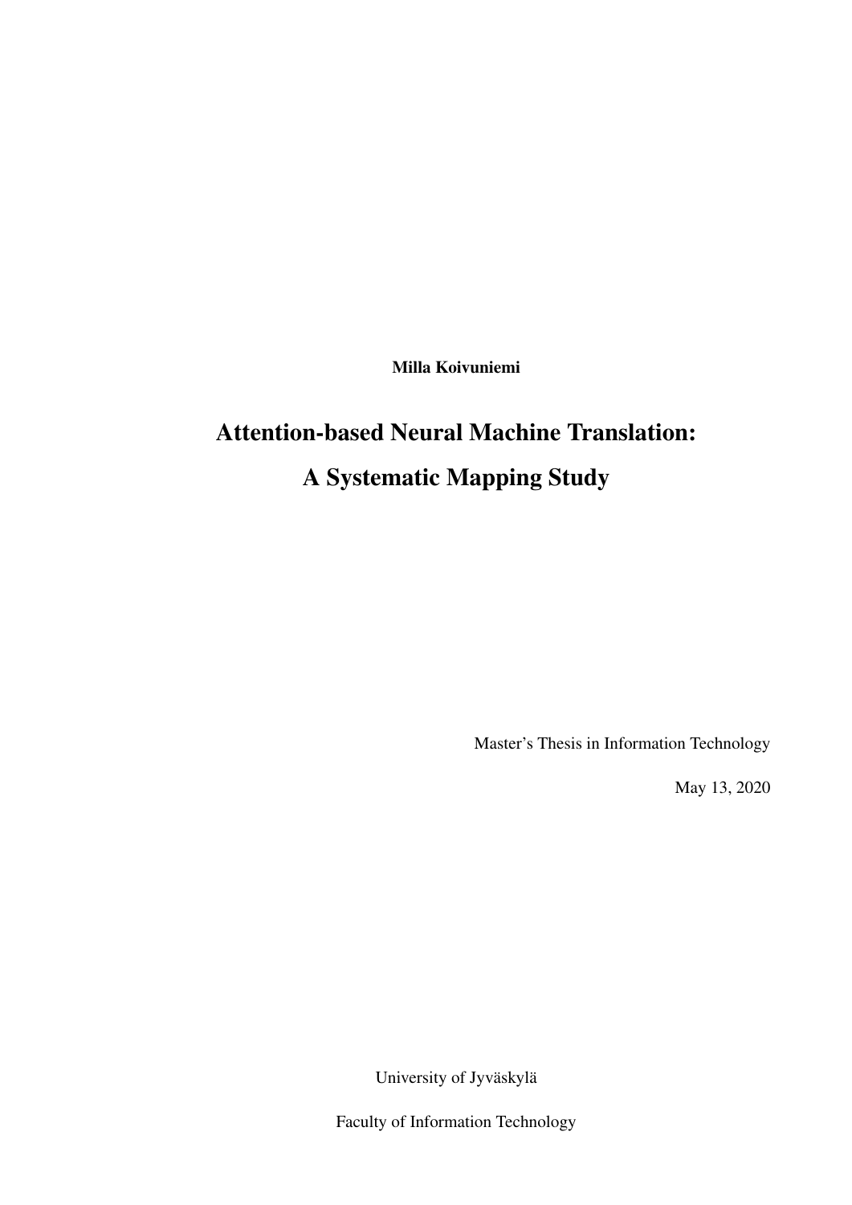**Milla Koivuniemi**

# Attention-based Neural Machine Translation: A Systematic Mapping Study

Master's Thesis in Information Technology

May 13, 2020

University of Jyväskylä

Faculty of Information Technology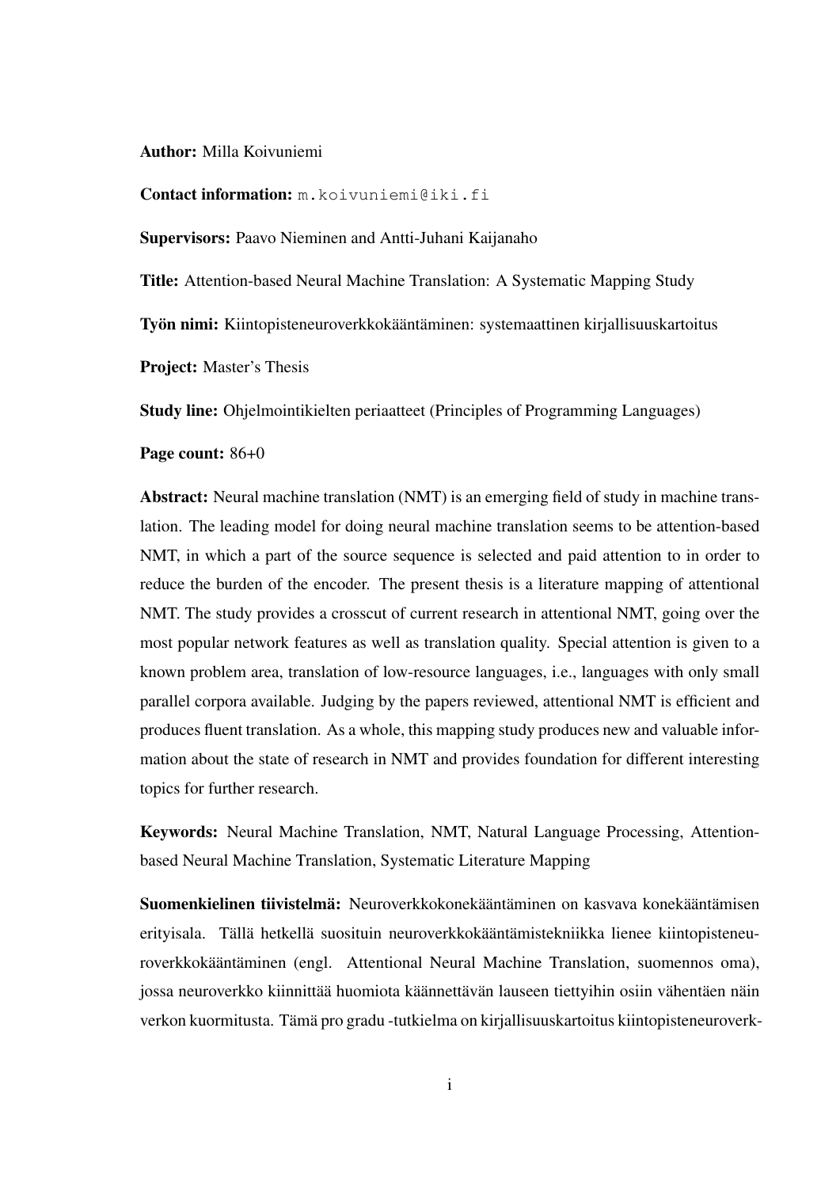**Author:** Milla Koivuniemi

**Contact information:** m.koivuniemi@iki.fi

**Supervisors:** Paavo Nieminen and Antti-Juhani Kaijanaho

**Title:** Attention-based Neural Machine Translation: A Systematic Mapping Study

**Työn nimi:** Kiintopisteneuroverkkokääntäminen: systemaattinen kirjallisuuskartoitus

**Project:** Master's Thesis

**Study line:** Ohjelmointikielten periaatteet (Principles of Programming Languages)

**Page count:** 86+0

**Abstract:** Neural machine translation (NMT) is an emerging field of study in machine translation. The leading model for doing neural machine translation seems to be attention-based NMT, in which a part of the source sequence is selected and paid attention to in order to reduce the burden of the encoder. The present thesis is a literature mapping of attentional NMT. The study provides a crosscut of current research in attentional NMT, going over the most popular network features as well as translation quality. Special attention is given to a known problem area, translation of low-resource languages, i.e., languages with only small parallel corpora available. Judging by the papers reviewed, attentional NMT is efficient and produces fluent translation. As a whole, this mapping study produces new and valuable information about the state of research in NMT and provides foundation for different interesting topics for further research.

**Keywords:** Neural Machine Translation, NMT, Natural Language Processing, Attention-based Neural Machine Translation, Systematic Literature Mapping

**Suomenkielinen tiivistelmä:** Neuroverkkokonekääntäminen on kasvava konekääntämisen erityisala. Tällä hetkellä suosituin neuroverkkokääntämistekniikka lienee kiintopisteneuroverkkokääntäminen (engl. Attentional Neural Machine Translation, suomennos oma), jossa neuroverkko kiinnittää huomiota käännettävän lauseen tiettyihin osiin vähentäen näin verkon kuormitusta. Tämä pro gradu -tutkielma on kirjallisuuskartoitus kiintopisteneuroverk-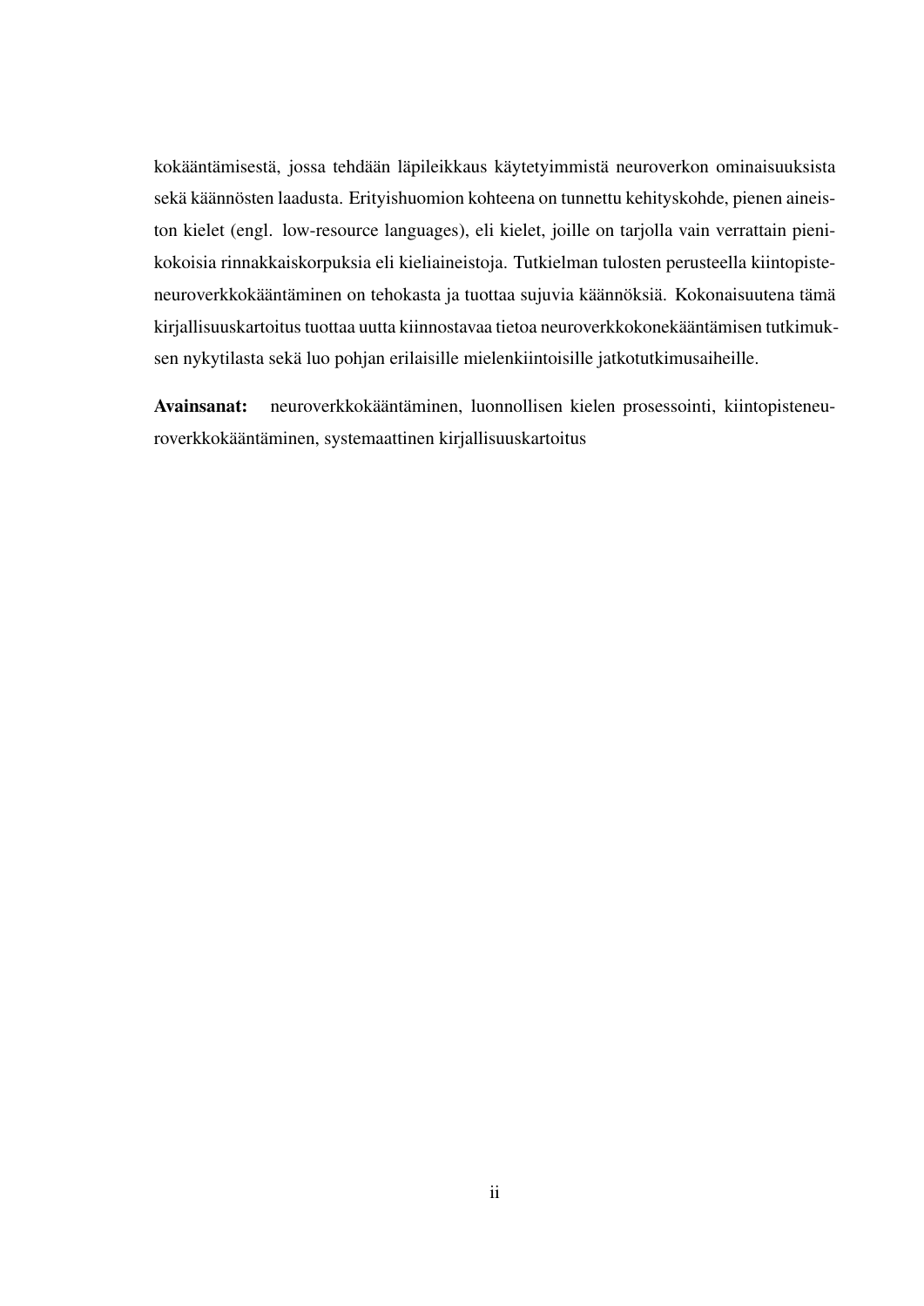kokääntämisestä, jossa tehdään läpileikkaus käytetyimmistä neuroverkon ominaisuuksista sekä käännösten laadusta. Erityishuomion kohteena on tunnettu kehityskohde, pienen aineiston kielet (engl. low-resource languages), eli kielet, joille on tarjolla vain verrattain pienikokoisia rinnakkaiskorpuksia eli kieliaineistoja. Tutkielman tulosten perusteella kiintopisteneuroverkkokääntäminen on tehokasta ja tuottaa sujuvia käännöksiä. Kokonaisuutena tämä kirjallisuuskartoitus tuottaa uutta kiinnostavaa tietoa neuroverkkokonekääntämisen tutkimuksen nykytilasta sekä luo pohjan erilaisille mielenkiintoisille jatkotutkimusaiheille.

**Avainsanat:** neuroverkkokääntäminen, luonnollisen kielen prosessointi, kiintopisteneuroverkkokääntäminen, systemaattinen kirjallisuuskartoitus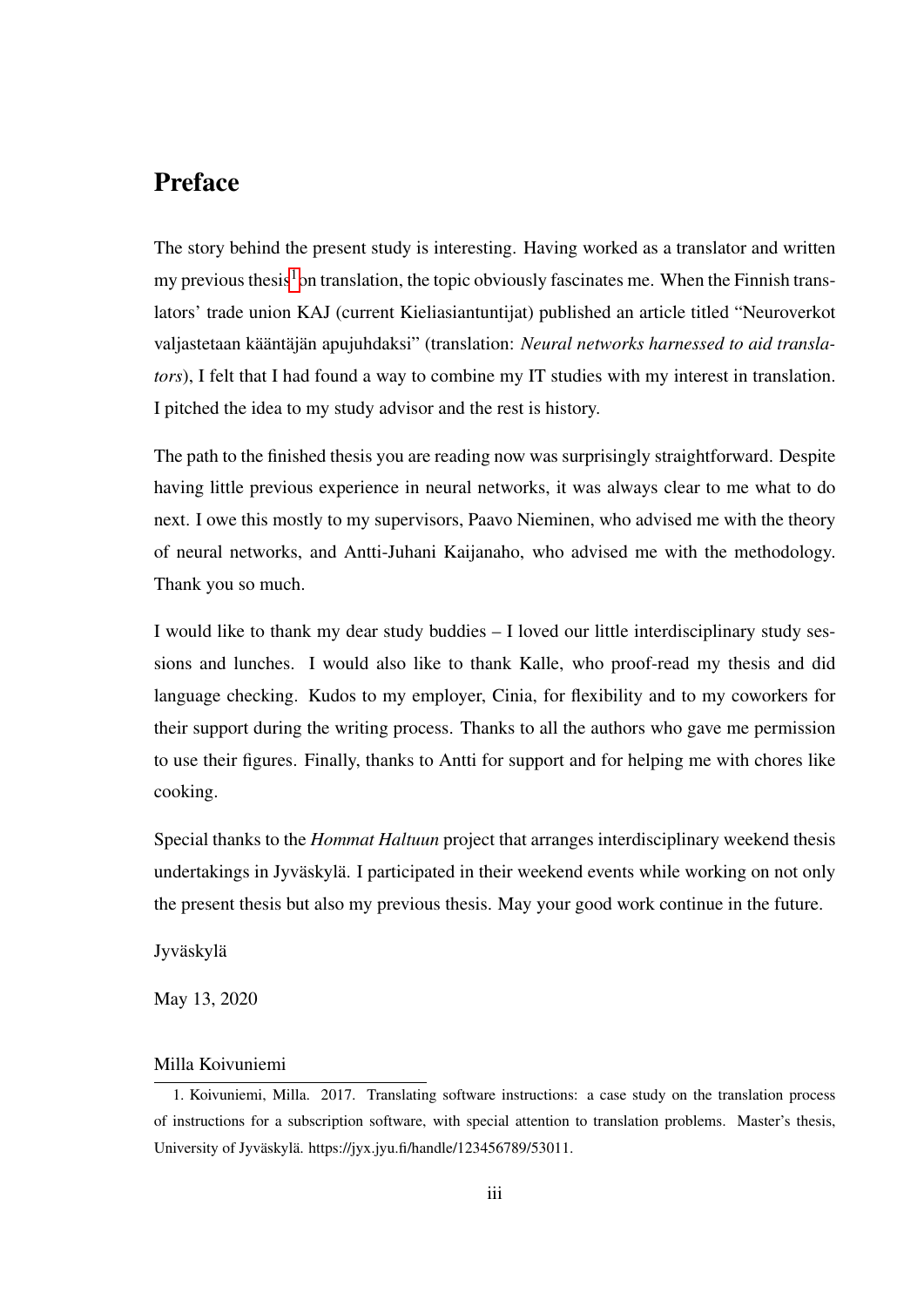# Preface

The story behind the present study is interesting. Having worked as a translator and written my previous thesis[1] on translation, the topic obviously fascinates me. When the Finnish translators' trade union KAJ (current Kieliasiantuntijat) published an article titled "Neuroverkot valjastetaan kääntäjän apujuhdaksi" (translation: *Neural networks harnessed to aid translators*), I felt that I had found a way to combine my IT studies with my interest in translation. I pitched the idea to my study advisor and the rest is history.

The path to the finished thesis you are reading now was surprisingly straightforward. Despite having little previous experience in neural networks, it was always clear to me what to do next. I owe this mostly to my supervisors, Paavo Nieminen, who advised me with the theory of neural networks, and Antti-Juhani Kaijanaho, who advised me with the methodology. Thank you so much.

I would like to thank my dear study buddies – I loved our little interdisciplinary study sessions and lunches. I would also like to thank Kalle, who proof-read my thesis and did language checking. Kudos to my employer, Cinia, for flexibility and to my coworkers for their support during the writing process. Thanks to all the authors who gave me permission to use their figures. Finally, thanks to Antti for support and for helping me with chores like cooking.

Special thanks to the *Hommat Haltuun* project that arranges interdisciplinary weekend thesis undertakings in Jyväskylä. I participated in their weekend events while working on not only the present thesis but also my previous thesis. May your good work continue in the future.

Jyväskylä

May 13, 2020

Milla Koivuniemi

---

1. Koivuniemi, Milla. 2017. Translating software instructions: a case study on the translation process of instructions for a subscription software, with special attention to translation problems. Master's thesis, University of Jyväskylä. https://jyx.jyu.fi/handle/123456789/53011.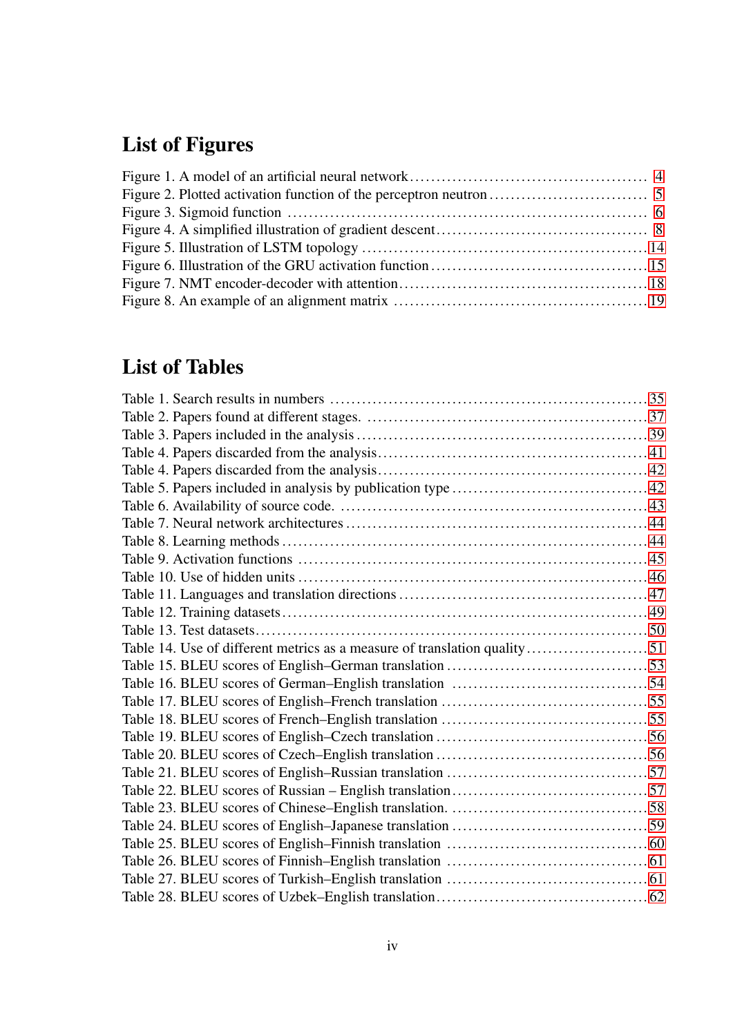## List of Figures

Figure 1. A model of an artificial neural network ........................................... 4
Figure 2. Plotted activation function of the perceptron neutron ............................ 5
Figure 3. Sigmoid function ................................................................... 6
Figure 4. A simplified illustration of gradient descent ...................................... 8
Figure 5. Illustration of LSTM topology ..................................................... 14
Figure 6. Illustration of the GRU activation function ....................................... 15
Figure 7. NMT encoder-decoder with attention ................................................. 18
Figure 8. An example of an alignment matrix ................................................. 19

## List of Tables

Table 1. Search results in numbers ........................................................... 35
Table 2. Papers found at different stages. ................................................... 37
Table 3. Papers included in the analysis ..................................................... 39
Table 4. Papers discarded from the analysis .................................................. 41
Table 4. Papers discarded from the analysis .................................................. 42
Table 5. Papers included in analysis by publication type .................................... 42
Table 6. Availability of source code. ......................................................... 43
Table 7. Neural network architectures ........................................................ 44
Table 8. Learning methods .................................................................... 44
Table 9. Activation functions ................................................................. 45
Table 10. Use of hidden units ................................................................. 46
Table 11. Languages and translation directions ............................................... 47
Table 12. Training datasets ................................................................... 49
Table 13. Test datasets ....................................................................... 50
Table 14. Use of different metrics as a measure of translation quality ...................... 51
Table 15. BLEU scores of English–German translation .......................................... 53
Table 16. BLEU scores of German–English translation .......................................... 54
Table 17. BLEU scores of English–French translation .......................................... 55
Table 18. BLEU scores of French–English translation .......................................... 55
Table 19. BLEU scores of English–Czech translation ........................................... 56
Table 20. BLEU scores of Czech–English translation ........................................... 56
Table 21. BLEU scores of English–Russian translation ......................................... 57
Table 22. BLEU scores of Russian – English translation ....................................... 57
Table 23. BLEU scores of Chinese–English translation. ........................................ 58
Table 24. BLEU scores of English–Japanese translation ........................................ 59
Table 25. BLEU scores of English–Finnish translation ......................................... 60
Table 26. BLEU scores of Finnish–English translation ......................................... 61
Table 27. BLEU scores of Turkish–English translation ......................................... 61
Table 28. BLEU scores of Uzbek–English translation ........................................... 62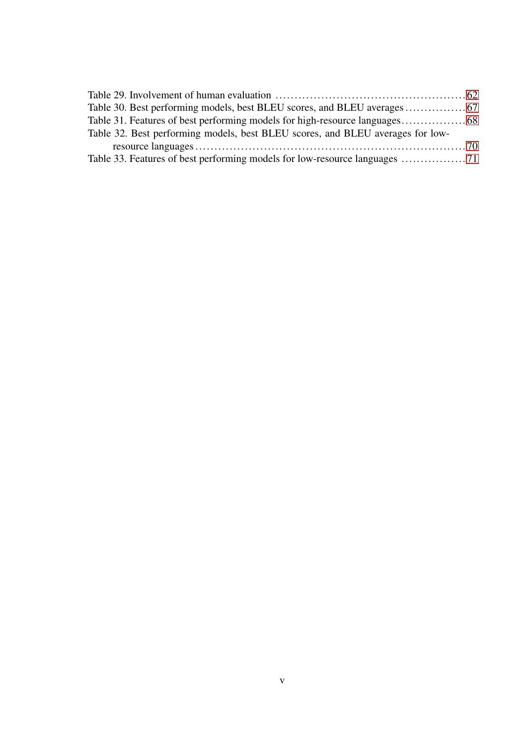Table 29. Involvement of human evaluation ..................................................62
Table 30. Best performing models, best BLEU scores, and BLEU averages ................67
Table 31. Features of best performing models for high-resource languages.................68
Table 32. Best performing models, best BLEU scores, and BLEU averages for low-resource languages.....................................................................70
Table 33. Features of best performing models for low-resource languages .................71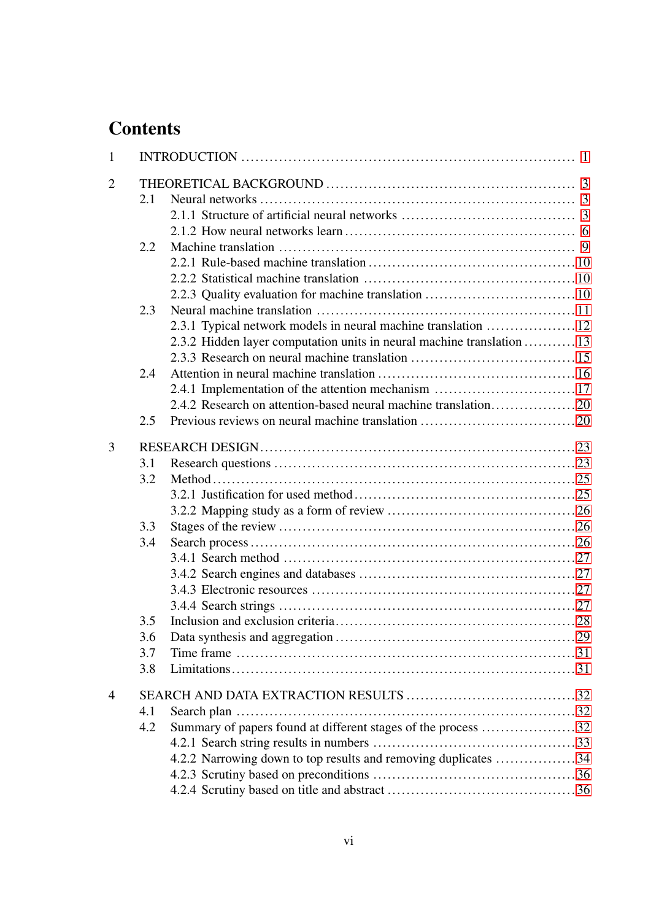# Contents

1 INTRODUCTION ........ 1

2 THEORETICAL BACKGROUND ........ 3
- 2.1 Neural networks ........ 3
  - 2.1.1 Structure of artificial neural networks ........ 3
  - 2.1.2 How neural networks learn ........ 6
- 2.2 Machine translation ........ 9
  - 2.2.1 Rule-based machine translation ........ 10
  - 2.2.2 Statistical machine translation ........ 10
  - 2.2.3 Quality evaluation for machine translation ........ 10
- 2.3 Neural machine translation ........ 11
  - 2.3.1 Typical network models in neural machine translation ........ 12
  - 2.3.2 Hidden layer computation units in neural machine translation ........ 13
  - 2.3.3 Research on neural machine translation ........ 15
- 2.4 Attention in neural machine translation ........ 16
  - 2.4.1 Implementation of the attention mechanism ........ 17
  - 2.4.2 Research on attention-based neural machine translation ........ 20
- 2.5 Previous reviews on neural machine translation ........ 20

3 RESEARCH DESIGN ........ 23
- 3.1 Research questions ........ 23
- 3.2 Method ........ 25
  - 3.2.1 Justification for used method ........ 25
  - 3.2.2 Mapping study as a form of review ........ 26
- 3.3 Stages of the review ........ 26
- 3.4 Search process ........ 26
  - 3.4.1 Search method ........ 27
  - 3.4.2 Search engines and databases ........ 27
  - 3.4.3 Electronic resources ........ 27
  - 3.4.4 Search strings ........ 27
- 3.5 Inclusion and exclusion criteria ........ 28
- 3.6 Data synthesis and aggregation ........ 29
- 3.7 Time frame ........ 31
- 3.8 Limitations ........ 31

4 SEARCH AND DATA EXTRACTION RESULTS ........ 32
- 4.1 Search plan ........ 32
- 4.2 Summary of papers found at different stages of the process ........ 32
  - 4.2.1 Search string results in numbers ........ 33
  - 4.2.2 Narrowing down to top results and removing duplicates ........ 34
  - 4.2.3 Scrutiny based on preconditions ........ 36
  - 4.2.4 Scrutiny based on title and abstract ........ 36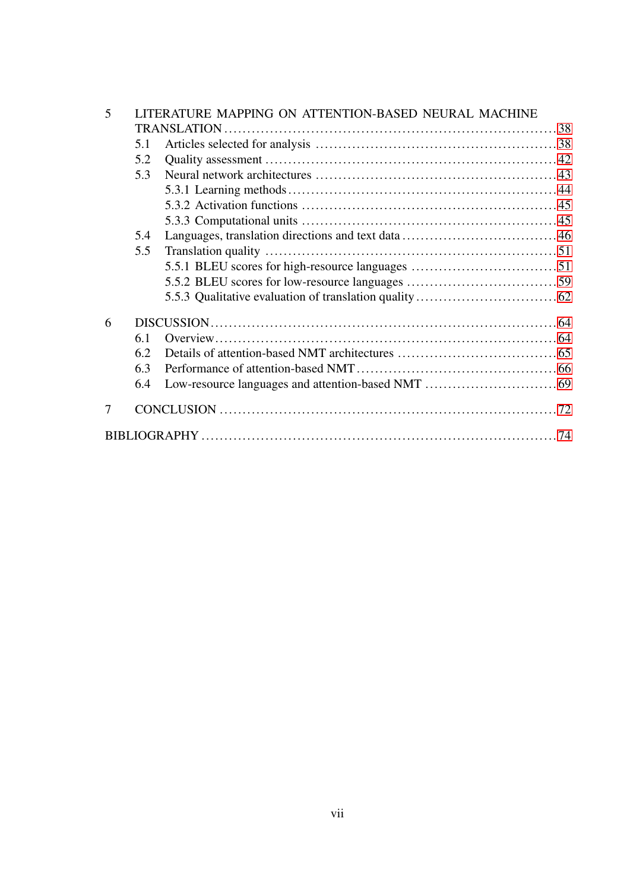5 LITERATURE MAPPING ON ATTENTION-BASED NEURAL MACHINE TRANSLATION ........ 38
- 5.1 Articles selected for analysis ........ 38
- 5.2 Quality assessment ........ 42
- 5.3 Neural network architectures ........ 43
  - 5.3.1 Learning methods ........ 44
  - 5.3.2 Activation functions ........ 45
  - 5.3.3 Computational units ........ 45
- 5.4 Languages, translation directions and text data ........ 46
- 5.5 Translation quality ........ 51
  - 5.5.1 BLEU scores for high-resource languages ........ 51
  - 5.5.2 BLEU scores for low-resource languages ........ 59
  - 5.5.3 Qualitative evaluation of translation quality ........ 62

6 DISCUSSION ........ 64
- 6.1 Overview ........ 64
- 6.2 Details of attention-based NMT architectures ........ 65
- 6.3 Performance of attention-based NMT ........ 66
- 6.4 Low-resource languages and attention-based NMT ........ 69

7 CONCLUSION ........ 72

BIBLIOGRAPHY ........ 74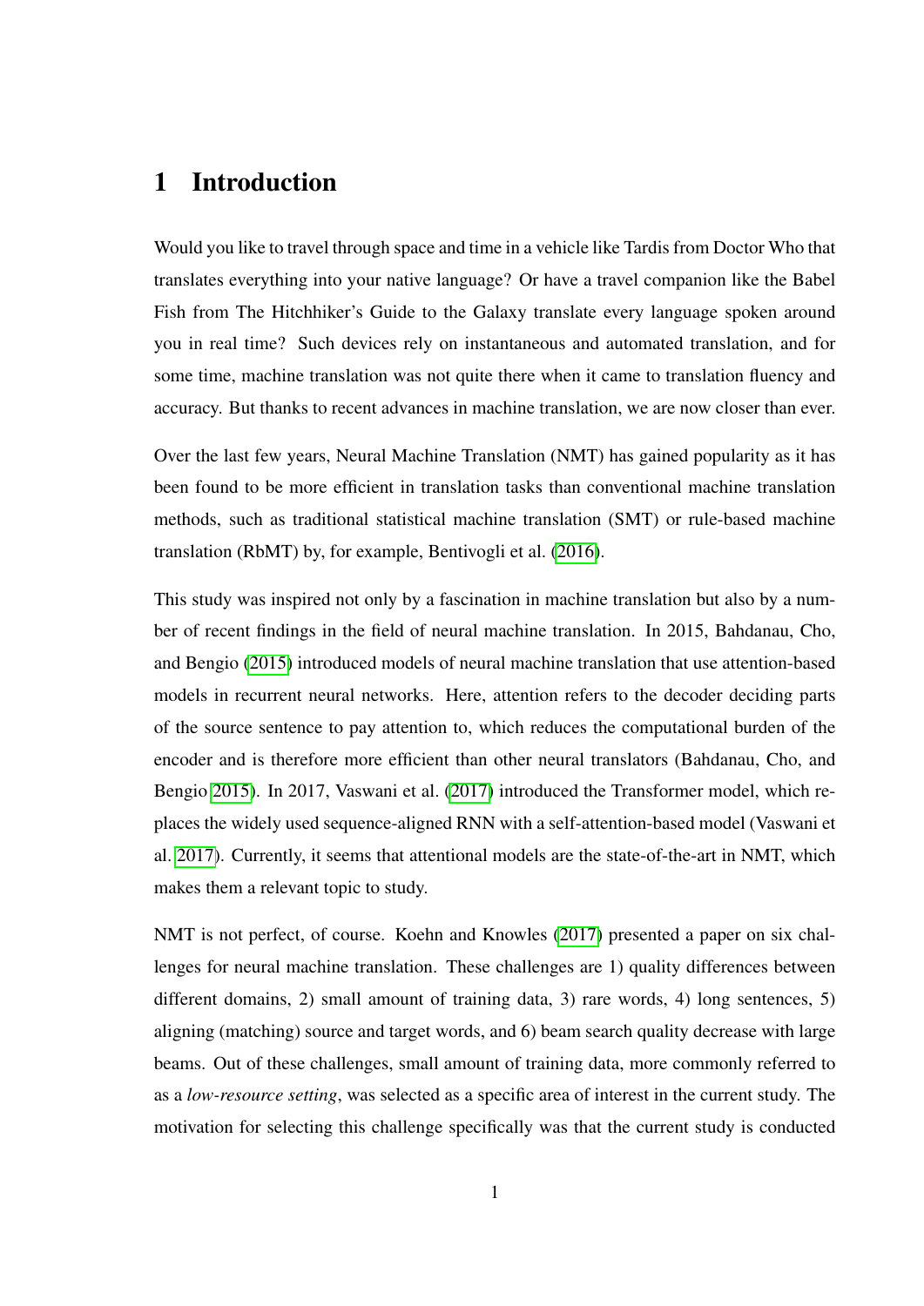# 1 Introduction

Would you like to travel through space and time in a vehicle like Tardis from Doctor Who that translates everything into your native language? Or have a travel companion like the Babel Fish from The Hitchhiker's Guide to the Galaxy translate every language spoken around you in real time? Such devices rely on instantaneous and automated translation, and for some time, machine translation was not quite there when it came to translation fluency and accuracy. But thanks to recent advances in machine translation, we are now closer than ever.

Over the last few years, Neural Machine Translation (NMT) has gained popularity as it has been found to be more efficient in translation tasks than conventional machine translation methods, such as traditional statistical machine translation (SMT) or rule-based machine translation (RbMT) by, for example, Bentivogli et al. (2016).

This study was inspired not only by a fascination in machine translation but also by a number of recent findings in the field of neural machine translation. In 2015, Bahdanau, Cho, and Bengio (2015) introduced models of neural machine translation that use attention-based models in recurrent neural networks. Here, attention refers to the decoder deciding parts of the source sentence to pay attention to, which reduces the computational burden of the encoder and is therefore more efficient than other neural translators (Bahdanau, Cho, and Bengio 2015). In 2017, Vaswani et al. (2017) introduced the Transformer model, which replaces the widely used sequence-aligned RNN with a self-attention-based model (Vaswani et al. 2017). Currently, it seems that attentional models are the state-of-the-art in NMT, which makes them a relevant topic to study.

NMT is not perfect, of course. Koehn and Knowles (2017) presented a paper on six challenges for neural machine translation. These challenges are 1) quality differences between different domains, 2) small amount of training data, 3) rare words, 4) long sentences, 5) aligning (matching) source and target words, and 6) beam search quality decrease with large beams. Out of these challenges, small amount of training data, more commonly referred to as a *low-resource setting*, was selected as a specific area of interest in the current study. The motivation for selecting this challenge specifically was that the current study is conducted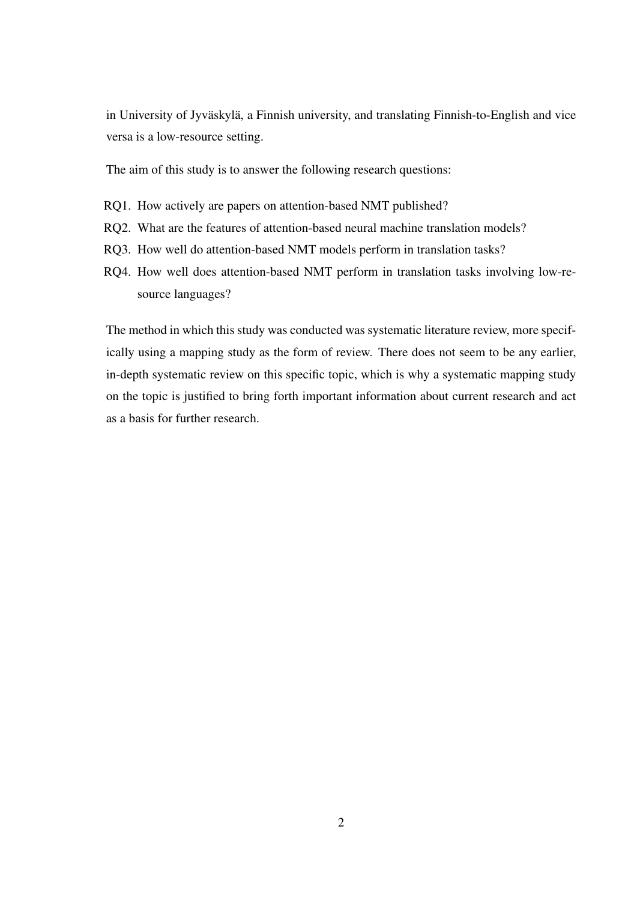in University of Jyväskylä, a Finnish university, and translating Finnish-to-English and vice versa is a low-resource setting.

The aim of this study is to answer the following research questions:

RQ1. How actively are papers on attention-based NMT published?

RQ2. What are the features of attention-based neural machine translation models?

RQ3. How well do attention-based NMT models perform in translation tasks?

RQ4. How well does attention-based NMT perform in translation tasks involving low-resource languages?

The method in which this study was conducted was systematic literature review, more specifically using a mapping study as the form of review. There does not seem to be any earlier, in-depth systematic review on this specific topic, which is why a systematic mapping study on the topic is justified to bring forth important information about current research and act as a basis for further research.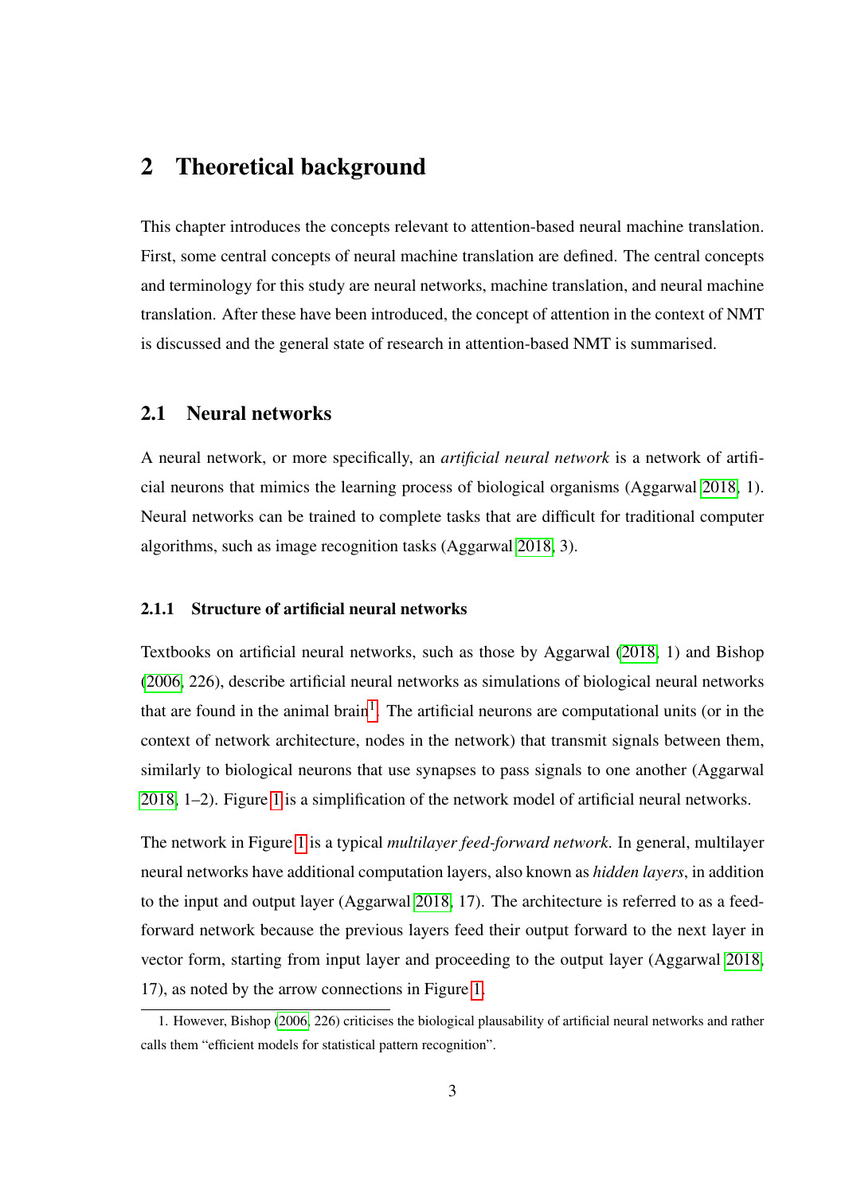# 2 Theoretical background

This chapter introduces the concepts relevant to attention-based neural machine translation. First, some central concepts of neural machine translation are defined. The central concepts and terminology for this study are neural networks, machine translation, and neural machine translation. After these have been introduced, the concept of attention in the context of NMT is discussed and the general state of research in attention-based NMT is summarised.

## 2.1 Neural networks

A neural network, or more specifically, an *artificial neural network* is a network of artificial neurons that mimics the learning process of biological organisms (Aggarwal 2018, 1). Neural networks can be trained to complete tasks that are difficult for traditional computer algorithms, such as image recognition tasks (Aggarwal 2018, 3).

### 2.1.1 Structure of artificial neural networks

Textbooks on artificial neural networks, such as those by Aggarwal (2018, 1) and Bishop (2006, 226), describe artificial neural networks as simulations of biological neural networks that are found in the animal brain[1]. The artificial neurons are computational units (or in the context of network architecture, nodes in the network) that transmit signals between them, similarly to biological neurons that use synapses to pass signals to one another (Aggarwal 2018, 1–2). Figure 1 is a simplification of the network model of artificial neural networks.

The network in Figure 1 is a typical *multilayer feed-forward network*. In general, multilayer neural networks have additional computation layers, also known as *hidden layers*, in addition to the input and output layer (Aggarwal 2018, 17). The architecture is referred to as a feed-forward network because the previous layers feed their output forward to the next layer in vector form, starting from input layer and proceeding to the output layer (Aggarwal 2018, 17), as noted by the arrow connections in Figure 1.

1. However, Bishop (2006, 226) criticises the biological plausability of artificial neural networks and rather calls them "efficient models for statistical pattern recognition".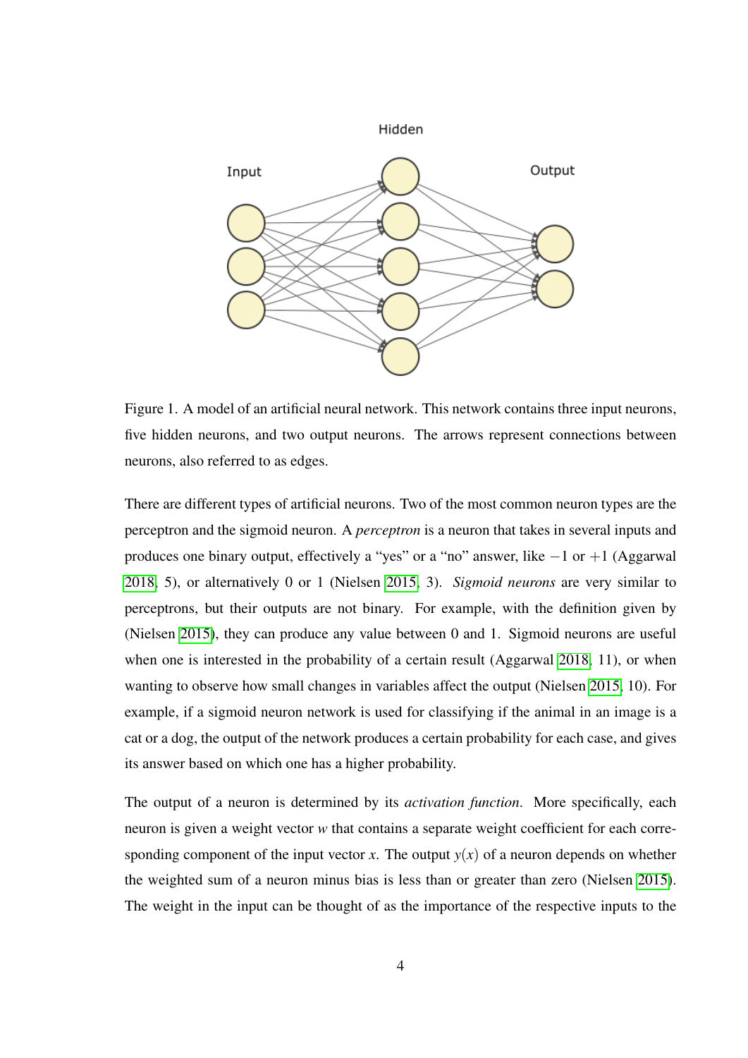Figure 1. A model of an artificial neural network. This network contains three input neurons, five hidden neurons, and two output neurons. The arrows represent connections between neurons, also referred to as edges.

There are different types of artificial neurons. Two of the most common neuron types are the perceptron and the sigmoid neuron. A *perceptron* is a neuron that takes in several inputs and produces one binary output, effectively a "yes" or a "no" answer, like $-1$ or $+1$ (Aggarwal 2018, 5), or alternatively 0 or 1 (Nielsen 2015, 3). *Sigmoid neurons* are very similar to perceptrons, but their outputs are not binary. For example, with the definition given by (Nielsen 2015), they can produce any value between 0 and 1. Sigmoid neurons are useful when one is interested in the probability of a certain result (Aggarwal 2018, 11), or when wanting to observe how small changes in variables affect the output (Nielsen 2015, 10). For example, if a sigmoid neuron network is used for classifying if the animal in an image is a cat or a dog, the output of the network produces a certain probability for each case, and gives its answer based on which one has a higher probability.

The output of a neuron is determined by its *activation function*. More specifically, each neuron is given a weight vector $w$ that contains a separate weight coefficient for each corresponding component of the input vector $x$. The output $y(x)$ of a neuron depends on whether the weighted sum of a neuron minus bias is less than or greater than zero (Nielsen 2015). The weight in the input can be thought of as the importance of the respective inputs to the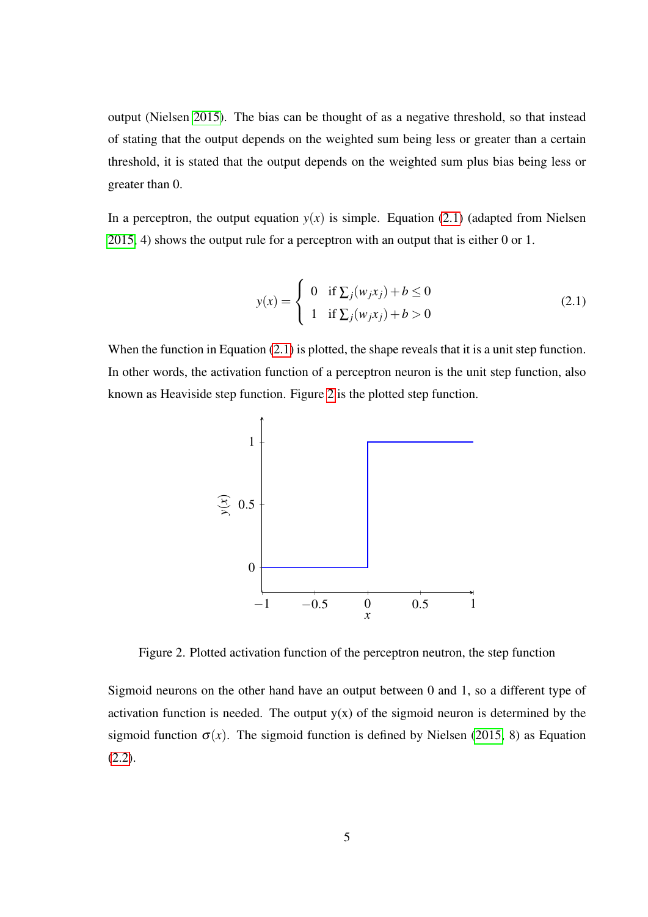output (Nielsen 2015). The bias can be thought of as a negative threshold, so that instead of stating that the output depends on the weighted sum being less or greater than a certain threshold, it is stated that the output depends on the weighted sum plus bias being less or greater than 0.

In a perceptron, the output equation $y(x)$ is simple. Equation (2.1) (adapted from Nielsen 2015, 4) shows the output rule for a perceptron with an output that is either 0 or 1.

$$y(x) = \begin{cases} 0 & \text{if } \sum_j (w_j x_j) + b \leq 0 \\ 1 & \text{if } \sum_j (w_j x_j) + b > 0 \end{cases} \tag{2.1}$$

When the function in Equation (2.1) is plotted, the shape reveals that it is a unit step function. In other words, the activation function of a perceptron neuron is the unit step function, also known as Heaviside step function. Figure 2 is the plotted step function.

Figure 2. Plotted activation function of the perceptron neutron, the step function

Sigmoid neurons on the other hand have an output between 0 and 1, so a different type of activation function is needed. The output y(x) of the sigmoid neuron is determined by the sigmoid function $\sigma(x)$. The sigmoid function is defined by Nielsen (2015, 8) as Equation (2.2).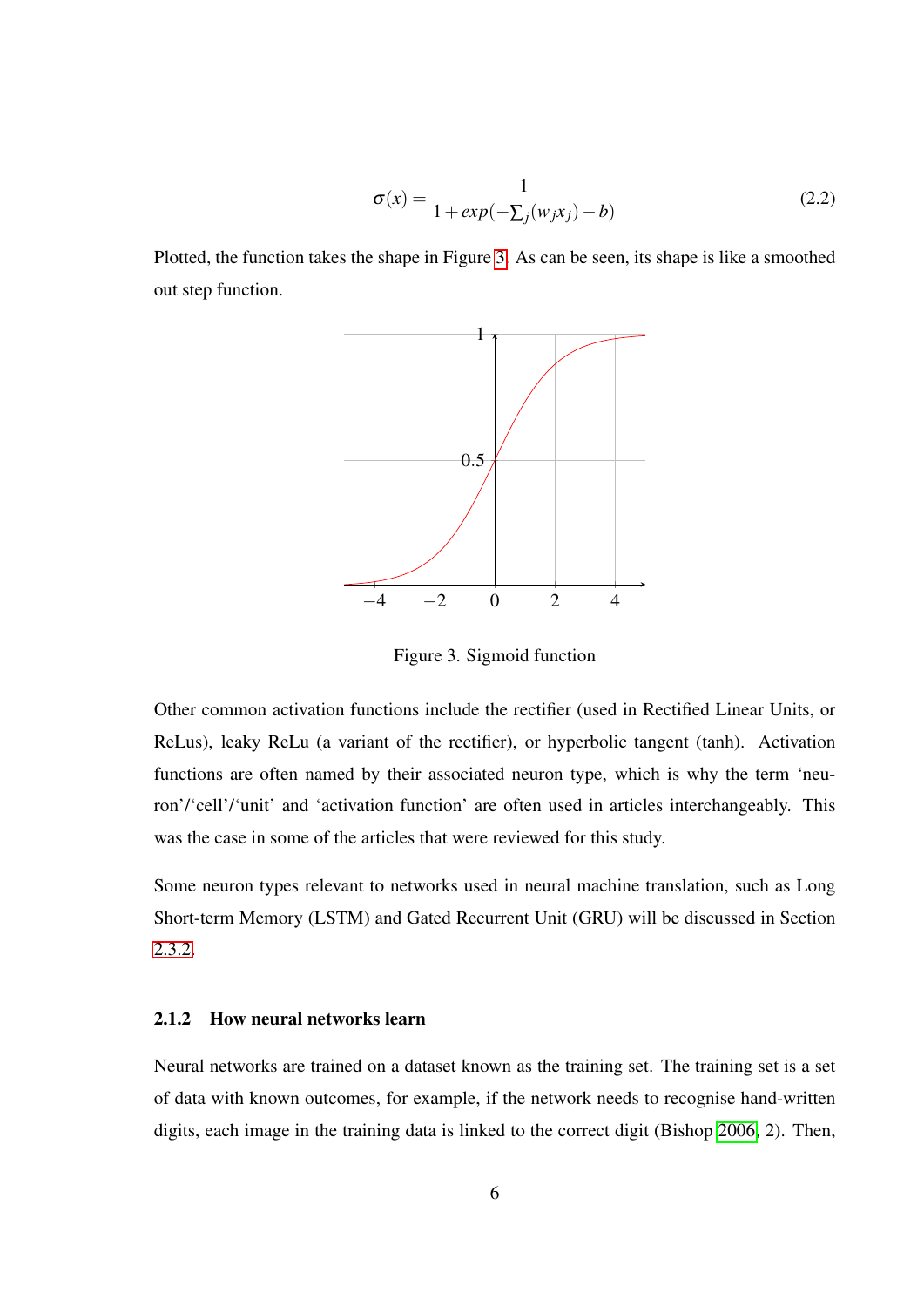$$\sigma(x) = \frac{1}{1 + exp(-\sum_j (w_j x_j) - b)} \tag{2.2}$$

Plotted, the function takes the shape in Figure 3. As can be seen, its shape is like a smoothed out step function.

Figure 3. Sigmoid function

Other common activation functions include the rectifier (used in Rectified Linear Units, or ReLus), leaky ReLu (a variant of the rectifier), or hyperbolic tangent (tanh). Activation functions are often named by their associated neuron type, which is why the term 'neuron'/'cell'/'unit' and 'activation function' are often used in articles interchangeably. This was the case in some of the articles that were reviewed for this study.

Some neuron types relevant to networks used in neural machine translation, such as Long Short-term Memory (LSTM) and Gated Recurrent Unit (GRU) will be discussed in Section 2.3.2.

### 2.1.2 How neural networks learn

Neural networks are trained on a dataset known as the training set. The training set is a set of data with known outcomes, for example, if the network needs to recognise hand-written digits, each image in the training data is linked to the correct digit (Bishop 2006, 2). Then,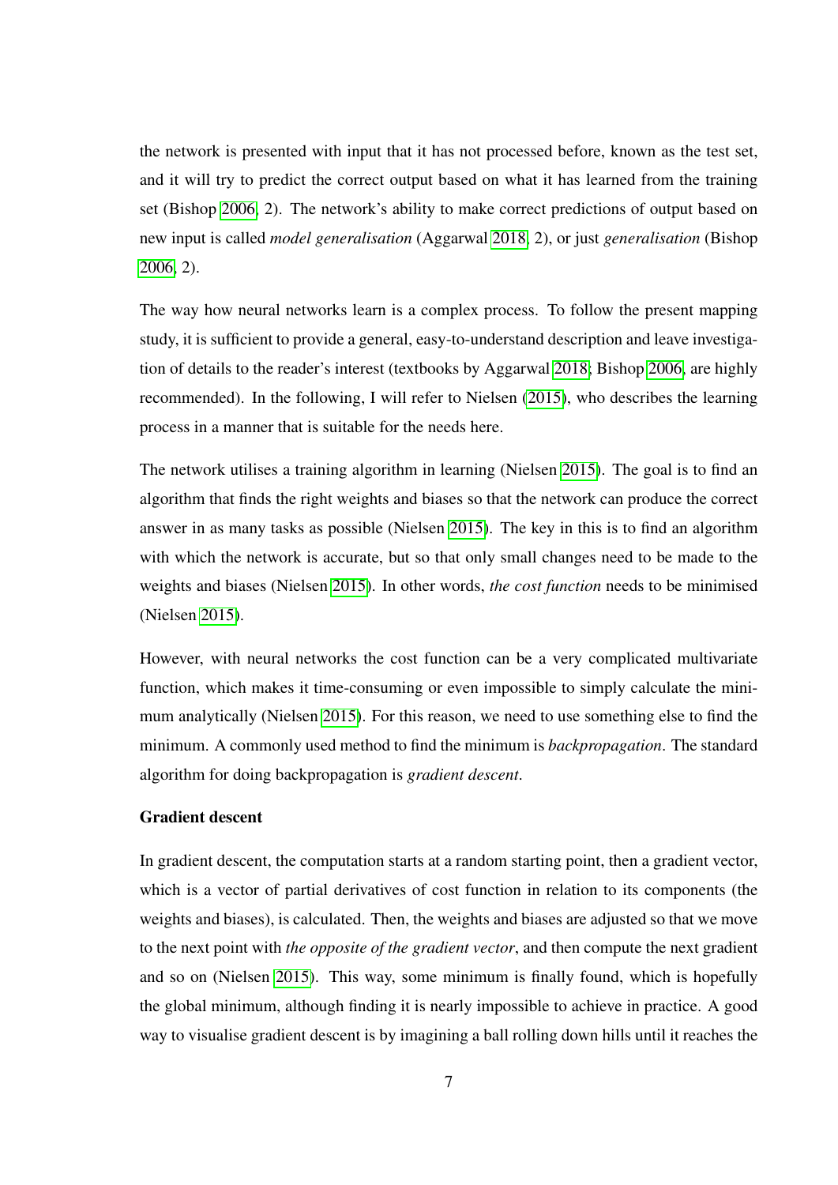the network is presented with input that it has not processed before, known as the test set, and it will try to predict the correct output based on what it has learned from the training set (Bishop 2006, 2). The network's ability to make correct predictions of output based on new input is called *model generalisation* (Aggarwal 2018, 2), or just *generalisation* (Bishop 2006, 2).

The way how neural networks learn is a complex process. To follow the present mapping study, it is sufficient to provide a general, easy-to-understand description and leave investigation of details to the reader's interest (textbooks by Aggarwal 2018; Bishop 2006, are highly recommended). In the following, I will refer to Nielsen (2015), who describes the learning process in a manner that is suitable for the needs here.

The network utilises a training algorithm in learning (Nielsen 2015). The goal is to find an algorithm that finds the right weights and biases so that the network can produce the correct answer in as many tasks as possible (Nielsen 2015). The key in this is to find an algorithm with which the network is accurate, but so that only small changes need to be made to the weights and biases (Nielsen 2015). In other words, *the cost function* needs to be minimised (Nielsen 2015).

However, with neural networks the cost function can be a very complicated multivariate function, which makes it time-consuming or even impossible to simply calculate the minimum analytically (Nielsen 2015). For this reason, we need to use something else to find the minimum. A commonly used method to find the minimum is *backpropagation*. The standard algorithm for doing backpropagation is *gradient descent*.

**Gradient descent**

In gradient descent, the computation starts at a random starting point, then a gradient vector, which is a vector of partial derivatives of cost function in relation to its components (the weights and biases), is calculated. Then, the weights and biases are adjusted so that we move to the next point with *the opposite of the gradient vector*, and then compute the next gradient and so on (Nielsen 2015). This way, some minimum is finally found, which is hopefully the global minimum, although finding it is nearly impossible to achieve in practice. A good way to visualise gradient descent is by imagining a ball rolling down hills until it reaches the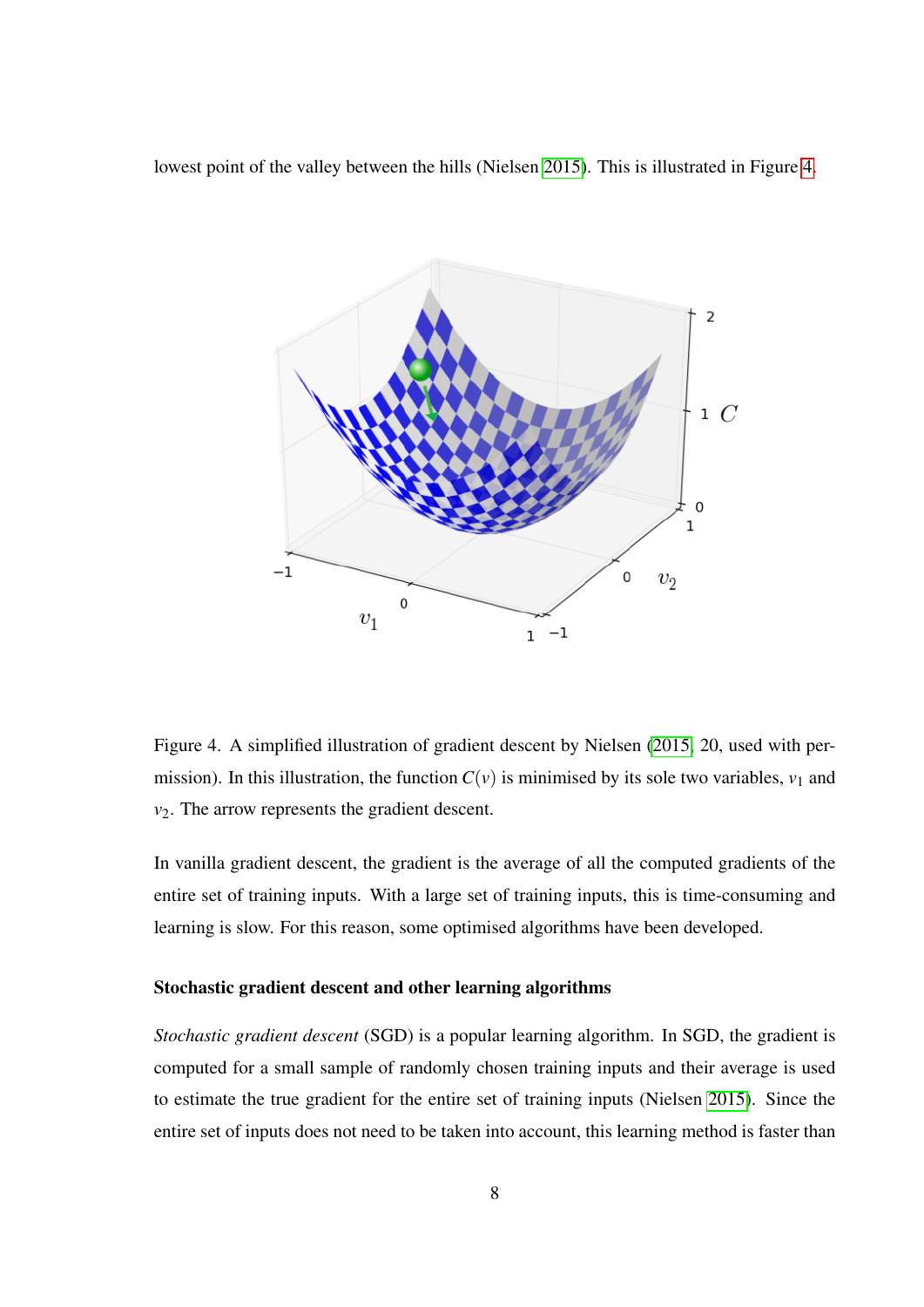lowest point of the valley between the hills (Nielsen 2015). This is illustrated in Figure 4.

Figure 4. A simplified illustration of gradient descent by Nielsen (2015, 20, used with permission). In this illustration, the function $C(v)$ is minimised by its sole two variables, $v_1$ and $v_2$. The arrow represents the gradient descent.

In vanilla gradient descent, the gradient is the average of all the computed gradients of the entire set of training inputs. With a large set of training inputs, this is time-consuming and learning is slow. For this reason, some optimised algorithms have been developed.

### Stochastic gradient descent and other learning algorithms

*Stochastic gradient descent* (SGD) is a popular learning algorithm. In SGD, the gradient is computed for a small sample of randomly chosen training inputs and their average is used to estimate the true gradient for the entire set of training inputs (Nielsen 2015). Since the entire set of inputs does not need to be taken into account, this learning method is faster than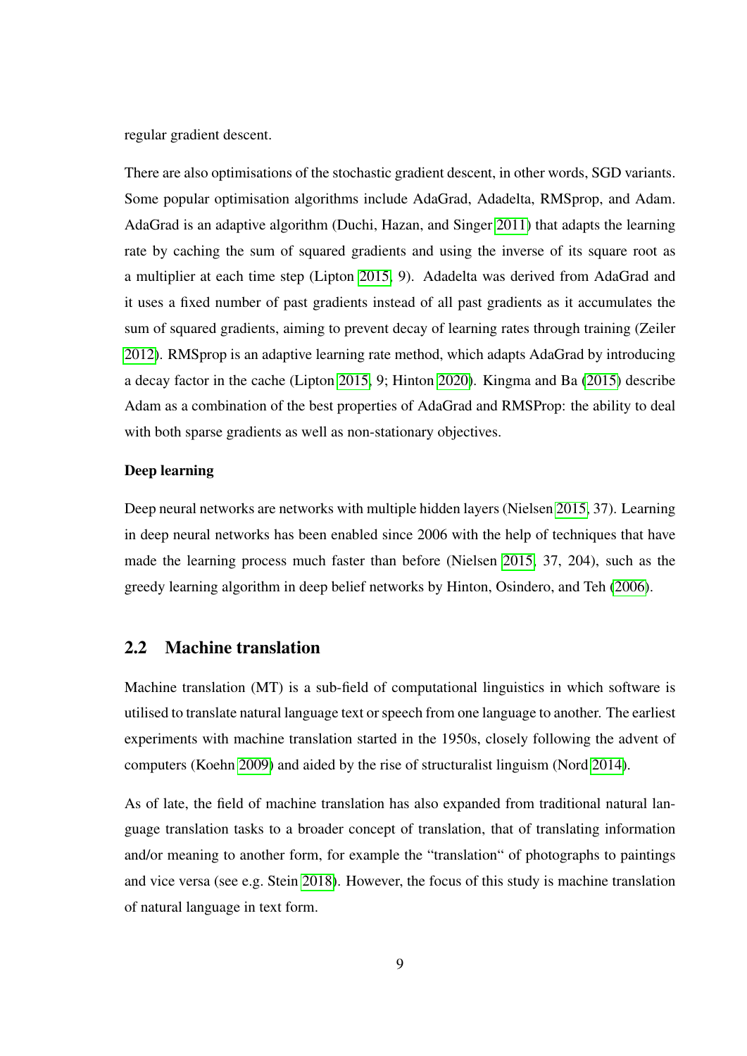regular gradient descent.

There are also optimisations of the stochastic gradient descent, in other words, SGD variants. Some popular optimisation algorithms include AdaGrad, Adadelta, RMSprop, and Adam. AdaGrad is an adaptive algorithm (Duchi, Hazan, and Singer 2011) that adapts the learning rate by caching the sum of squared gradients and using the inverse of its square root as a multiplier at each time step (Lipton 2015, 9). Adadelta was derived from AdaGrad and it uses a fixed number of past gradients instead of all past gradients as it accumulates the sum of squared gradients, aiming to prevent decay of learning rates through training (Zeiler 2012). RMSprop is an adaptive learning rate method, which adapts AdaGrad by introducing a decay factor in the cache (Lipton 2015, 9; Hinton 2020). Kingma and Ba (2015) describe Adam as a combination of the best properties of AdaGrad and RMSProp: the ability to deal with both sparse gradients as well as non-stationary objectives.

#### Deep learning

Deep neural networks are networks with multiple hidden layers (Nielsen 2015, 37). Learning in deep neural networks has been enabled since 2006 with the help of techniques that have made the learning process much faster than before (Nielsen 2015, 37, 204), such as the greedy learning algorithm in deep belief networks by Hinton, Osindero, and Teh (2006).

## 2.2 Machine translation

Machine translation (MT) is a sub-field of computational linguistics in which software is utilised to translate natural language text or speech from one language to another. The earliest experiments with machine translation started in the 1950s, closely following the advent of computers (Koehn 2009) and aided by the rise of structuralist linguism (Nord 2014).

As of late, the field of machine translation has also expanded from traditional natural language translation tasks to a broader concept of translation, that of translating information and/or meaning to another form, for example the "translation" of photographs to paintings and vice versa (see e.g. Stein 2018). However, the focus of this study is machine translation of natural language in text form.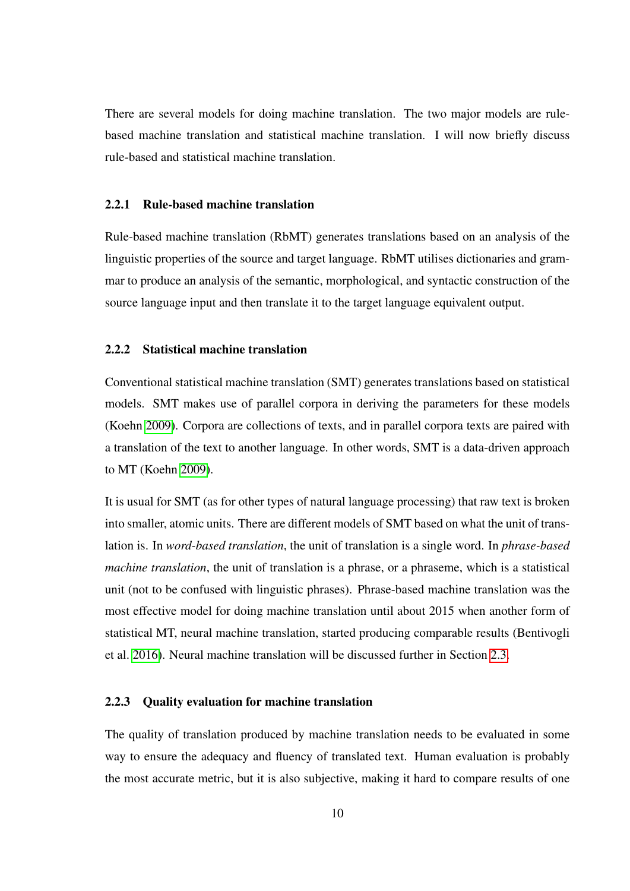There are several models for doing machine translation. The two major models are rule-based machine translation and statistical machine translation. I will now briefly discuss rule-based and statistical machine translation.

### 2.2.1 Rule-based machine translation

Rule-based machine translation (RbMT) generates translations based on an analysis of the linguistic properties of the source and target language. RbMT utilises dictionaries and grammar to produce an analysis of the semantic, morphological, and syntactic construction of the source language input and then translate it to the target language equivalent output.

### 2.2.2 Statistical machine translation

Conventional statistical machine translation (SMT) generates translations based on statistical models. SMT makes use of parallel corpora in deriving the parameters for these models (Koehn 2009). Corpora are collections of texts, and in parallel corpora texts are paired with a translation of the text to another language. In other words, SMT is a data-driven approach to MT (Koehn 2009).

It is usual for SMT (as for other types of natural language processing) that raw text is broken into smaller, atomic units. There are different models of SMT based on what the unit of translation is. In *word-based translation*, the unit of translation is a single word. In *phrase-based machine translation*, the unit of translation is a phrase, or a phraseme, which is a statistical unit (not to be confused with linguistic phrases). Phrase-based machine translation was the most effective model for doing machine translation until about 2015 when another form of statistical MT, neural machine translation, started producing comparable results (Bentivogli et al. 2016). Neural machine translation will be discussed further in Section 2.3.

### 2.2.3 Quality evaluation for machine translation

The quality of translation produced by machine translation needs to be evaluated in some way to ensure the adequacy and fluency of translated text. Human evaluation is probably the most accurate metric, but it is also subjective, making it hard to compare results of one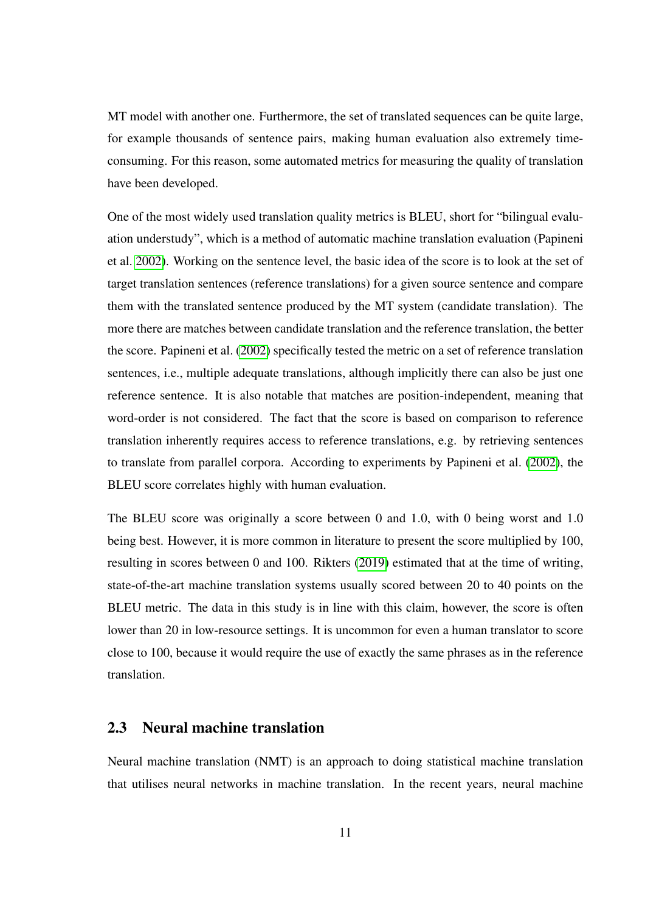MT model with another one. Furthermore, the set of translated sequences can be quite large, for example thousands of sentence pairs, making human evaluation also extremely time-consuming. For this reason, some automated metrics for measuring the quality of translation have been developed.

One of the most widely used translation quality metrics is BLEU, short for "bilingual evaluation understudy", which is a method of automatic machine translation evaluation (Papineni et al. 2002). Working on the sentence level, the basic idea of the score is to look at the set of target translation sentences (reference translations) for a given source sentence and compare them with the translated sentence produced by the MT system (candidate translation). The more there are matches between candidate translation and the reference translation, the better the score. Papineni et al. (2002) specifically tested the metric on a set of reference translation sentences, i.e., multiple adequate translations, although implicitly there can also be just one reference sentence. It is also notable that matches are position-independent, meaning that word-order is not considered. The fact that the score is based on comparison to reference translation inherently requires access to reference translations, e.g. by retrieving sentences to translate from parallel corpora. According to experiments by Papineni et al. (2002), the BLEU score correlates highly with human evaluation.

The BLEU score was originally a score between 0 and 1.0, with 0 being worst and 1.0 being best. However, it is more common in literature to present the score multiplied by 100, resulting in scores between 0 and 100. Rikters (2019) estimated that at the time of writing, state-of-the-art machine translation systems usually scored between 20 to 40 points on the BLEU metric. The data in this study is in line with this claim, however, the score is often lower than 20 in low-resource settings. It is uncommon for even a human translator to score close to 100, because it would require the use of exactly the same phrases as in the reference translation.

## 2.3 Neural machine translation

Neural machine translation (NMT) is an approach to doing statistical machine translation that utilises neural networks in machine translation. In the recent years, neural machine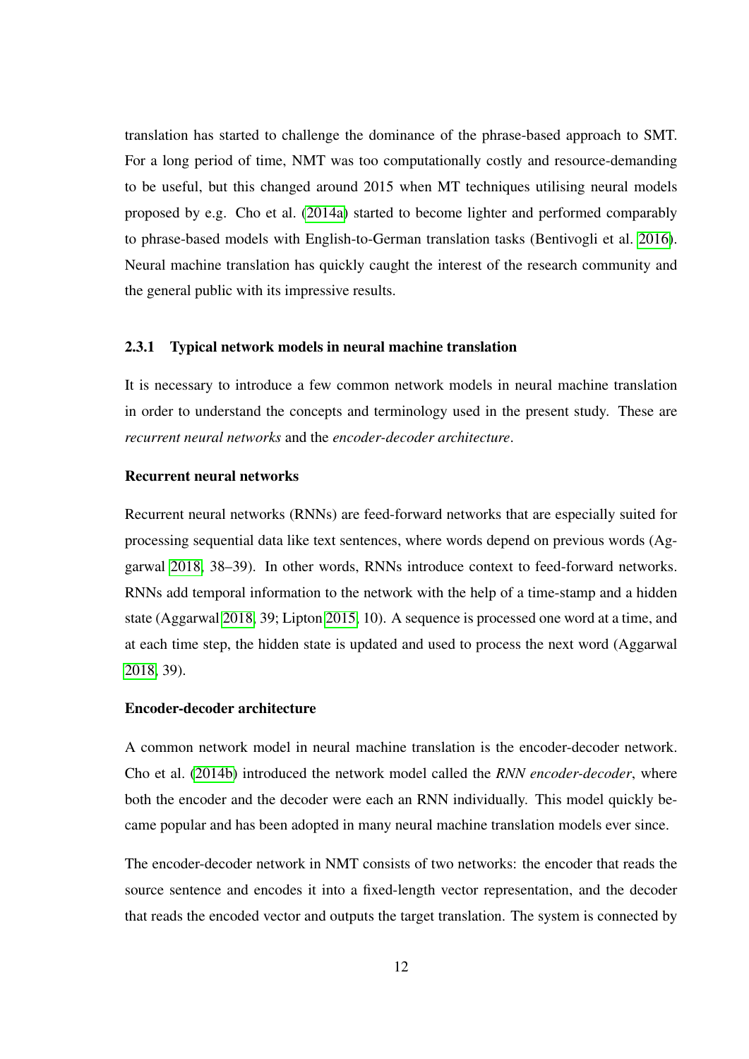translation has started to challenge the dominance of the phrase-based approach to SMT. For a long period of time, NMT was too computationally costly and resource-demanding to be useful, but this changed around 2015 when MT techniques utilising neural models proposed by e.g. Cho et al. (2014a) started to become lighter and performed comparably to phrase-based models with English-to-German translation tasks (Bentivogli et al. 2016). Neural machine translation has quickly caught the interest of the research community and the general public with its impressive results.

### 2.3.1 Typical network models in neural machine translation

It is necessary to introduce a few common network models in neural machine translation in order to understand the concepts and terminology used in the present study. These are *recurrent neural networks* and the *encoder-decoder architecture*.

#### Recurrent neural networks

Recurrent neural networks (RNNs) are feed-forward networks that are especially suited for processing sequential data like text sentences, where words depend on previous words (Aggarwal 2018, 38–39). In other words, RNNs introduce context to feed-forward networks. RNNs add temporal information to the network with the help of a time-stamp and a hidden state (Aggarwal 2018, 39; Lipton 2015, 10). A sequence is processed one word at a time, and at each time step, the hidden state is updated and used to process the next word (Aggarwal 2018, 39).

#### Encoder-decoder architecture

A common network model in neural machine translation is the encoder-decoder network. Cho et al. (2014b) introduced the network model called the *RNN encoder-decoder*, where both the encoder and the decoder were each an RNN individually. This model quickly became popular and has been adopted in many neural machine translation models ever since.

The encoder-decoder network in NMT consists of two networks: the encoder that reads the source sentence and encodes it into a fixed-length vector representation, and the decoder that reads the encoded vector and outputs the target translation. The system is connected by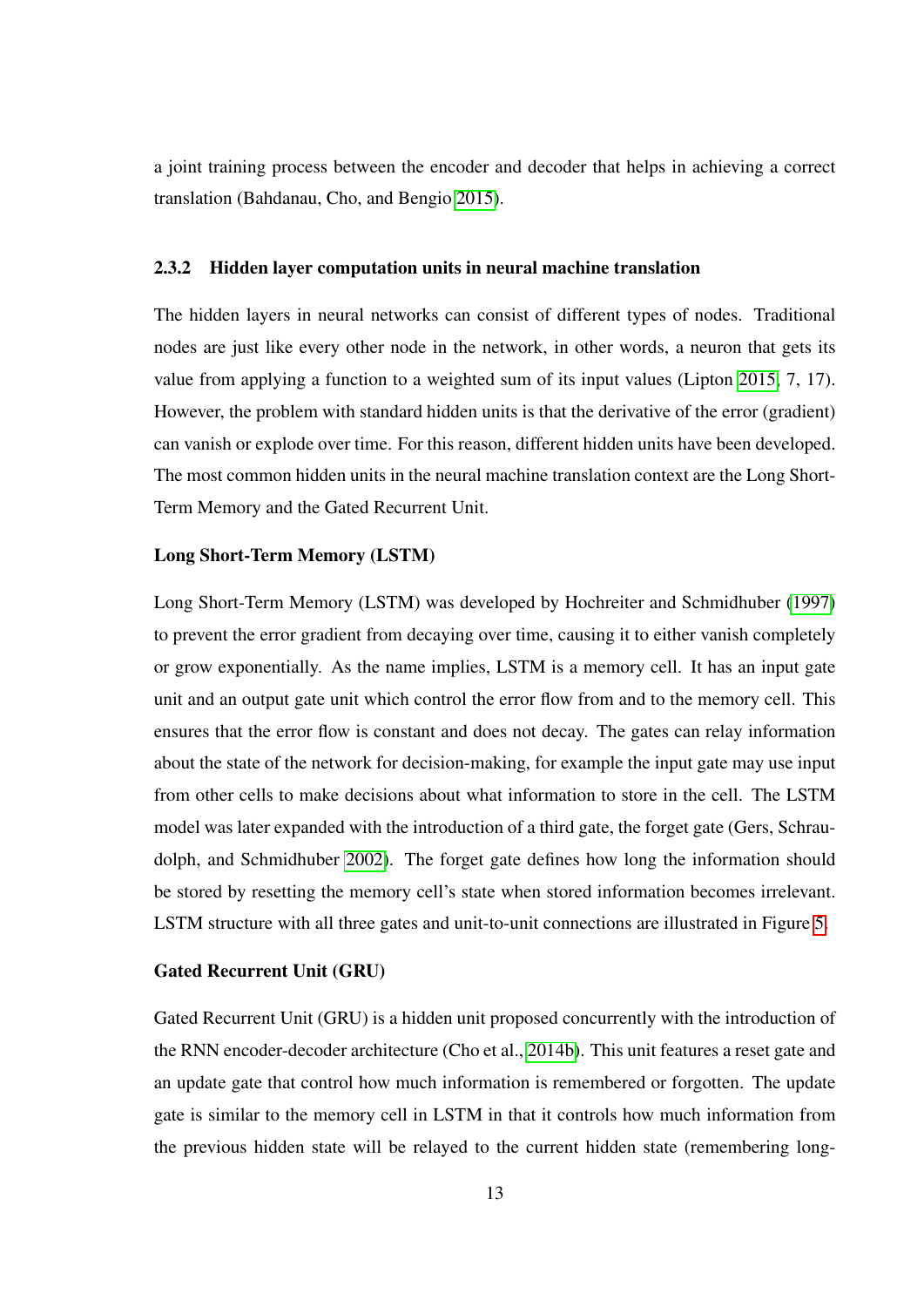a joint training process between the encoder and decoder that helps in achieving a correct translation (Bahdanau, Cho, and Bengio 2015).

### 2.3.2 Hidden layer computation units in neural machine translation

The hidden layers in neural networks can consist of different types of nodes. Traditional nodes are just like every other node in the network, in other words, a neuron that gets its value from applying a function to a weighted sum of its input values (Lipton 2015, 7, 17). However, the problem with standard hidden units is that the derivative of the error (gradient) can vanish or explode over time. For this reason, different hidden units have been developed. The most common hidden units in the neural machine translation context are the Long Short-Term Memory and the Gated Recurrent Unit.

#### Long Short-Term Memory (LSTM)

Long Short-Term Memory (LSTM) was developed by Hochreiter and Schmidhuber (1997) to prevent the error gradient from decaying over time, causing it to either vanish completely or grow exponentially. As the name implies, LSTM is a memory cell. It has an input gate unit and an output gate unit which control the error flow from and to the memory cell. This ensures that the error flow is constant and does not decay. The gates can relay information about the state of the network for decision-making, for example the input gate may use input from other cells to make decisions about what information to store in the cell. The LSTM model was later expanded with the introduction of a third gate, the forget gate (Gers, Schraudolph, and Schmidhuber 2002). The forget gate defines how long the information should be stored by resetting the memory cell's state when stored information becomes irrelevant. LSTM structure with all three gates and unit-to-unit connections are illustrated in Figure 5.

#### Gated Recurrent Unit (GRU)

Gated Recurrent Unit (GRU) is a hidden unit proposed concurrently with the introduction of the RNN encoder-decoder architecture (Cho et al., 2014b). This unit features a reset gate and an update gate that control how much information is remembered or forgotten. The update gate is similar to the memory cell in LSTM in that it controls how much information from the previous hidden state will be relayed to the current hidden state (remembering long-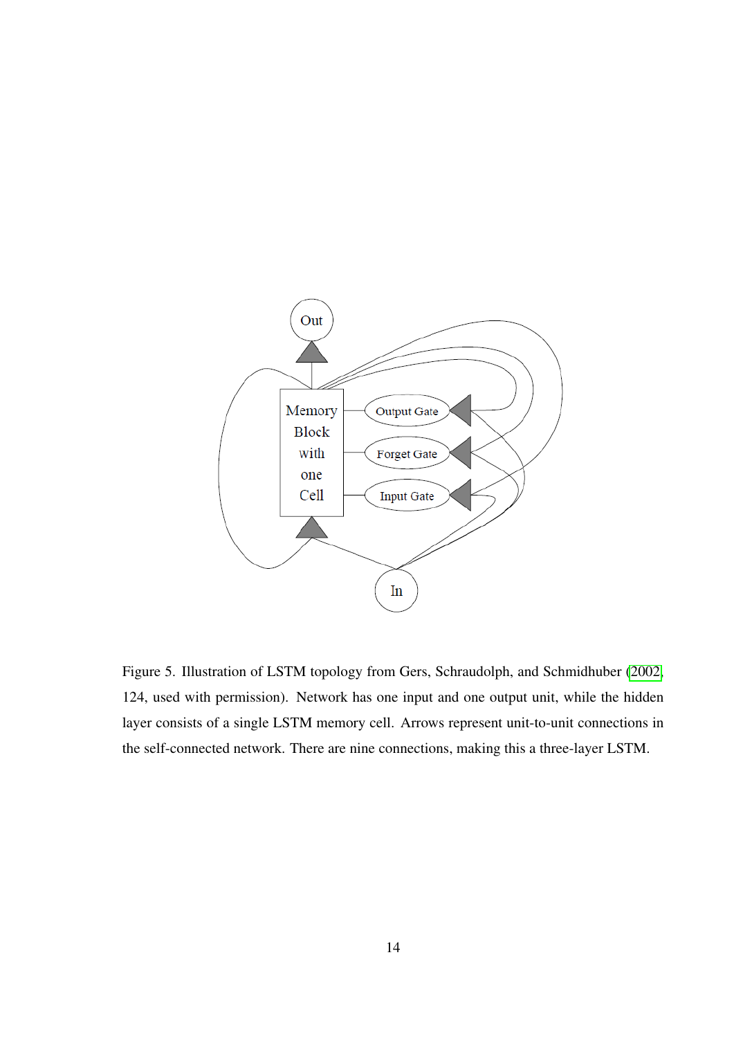Figure 5. Illustration of LSTM topology from Gers, Schraudolph, and Schmidhuber (2002, 124, used with permission). Network has one input and one output unit, while the hidden layer consists of a single LSTM memory cell. Arrows represent unit-to-unit connections in the self-connected network. There are nine connections, making this a three-layer LSTM.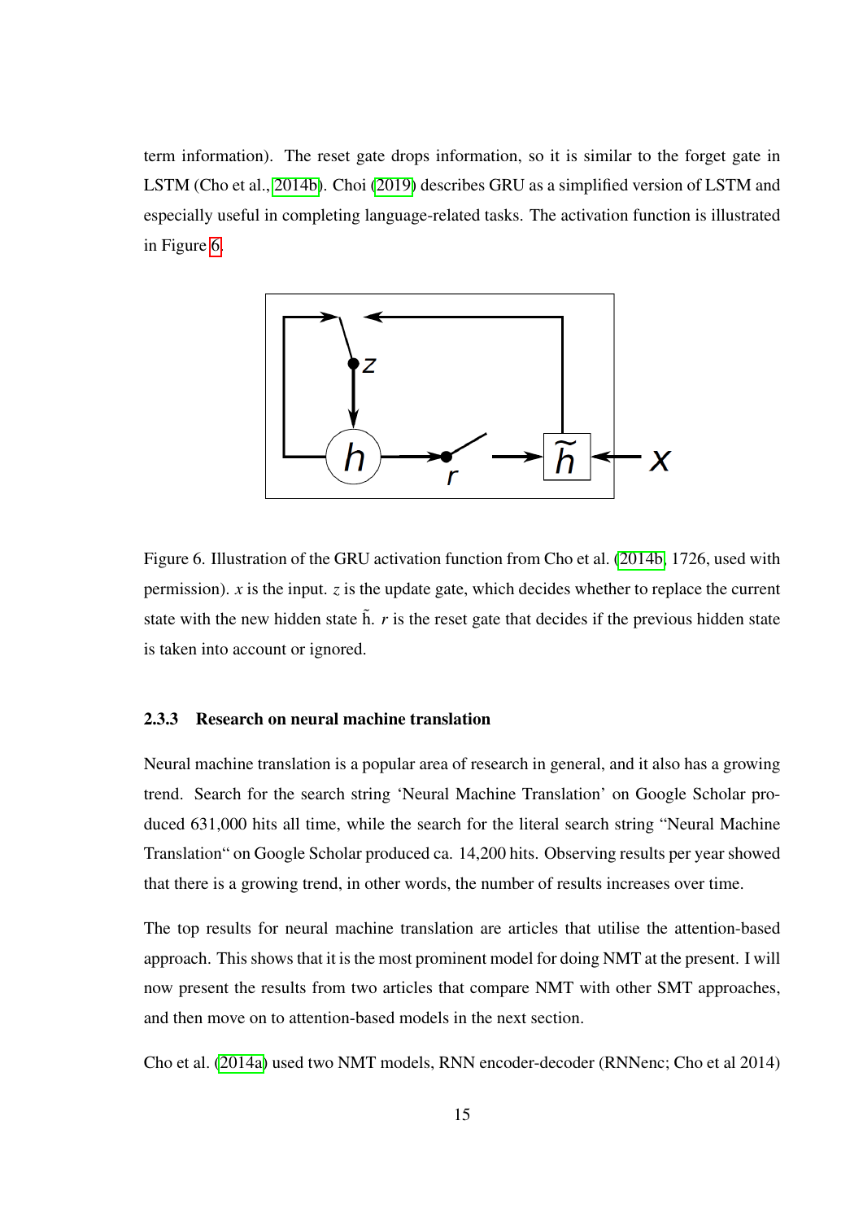term information). The reset gate drops information, so it is similar to the forget gate in LSTM (Cho et al., 2014b). Choi (2019) describes GRU as a simplified version of LSTM and especially useful in completing language-related tasks. The activation function is illustrated in Figure 6.

Figure 6. Illustration of the GRU activation function from Cho et al. (2014b, 1726, used with permission). $x$ is the input. $z$ is the update gate, which decides whether to replace the current state with the new hidden state $\tilde{h}$. $r$ is the reset gate that decides if the previous hidden state is taken into account or ignored.

### 2.3.3 Research on neural machine translation

Neural machine translation is a popular area of research in general, and it also has a growing trend. Search for the search string 'Neural Machine Translation' on Google Scholar produced 631,000 hits all time, while the search for the literal search string "Neural Machine Translation" on Google Scholar produced ca. 14,200 hits. Observing results per year showed that there is a growing trend, in other words, the number of results increases over time.

The top results for neural machine translation are articles that utilise the attention-based approach. This shows that it is the most prominent model for doing NMT at the present. I will now present the results from two articles that compare NMT with other SMT approaches, and then move on to attention-based models in the next section.

Cho et al. (2014a) used two NMT models, RNN encoder-decoder (RNNenc; Cho et al 2014)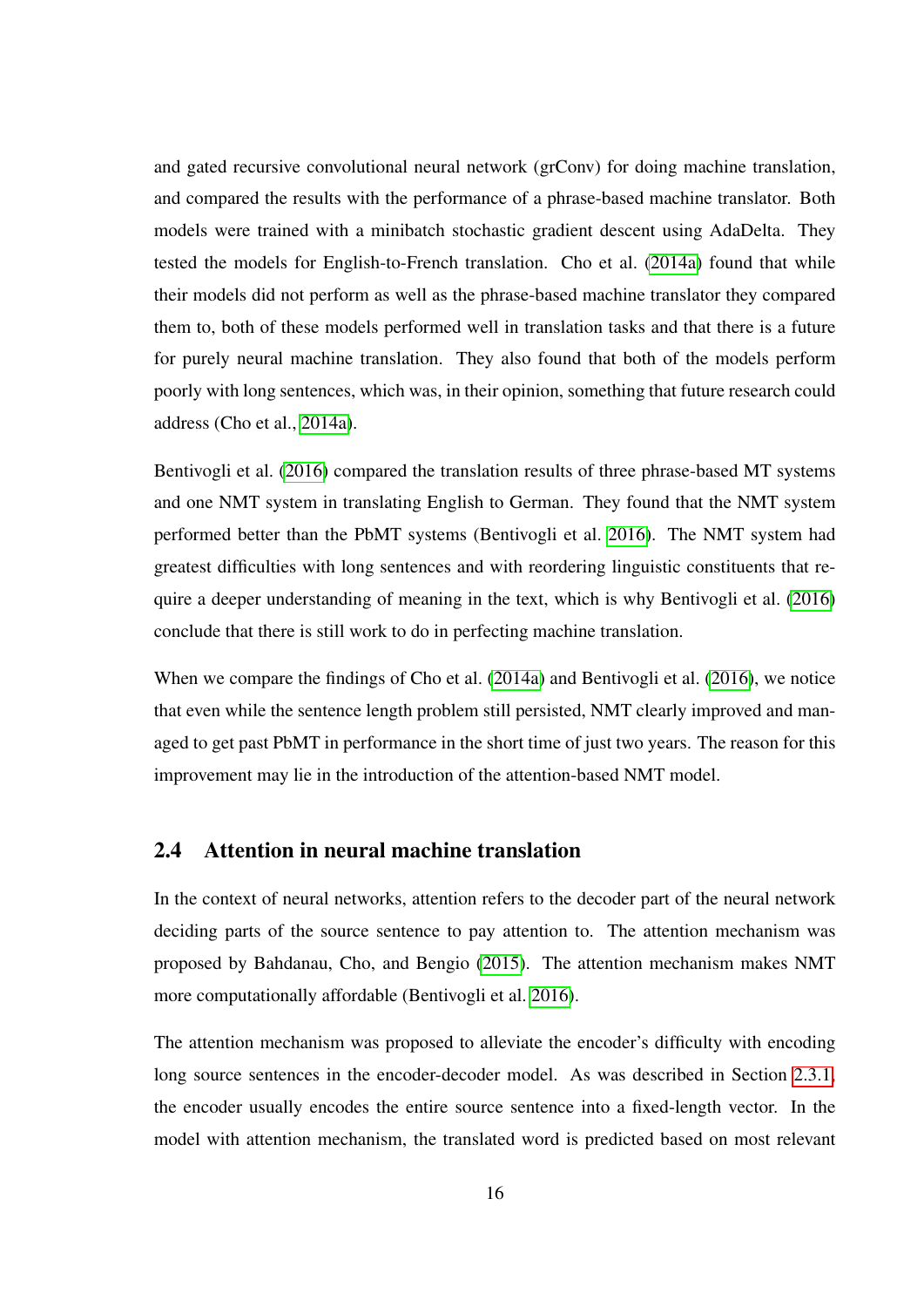and gated recursive convolutional neural network (grConv) for doing machine translation, and compared the results with the performance of a phrase-based machine translator. Both models were trained with a minibatch stochastic gradient descent using AdaDelta. They tested the models for English-to-French translation. Cho et al. (2014a) found that while their models did not perform as well as the phrase-based machine translator they compared them to, both of these models performed well in translation tasks and that there is a future for purely neural machine translation. They also found that both of the models perform poorly with long sentences, which was, in their opinion, something that future research could address (Cho et al., 2014a).

Bentivogli et al. (2016) compared the translation results of three phrase-based MT systems and one NMT system in translating English to German. They found that the NMT system performed better than the PbMT systems (Bentivogli et al. 2016). The NMT system had greatest difficulties with long sentences and with reordering linguistic constituents that require a deeper understanding of meaning in the text, which is why Bentivogli et al. (2016) conclude that there is still work to do in perfecting machine translation.

When we compare the findings of Cho et al. (2014a) and Bentivogli et al. (2016), we notice that even while the sentence length problem still persisted, NMT clearly improved and managed to get past PbMT in performance in the short time of just two years. The reason for this improvement may lie in the introduction of the attention-based NMT model.

## 2.4 Attention in neural machine translation

In the context of neural networks, attention refers to the decoder part of the neural network deciding parts of the source sentence to pay attention to. The attention mechanism was proposed by Bahdanau, Cho, and Bengio (2015). The attention mechanism makes NMT more computationally affordable (Bentivogli et al. 2016).

The attention mechanism was proposed to alleviate the encoder's difficulty with encoding long source sentences in the encoder-decoder model. As was described in Section 2.3.1, the encoder usually encodes the entire source sentence into a fixed-length vector. In the model with attention mechanism, the translated word is predicted based on most relevant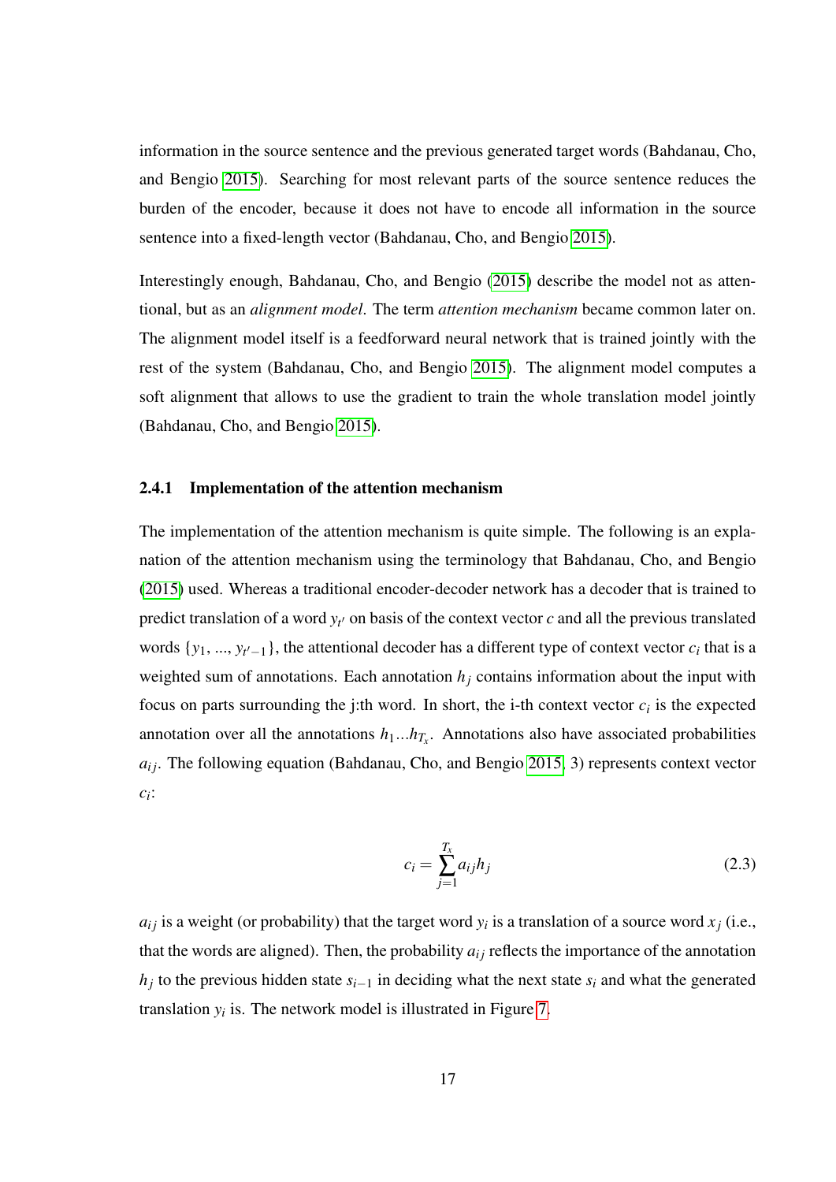information in the source sentence and the previous generated target words (Bahdanau, Cho, and Bengio 2015). Searching for most relevant parts of the source sentence reduces the burden of the encoder, because it does not have to encode all information in the source sentence into a fixed-length vector (Bahdanau, Cho, and Bengio 2015).

Interestingly enough, Bahdanau, Cho, and Bengio (2015) describe the model not as attentional, but as an *alignment model*. The term *attention mechanism* became common later on. The alignment model itself is a feedforward neural network that is trained jointly with the rest of the system (Bahdanau, Cho, and Bengio 2015). The alignment model computes a soft alignment that allows to use the gradient to train the whole translation model jointly (Bahdanau, Cho, and Bengio 2015).

### 2.4.1 Implementation of the attention mechanism

The implementation of the attention mechanism is quite simple. The following is an explanation of the attention mechanism using the terminology that Bahdanau, Cho, and Bengio (2015) used. Whereas a traditional encoder-decoder network has a decoder that is trained to predict translation of a word $y_{t'}$ on basis of the context vector $c$ and all the previous translated words $\{y_1, ..., y_{t'-1}\}$, the attentional decoder has a different type of context vector $c_i$ that is a weighted sum of annotations. Each annotation $h_j$ contains information about the input with focus on parts surrounding the j:th word. In short, the i-th context vector $c_i$ is the expected annotation over all the annotations $h_1...h_{T_x}$. Annotations also have associated probabilities $a_{ij}$. The following equation (Bahdanau, Cho, and Bengio 2015, 3) represents context vector $c_i$:

$$c_i = \sum_{j=1}^{T_x} a_{ij} h_j \tag{2.3}$$

$a_{ij}$ is a weight (or probability) that the target word $y_i$ is a translation of a source word $x_j$ (i.e., that the words are aligned). Then, the probability $a_{ij}$ reflects the importance of the annotation $h_j$ to the previous hidden state $s_{i-1}$ in deciding what the next state $s_i$ and what the generated translation $y_i$ is. The network model is illustrated in Figure 7.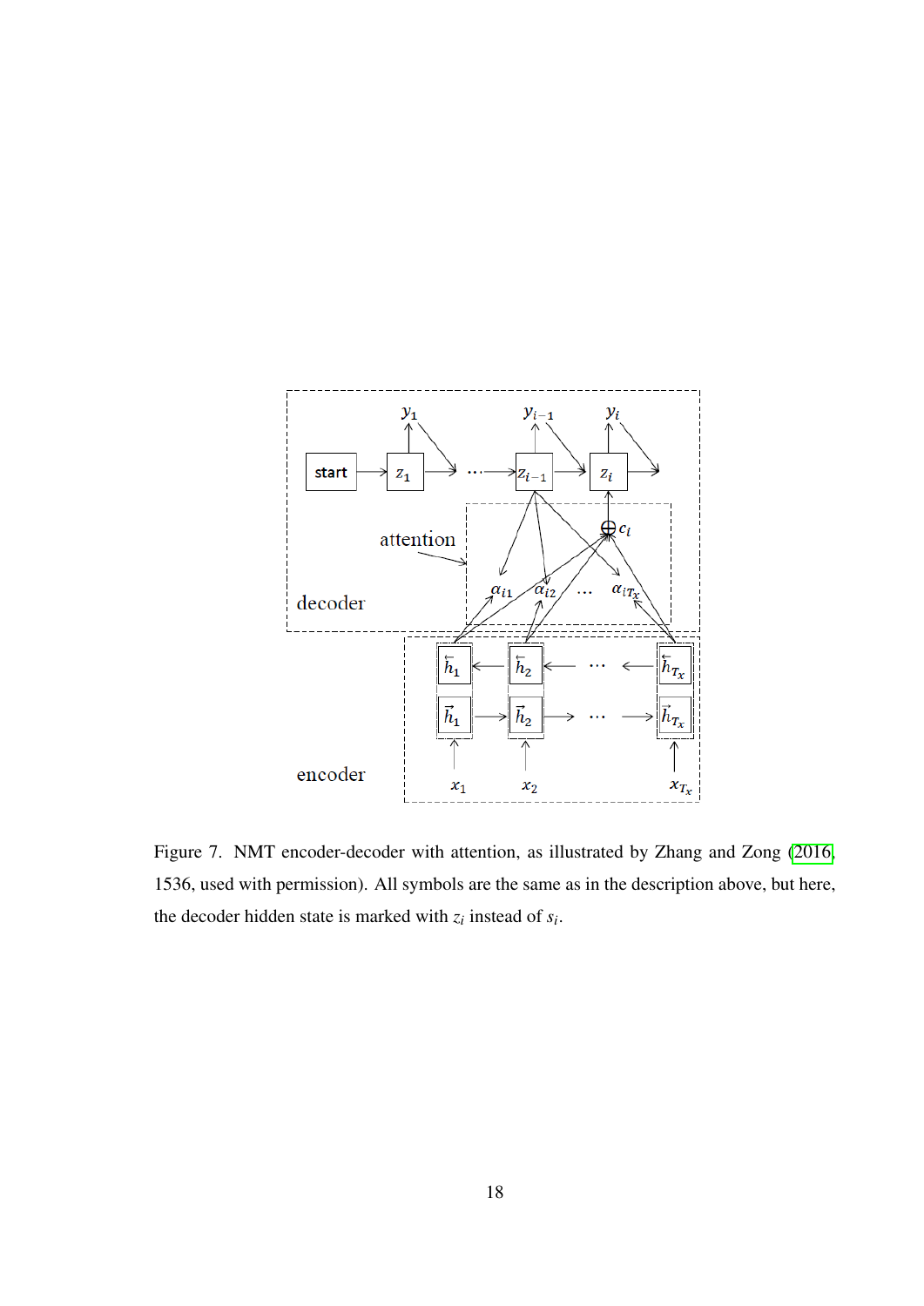Figure 7. NMT encoder-decoder with attention, as illustrated by Zhang and Zong (2016, 1536, used with permission). All symbols are the same as in the description above, but here, the decoder hidden state is marked with $z_i$ instead of $s_i$.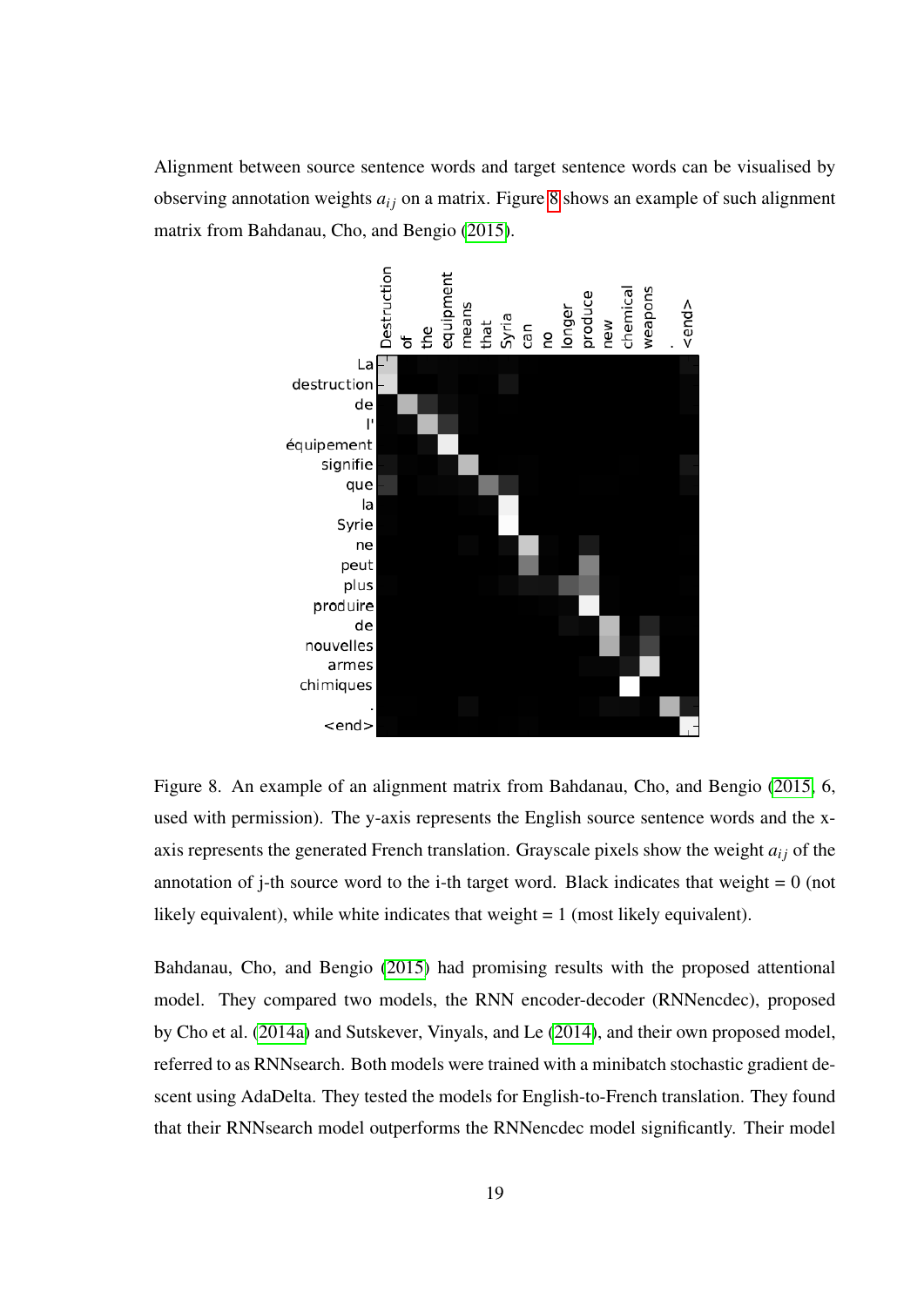Alignment between source sentence words and target sentence words can be visualised by observing annotation weights $a_{ij}$ on a matrix. Figure 8 shows an example of such alignment matrix from Bahdanau, Cho, and Bengio (2015).

Figure 8. An example of an alignment matrix from Bahdanau, Cho, and Bengio (2015, 6, used with permission). The y-axis represents the English source sentence words and the x-axis represents the generated French translation. Grayscale pixels show the weight $a_{ij}$ of the annotation of j-th source word to the i-th target word. Black indicates that weight = 0 (not likely equivalent), while white indicates that weight = 1 (most likely equivalent).

Bahdanau, Cho, and Bengio (2015) had promising results with the proposed attentional model. They compared two models, the RNN encoder-decoder (RNNencdec), proposed by Cho et al. (2014a) and Sutskever, Vinyals, and Le (2014), and their own proposed model, referred to as RNNsearch. Both models were trained with a minibatch stochastic gradient descent using AdaDelta. They tested the models for English-to-French translation. They found that their RNNsearch model outperforms the RNNencdec model significantly. Their model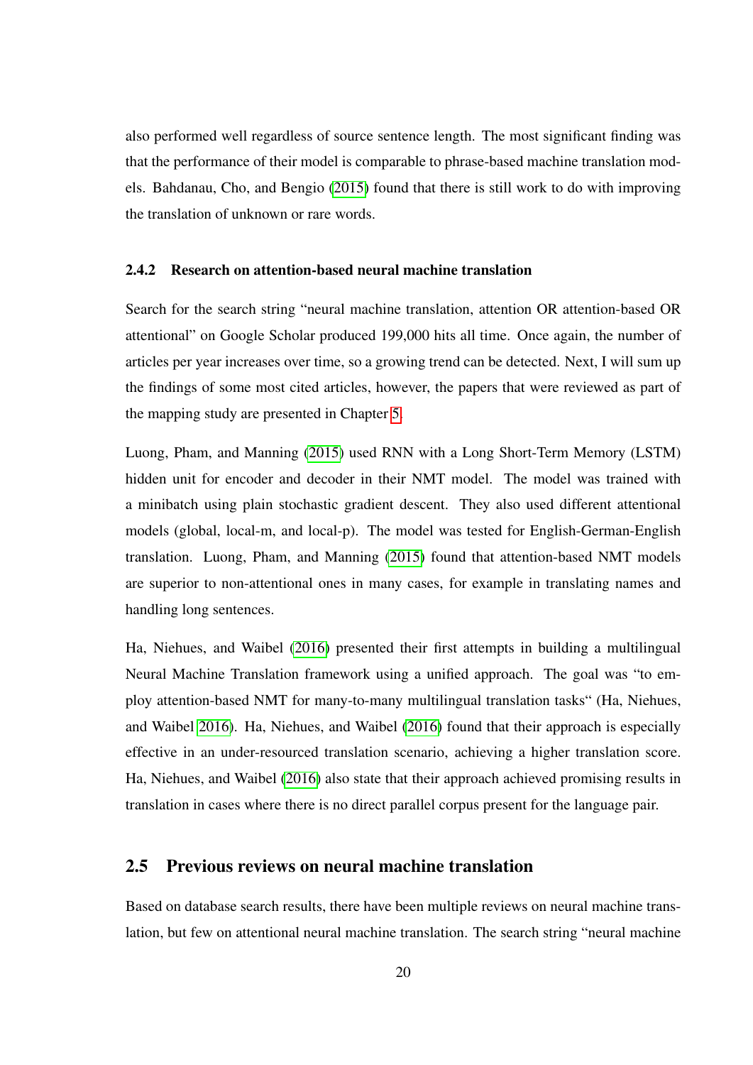also performed well regardless of source sentence length. The most significant finding was that the performance of their model is comparable to phrase-based machine translation models. Bahdanau, Cho, and Bengio (2015) found that there is still work to do with improving the translation of unknown or rare words.

### 2.4.2 Research on attention-based neural machine translation

Search for the search string "neural machine translation, attention OR attention-based OR attentional" on Google Scholar produced 199,000 hits all time. Once again, the number of articles per year increases over time, so a growing trend can be detected. Next, I will sum up the findings of some most cited articles, however, the papers that were reviewed as part of the mapping study are presented in Chapter 5.

Luong, Pham, and Manning (2015) used RNN with a Long Short-Term Memory (LSTM) hidden unit for encoder and decoder in their NMT model. The model was trained with a minibatch using plain stochastic gradient descent. They also used different attentional models (global, local-m, and local-p). The model was tested for English-German-English translation. Luong, Pham, and Manning (2015) found that attention-based NMT models are superior to non-attentional ones in many cases, for example in translating names and handling long sentences.

Ha, Niehues, and Waibel (2016) presented their first attempts in building a multilingual Neural Machine Translation framework using a unified approach. The goal was "to employ attention-based NMT for many-to-many multilingual translation tasks" (Ha, Niehues, and Waibel 2016). Ha, Niehues, and Waibel (2016) found that their approach is especially effective in an under-resourced translation scenario, achieving a higher translation score. Ha, Niehues, and Waibel (2016) also state that their approach achieved promising results in translation in cases where there is no direct parallel corpus present for the language pair.

## 2.5 Previous reviews on neural machine translation

Based on database search results, there have been multiple reviews on neural machine translation, but few on attentional neural machine translation. The search string "neural machine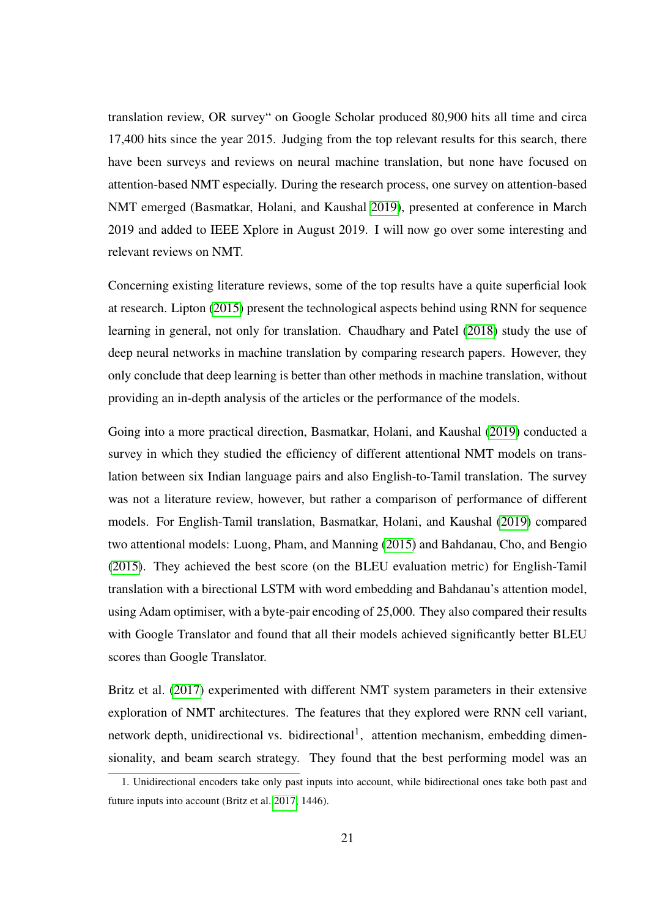translation review, OR survey" on Google Scholar produced 80,900 hits all time and circa 17,400 hits since the year 2015. Judging from the top relevant results for this search, there have been surveys and reviews on neural machine translation, but none have focused on attention-based NMT especially. During the research process, one survey on attention-based NMT emerged (Basmatkar, Holani, and Kaushal 2019), presented at conference in March 2019 and added to IEEE Xplore in August 2019. I will now go over some interesting and relevant reviews on NMT.

Concerning existing literature reviews, some of the top results have a quite superficial look at research. Lipton (2015) present the technological aspects behind using RNN for sequence learning in general, not only for translation. Chaudhary and Patel (2018) study the use of deep neural networks in machine translation by comparing research papers. However, they only conclude that deep learning is better than other methods in machine translation, without providing an in-depth analysis of the articles or the performance of the models.

Going into a more practical direction, Basmatkar, Holani, and Kaushal (2019) conducted a survey in which they studied the efficiency of different attentional NMT models on translation between six Indian language pairs and also English-to-Tamil translation. The survey was not a literature review, however, but rather a comparison of performance of different models. For English-Tamil translation, Basmatkar, Holani, and Kaushal (2019) compared two attentional models: Luong, Pham, and Manning (2015) and Bahdanau, Cho, and Bengio (2015). They achieved the best score (on the BLEU evaluation metric) for English-Tamil translation with a birectional LSTM with word embedding and Bahdanau's attention model, using Adam optimiser, with a byte-pair encoding of 25,000. They also compared their results with Google Translator and found that all their models achieved significantly better BLEU scores than Google Translator.

Britz et al. (2017) experimented with different NMT system parameters in their extensive exploration of NMT architectures. The features that they explored were RNN cell variant, network depth, unidirectional vs. bidirectional[1], attention mechanism, embedding dimensionality, and beam search strategy. They found that the best performing model was an

1. Unidirectional encoders take only past inputs into account, while bidirectional ones take both past and future inputs into account (Britz et al. 2017, 1446).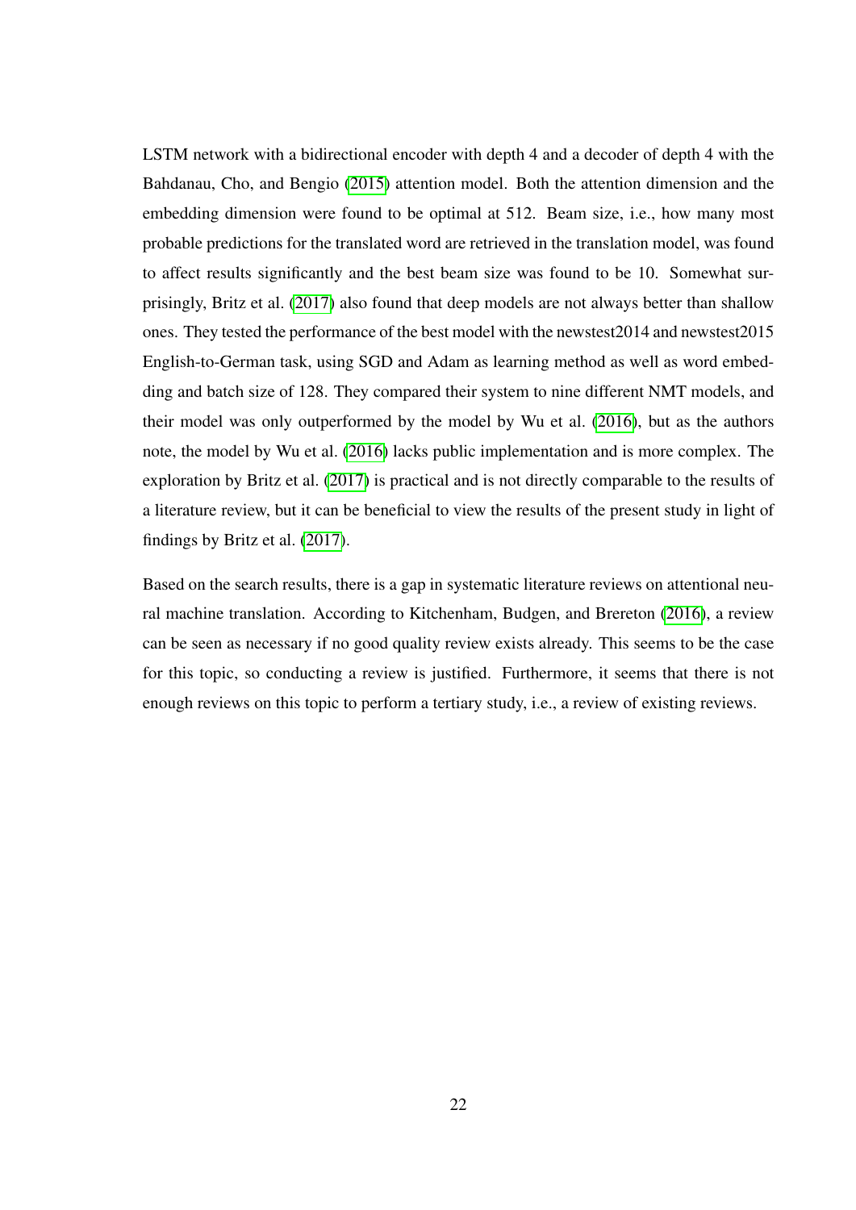LSTM network with a bidirectional encoder with depth 4 and a decoder of depth 4 with the Bahdanau, Cho, and Bengio (2015) attention model. Both the attention dimension and the embedding dimension were found to be optimal at 512. Beam size, i.e., how many most probable predictions for the translated word are retrieved in the translation model, was found to affect results significantly and the best beam size was found to be 10. Somewhat surprisingly, Britz et al. (2017) also found that deep models are not always better than shallow ones. They tested the performance of the best model with the newstest2014 and newstest2015 English-to-German task, using SGD and Adam as learning method as well as word embedding and batch size of 128. They compared their system to nine different NMT models, and their model was only outperformed by the model by Wu et al. (2016), but as the authors note, the model by Wu et al. (2016) lacks public implementation and is more complex. The exploration by Britz et al. (2017) is practical and is not directly comparable to the results of a literature review, but it can be beneficial to view the results of the present study in light of findings by Britz et al. (2017).

Based on the search results, there is a gap in systematic literature reviews on attentional neural machine translation. According to Kitchenham, Budgen, and Brereton (2016), a review can be seen as necessary if no good quality review exists already. This seems to be the case for this topic, so conducting a review is justified. Furthermore, it seems that there is not enough reviews on this topic to perform a tertiary study, i.e., a review of existing reviews.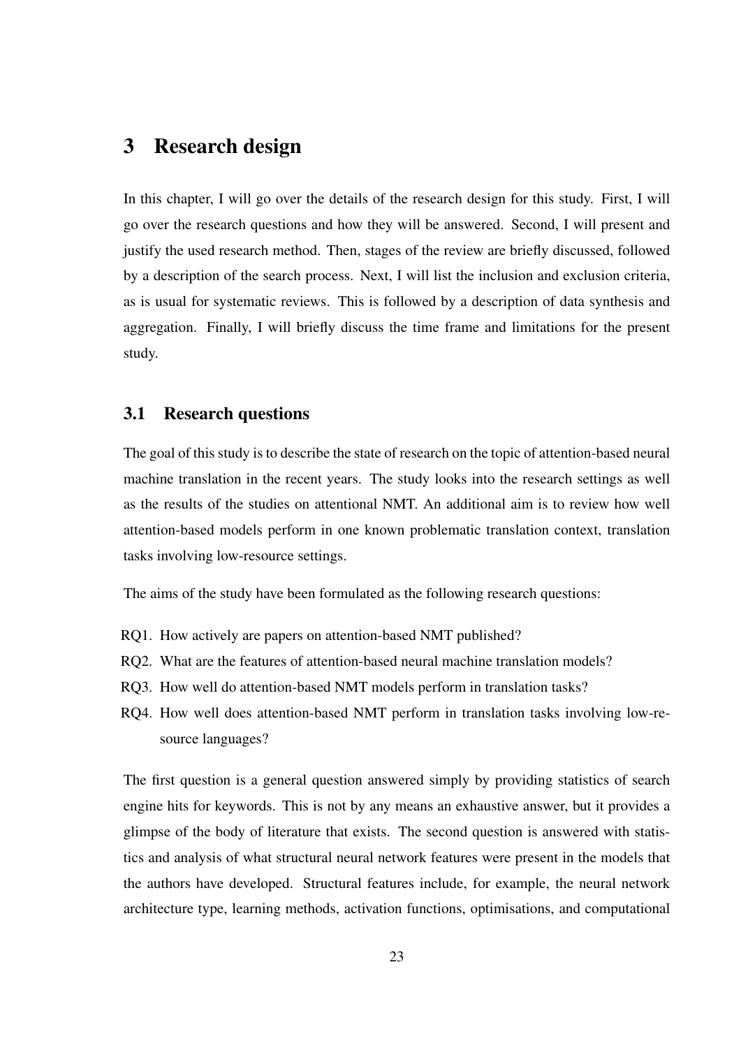# 3 Research design

In this chapter, I will go over the details of the research design for this study. First, I will go over the research questions and how they will be answered. Second, I will present and justify the used research method. Then, stages of the review are briefly discussed, followed by a description of the search process. Next, I will list the inclusion and exclusion criteria, as is usual for systematic reviews. This is followed by a description of data synthesis and aggregation. Finally, I will briefly discuss the time frame and limitations for the present study.

## 3.1 Research questions

The goal of this study is to describe the state of research on the topic of attention-based neural machine translation in the recent years. The study looks into the research settings as well as the results of the studies on attentional NMT. An additional aim is to review how well attention-based models perform in one known problematic translation context, translation tasks involving low-resource settings.

The aims of the study have been formulated as the following research questions:

RQ1. How actively are papers on attention-based NMT published?

RQ2. What are the features of attention-based neural machine translation models?

RQ3. How well do attention-based NMT models perform in translation tasks?

RQ4. How well does attention-based NMT perform in translation tasks involving low-resource languages?

The first question is a general question answered simply by providing statistics of search engine hits for keywords. This is not by any means an exhaustive answer, but it provides a glimpse of the body of literature that exists. The second question is answered with statistics and analysis of what structural neural network features were present in the models that the authors have developed. Structural features include, for example, the neural network architecture type, learning methods, activation functions, optimisations, and computational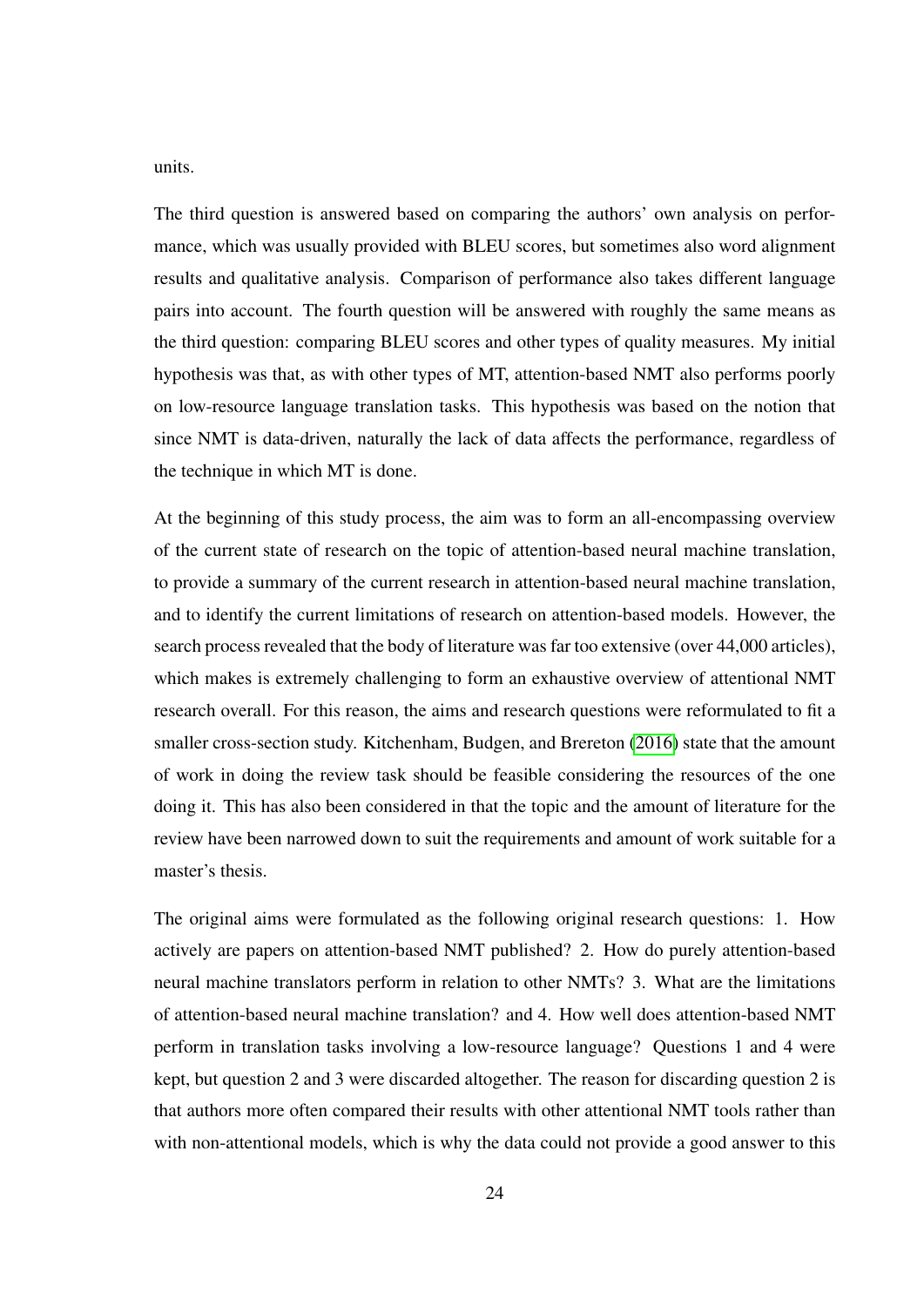units.

The third question is answered based on comparing the authors' own analysis on performance, which was usually provided with BLEU scores, but sometimes also word alignment results and qualitative analysis. Comparison of performance also takes different language pairs into account. The fourth question will be answered with roughly the same means as the third question: comparing BLEU scores and other types of quality measures. My initial hypothesis was that, as with other types of MT, attention-based NMT also performs poorly on low-resource language translation tasks. This hypothesis was based on the notion that since NMT is data-driven, naturally the lack of data affects the performance, regardless of the technique in which MT is done.

At the beginning of this study process, the aim was to form an all-encompassing overview of the current state of research on the topic of attention-based neural machine translation, to provide a summary of the current research in attention-based neural machine translation, and to identify the current limitations of research on attention-based models. However, the search process revealed that the body of literature was far too extensive (over 44,000 articles), which makes is extremely challenging to form an exhaustive overview of attentional NMT research overall. For this reason, the aims and research questions were reformulated to fit a smaller cross-section study. Kitchenham, Budgen, and Brereton (2016) state that the amount of work in doing the review task should be feasible considering the resources of the one doing it. This has also been considered in that the topic and the amount of literature for the review have been narrowed down to suit the requirements and amount of work suitable for a master's thesis.

The original aims were formulated as the following original research questions: 1. How actively are papers on attention-based NMT published? 2. How do purely attention-based neural machine translators perform in relation to other NMTs? 3. What are the limitations of attention-based neural machine translation? and 4. How well does attention-based NMT perform in translation tasks involving a low-resource language? Questions 1 and 4 were kept, but question 2 and 3 were discarded altogether. The reason for discarding question 2 is that authors more often compared their results with other attentional NMT tools rather than with non-attentional models, which is why the data could not provide a good answer to this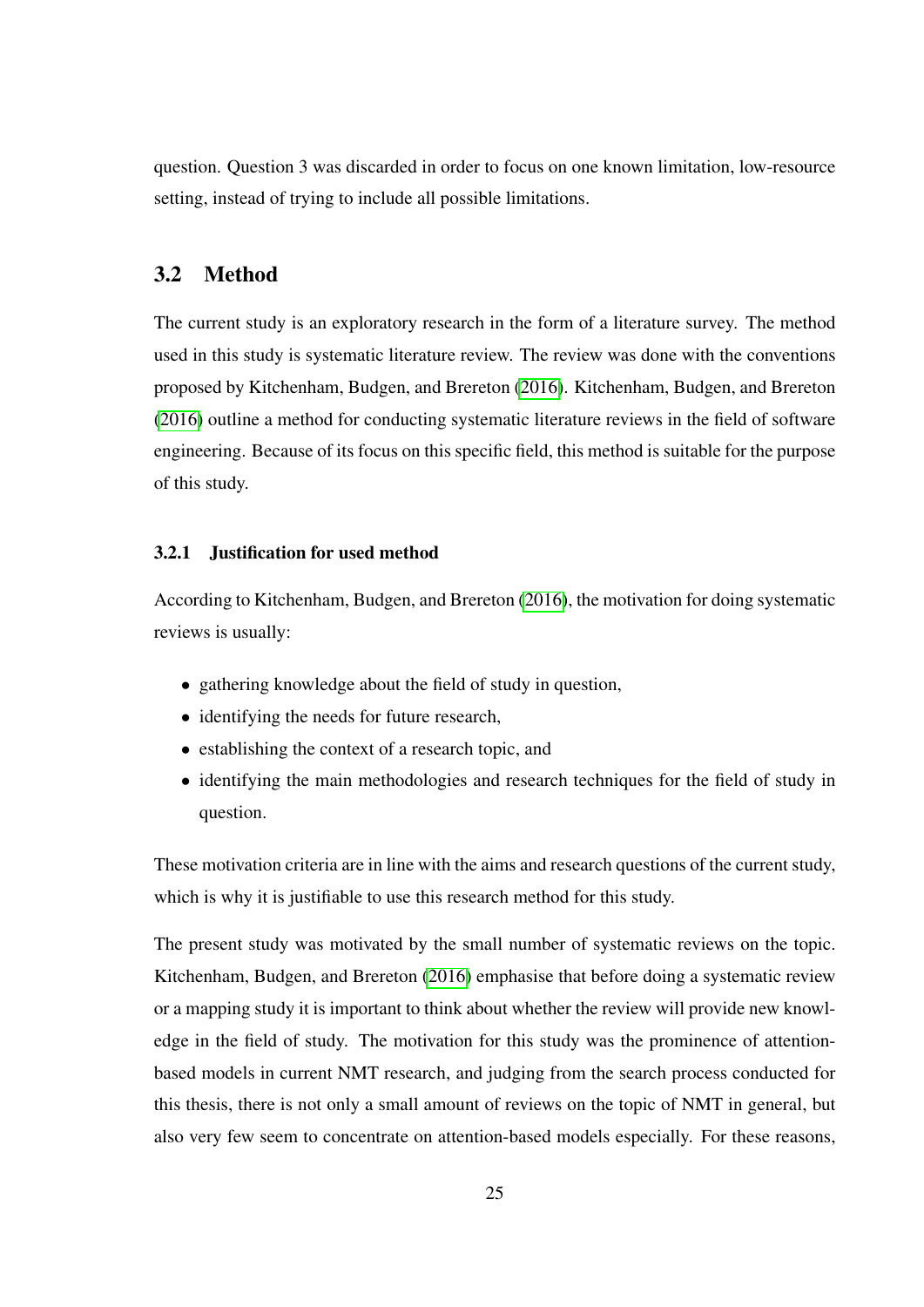question. Question 3 was discarded in order to focus on one known limitation, low-resource setting, instead of trying to include all possible limitations.

## 3.2 Method

The current study is an exploratory research in the form of a literature survey. The method used in this study is systematic literature review. The review was done with the conventions proposed by Kitchenham, Budgen, and Brereton (2016). Kitchenham, Budgen, and Brereton (2016) outline a method for conducting systematic literature reviews in the field of software engineering. Because of its focus on this specific field, this method is suitable for the purpose of this study.

### 3.2.1 Justification for used method

According to Kitchenham, Budgen, and Brereton (2016), the motivation for doing systematic reviews is usually:

- gathering knowledge about the field of study in question,
- identifying the needs for future research,
- establishing the context of a research topic, and
- identifying the main methodologies and research techniques for the field of study in question.

These motivation criteria are in line with the aims and research questions of the current study, which is why it is justifiable to use this research method for this study.

The present study was motivated by the small number of systematic reviews on the topic. Kitchenham, Budgen, and Brereton (2016) emphasise that before doing a systematic review or a mapping study it is important to think about whether the review will provide new knowledge in the field of study. The motivation for this study was the prominence of attention-based models in current NMT research, and judging from the search process conducted for this thesis, there is not only a small amount of reviews on the topic of NMT in general, but also very few seem to concentrate on attention-based models especially. For these reasons,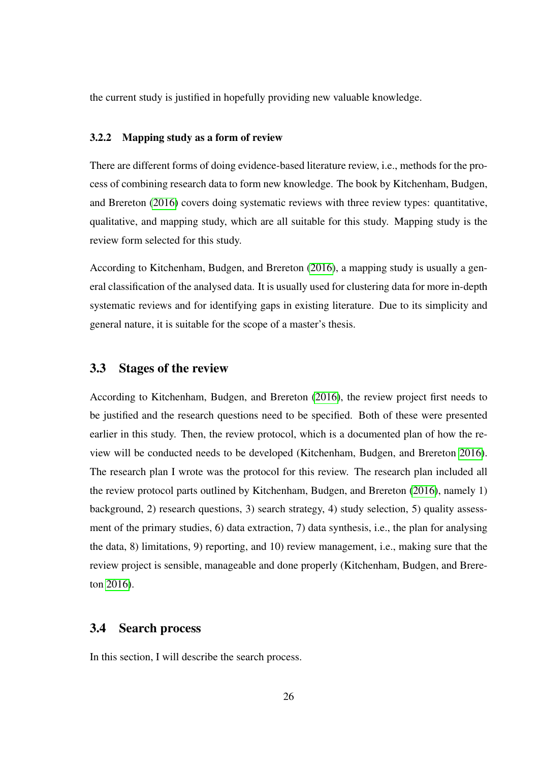the current study is justified in hopefully providing new valuable knowledge.

#### 3.2.2 Mapping study as a form of review

There are different forms of doing evidence-based literature review, i.e., methods for the process of combining research data to form new knowledge. The book by Kitchenham, Budgen, and Brereton (2016) covers doing systematic reviews with three review types: quantitative, qualitative, and mapping study, which are all suitable for this study. Mapping study is the review form selected for this study.

According to Kitchenham, Budgen, and Brereton (2016), a mapping study is usually a general classification of the analysed data. It is usually used for clustering data for more in-depth systematic reviews and for identifying gaps in existing literature. Due to its simplicity and general nature, it is suitable for the scope of a master's thesis.

### 3.3 Stages of the review

According to Kitchenham, Budgen, and Brereton (2016), the review project first needs to be justified and the research questions need to be specified. Both of these were presented earlier in this study. Then, the review protocol, which is a documented plan of how the review will be conducted needs to be developed (Kitchenham, Budgen, and Brereton 2016). The research plan I wrote was the protocol for this review. The research plan included all the review protocol parts outlined by Kitchenham, Budgen, and Brereton (2016), namely 1) background, 2) research questions, 3) search strategy, 4) study selection, 5) quality assessment of the primary studies, 6) data extraction, 7) data synthesis, i.e., the plan for analysing the data, 8) limitations, 9) reporting, and 10) review management, i.e., making sure that the review project is sensible, manageable and done properly (Kitchenham, Budgen, and Brereton 2016).

### 3.4 Search process

In this section, I will describe the search process.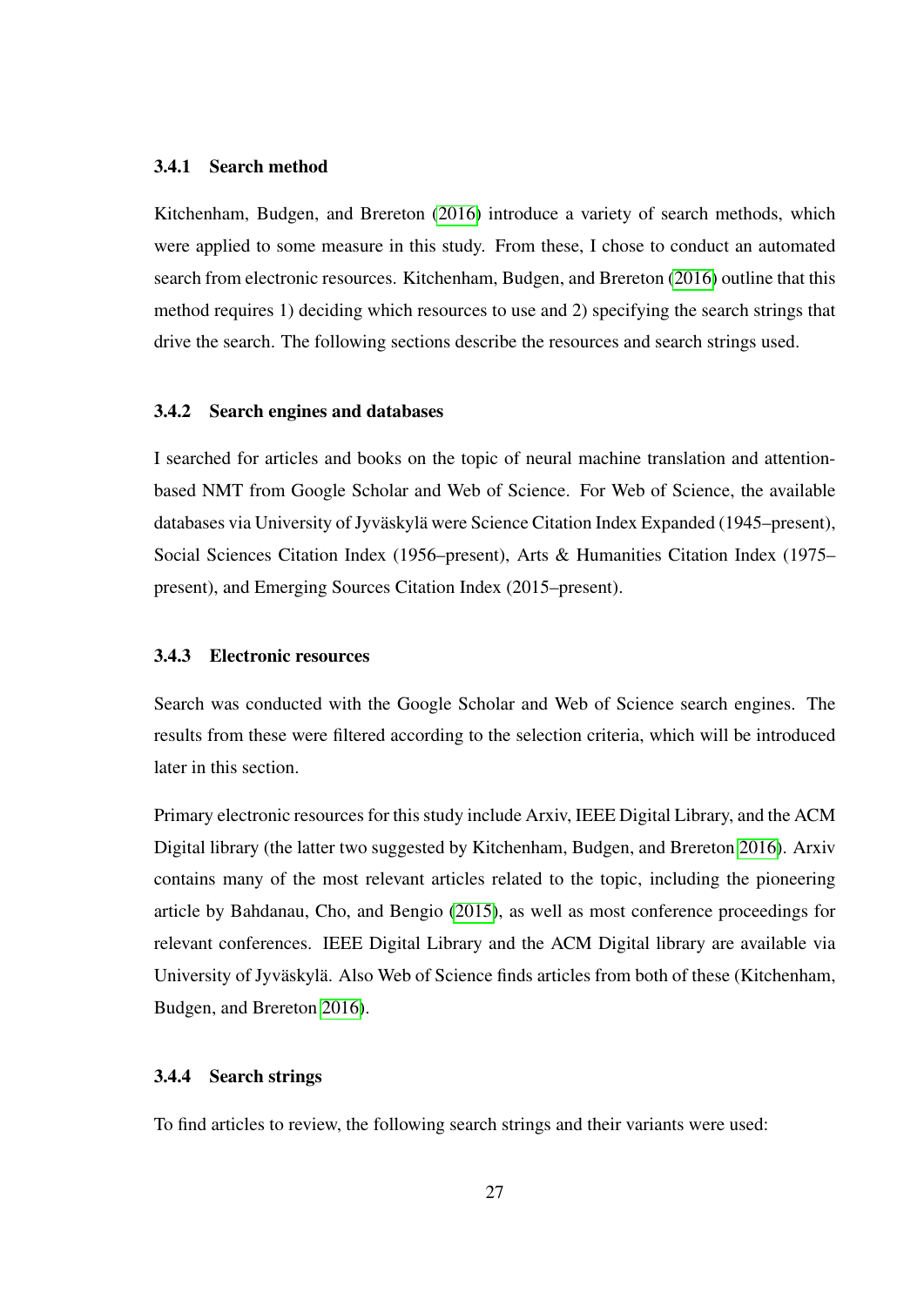### 3.4.1 Search method

Kitchenham, Budgen, and Brereton (2016) introduce a variety of search methods, which were applied to some measure in this study. From these, I chose to conduct an automated search from electronic resources. Kitchenham, Budgen, and Brereton (2016) outline that this method requires 1) deciding which resources to use and 2) specifying the search strings that drive the search. The following sections describe the resources and search strings used.

### 3.4.2 Search engines and databases

I searched for articles and books on the topic of neural machine translation and attention-based NMT from Google Scholar and Web of Science. For Web of Science, the available databases via University of Jyväskylä were Science Citation Index Expanded (1945–present), Social Sciences Citation Index (1956–present), Arts & Humanities Citation Index (1975–present), and Emerging Sources Citation Index (2015–present).

### 3.4.3 Electronic resources

Search was conducted with the Google Scholar and Web of Science search engines. The results from these were filtered according to the selection criteria, which will be introduced later in this section.

Primary electronic resources for this study include Arxiv, IEEE Digital Library, and the ACM Digital library (the latter two suggested by Kitchenham, Budgen, and Brereton 2016). Arxiv contains many of the most relevant articles related to the topic, including the pioneering article by Bahdanau, Cho, and Bengio (2015), as well as most conference proceedings for relevant conferences. IEEE Digital Library and the ACM Digital library are available via University of Jyväskylä. Also Web of Science finds articles from both of these (Kitchenham, Budgen, and Brereton 2016).

### 3.4.4 Search strings

To find articles to review, the following search strings and their variants were used: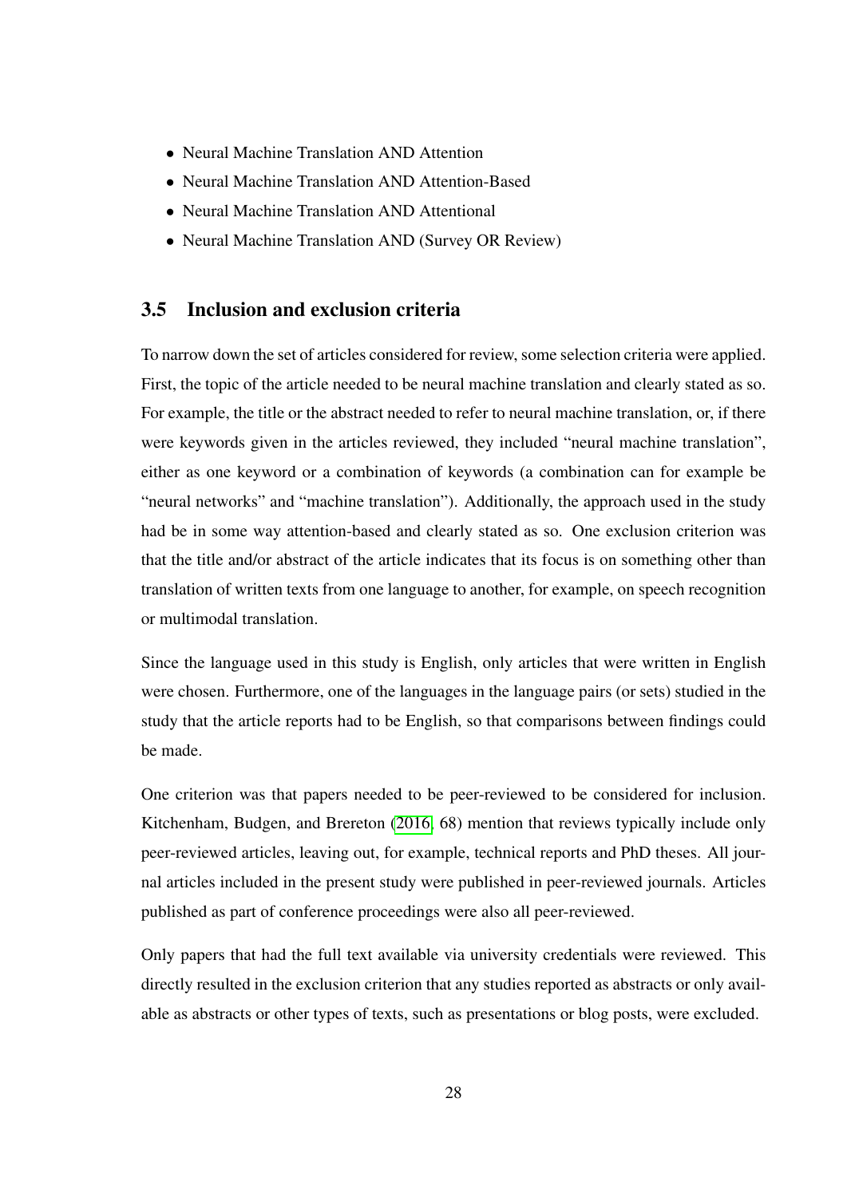- Neural Machine Translation AND Attention
- Neural Machine Translation AND Attention-Based
- Neural Machine Translation AND Attentional
- Neural Machine Translation AND (Survey OR Review)

## 3.5 Inclusion and exclusion criteria

To narrow down the set of articles considered for review, some selection criteria were applied. First, the topic of the article needed to be neural machine translation and clearly stated as so. For example, the title or the abstract needed to refer to neural machine translation, or, if there were keywords given in the articles reviewed, they included "neural machine translation", either as one keyword or a combination of keywords (a combination can for example be "neural networks" and "machine translation"). Additionally, the approach used in the study had be in some way attention-based and clearly stated as so. One exclusion criterion was that the title and/or abstract of the article indicates that its focus is on something other than translation of written texts from one language to another, for example, on speech recognition or multimodal translation.

Since the language used in this study is English, only articles that were written in English were chosen. Furthermore, one of the languages in the language pairs (or sets) studied in the study that the article reports had to be English, so that comparisons between findings could be made.

One criterion was that papers needed to be peer-reviewed to be considered for inclusion. Kitchenham, Budgen, and Brereton (2016, 68) mention that reviews typically include only peer-reviewed articles, leaving out, for example, technical reports and PhD theses. All journal articles included in the present study were published in peer-reviewed journals. Articles published as part of conference proceedings were also all peer-reviewed.

Only papers that had the full text available via university credentials were reviewed. This directly resulted in the exclusion criterion that any studies reported as abstracts or only available as abstracts or other types of texts, such as presentations or blog posts, were excluded.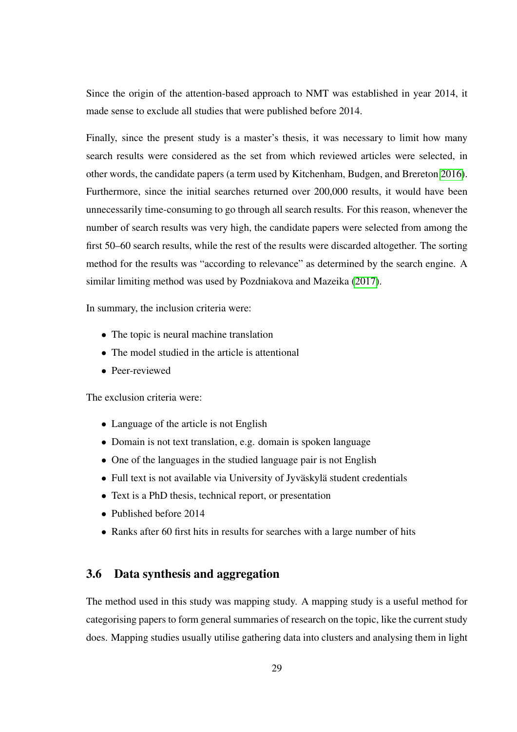Since the origin of the attention-based approach to NMT was established in year 2014, it made sense to exclude all studies that were published before 2014.

Finally, since the present study is a master's thesis, it was necessary to limit how many search results were considered as the set from which reviewed articles were selected, in other words, the candidate papers (a term used by Kitchenham, Budgen, and Brereton 2016). Furthermore, since the initial searches returned over 200,000 results, it would have been unnecessarily time-consuming to go through all search results. For this reason, whenever the number of search results was very high, the candidate papers were selected from among the first 50–60 search results, while the rest of the results were discarded altogether. The sorting method for the results was "according to relevance" as determined by the search engine. A similar limiting method was used by Pozdniakova and Mazeika (2017).

In summary, the inclusion criteria were:

- The topic is neural machine translation
- The model studied in the article is attentional
- Peer-reviewed

The exclusion criteria were:

- Language of the article is not English
- Domain is not text translation, e.g. domain is spoken language
- One of the languages in the studied language pair is not English
- Full text is not available via University of Jyväskylä student credentials
- Text is a PhD thesis, technical report, or presentation
- Published before 2014
- Ranks after 60 first hits in results for searches with a large number of hits

### 3.6 Data synthesis and aggregation

The method used in this study was mapping study. A mapping study is a useful method for categorising papers to form general summaries of research on the topic, like the current study does. Mapping studies usually utilise gathering data into clusters and analysing them in light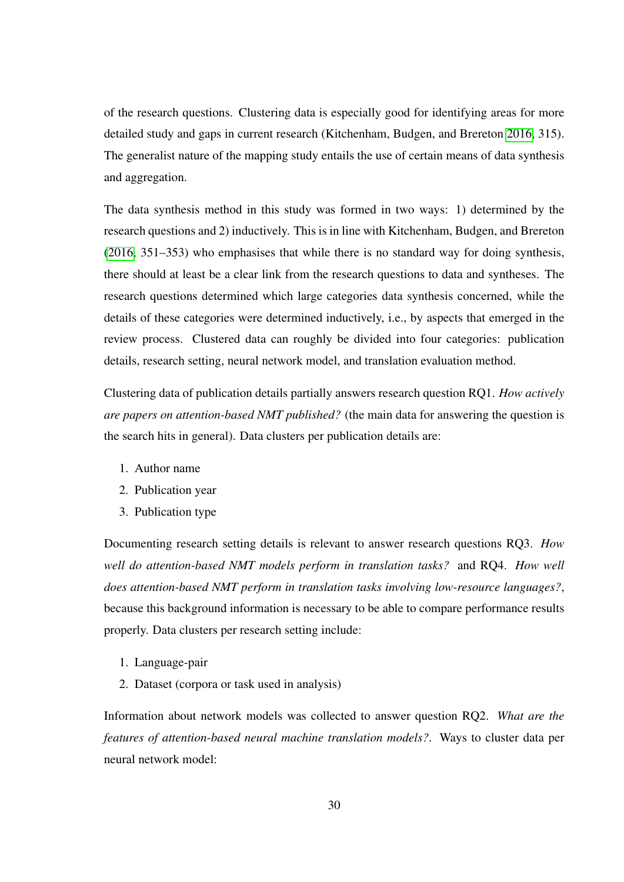of the research questions. Clustering data is especially good for identifying areas for more detailed study and gaps in current research (Kitchenham, Budgen, and Brereton 2016, 315). The generalist nature of the mapping study entails the use of certain means of data synthesis and aggregation.

The data synthesis method in this study was formed in two ways: 1) determined by the research questions and 2) inductively. This is in line with Kitchenham, Budgen, and Brereton (2016, 351–353) who emphasises that while there is no standard way for doing synthesis, there should at least be a clear link from the research questions to data and syntheses. The research questions determined which large categories data synthesis concerned, while the details of these categories were determined inductively, i.e., by aspects that emerged in the review process. Clustered data can roughly be divided into four categories: publication details, research setting, neural network model, and translation evaluation method.

Clustering data of publication details partially answers research question RQ1. *How actively are papers on attention-based NMT published?* (the main data for answering the question is the search hits in general). Data clusters per publication details are:

1. Author name
2. Publication year
3. Publication type

Documenting research setting details is relevant to answer research questions RQ3. *How well do attention-based NMT models perform in translation tasks?* and RQ4. *How well does attention-based NMT perform in translation tasks involving low-resource languages?*, because this background information is necessary to be able to compare performance results properly. Data clusters per research setting include:

1. Language-pair
2. Dataset (corpora or task used in analysis)

Information about network models was collected to answer question RQ2. *What are the features of attention-based neural machine translation models?*. Ways to cluster data per neural network model: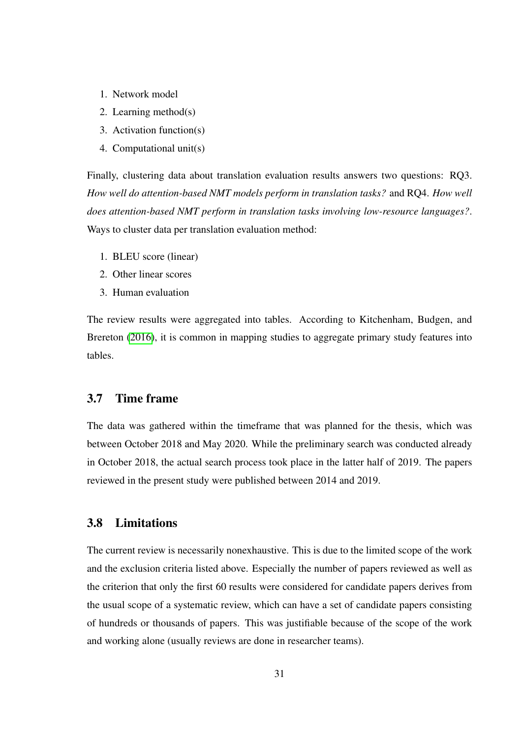1. Network model
2. Learning method(s)
3. Activation function(s)
4. Computational unit(s)

Finally, clustering data about translation evaluation results answers two questions: RQ3. *How well do attention-based NMT models perform in translation tasks?* and RQ4. *How well does attention-based NMT perform in translation tasks involving low-resource languages?*. Ways to cluster data per translation evaluation method:

1. BLEU score (linear)
2. Other linear scores
3. Human evaluation

The review results were aggregated into tables. According to Kitchenham, Budgen, and Brereton (2016), it is common in mapping studies to aggregate primary study features into tables.

## 3.7 Time frame

The data was gathered within the timeframe that was planned for the thesis, which was between October 2018 and May 2020. While the preliminary search was conducted already in October 2018, the actual search process took place in the latter half of 2019. The papers reviewed in the present study were published between 2014 and 2019.

## 3.8 Limitations

The current review is necessarily nonexhaustive. This is due to the limited scope of the work and the exclusion criteria listed above. Especially the number of papers reviewed as well as the criterion that only the first 60 results were considered for candidate papers derives from the usual scope of a systematic review, which can have a set of candidate papers consisting of hundreds or thousands of papers. This was justifiable because of the scope of the work and working alone (usually reviews are done in researcher teams).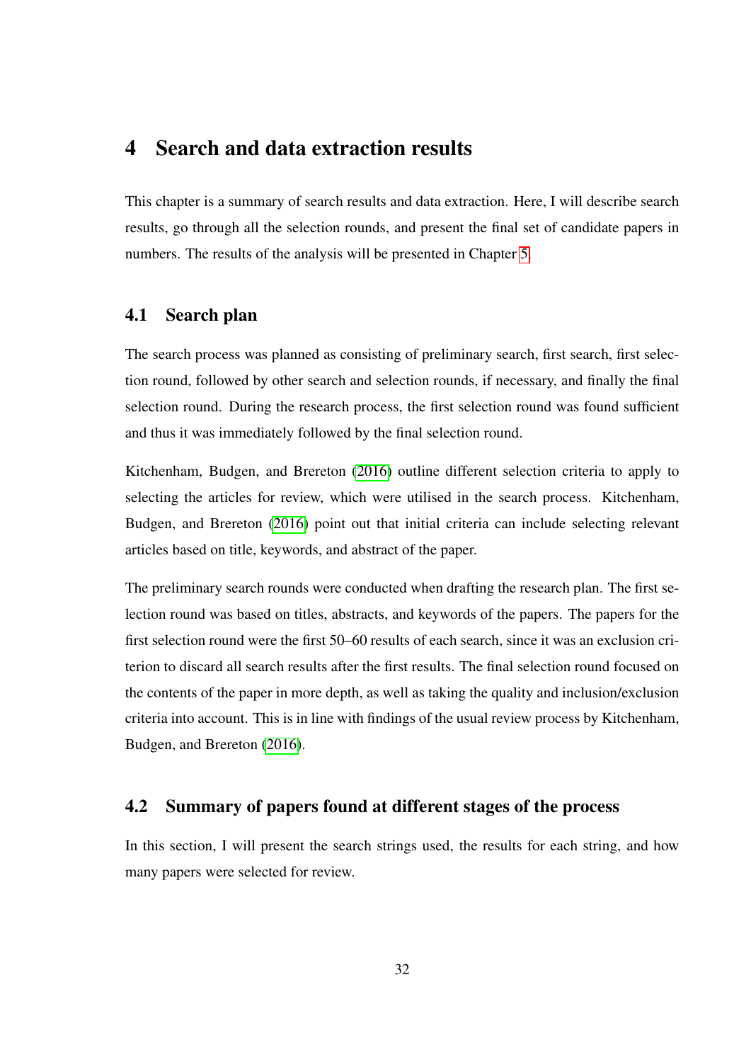# 4 Search and data extraction results

This chapter is a summary of search results and data extraction. Here, I will describe search results, go through all the selection rounds, and present the final set of candidate papers in numbers. The results of the analysis will be presented in Chapter 5.

## 4.1 Search plan

The search process was planned as consisting of preliminary search, first search, first selection round, followed by other search and selection rounds, if necessary, and finally the final selection round. During the research process, the first selection round was found sufficient and thus it was immediately followed by the final selection round.

Kitchenham, Budgen, and Brereton (2016) outline different selection criteria to apply to selecting the articles for review, which were utilised in the search process. Kitchenham, Budgen, and Brereton (2016) point out that initial criteria can include selecting relevant articles based on title, keywords, and abstract of the paper.

The preliminary search rounds were conducted when drafting the research plan. The first selection round was based on titles, abstracts, and keywords of the papers. The papers for the first selection round were the first 50–60 results of each search, since it was an exclusion criterion to discard all search results after the first results. The final selection round focused on the contents of the paper in more depth, as well as taking the quality and inclusion/exclusion criteria into account. This is in line with findings of the usual review process by Kitchenham, Budgen, and Brereton (2016).

## 4.2 Summary of papers found at different stages of the process

In this section, I will present the search strings used, the results for each string, and how many papers were selected for review.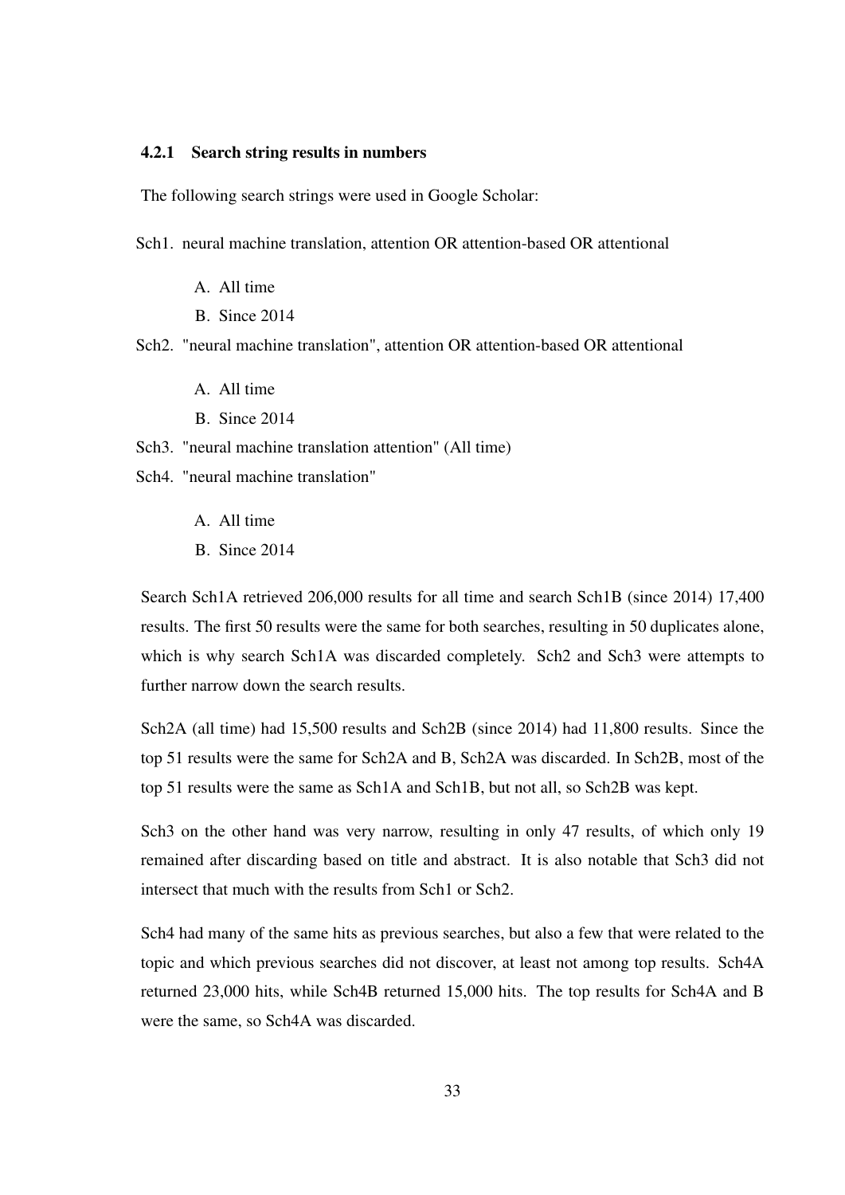### 4.2.1 Search string results in numbers

The following search strings were used in Google Scholar:

Sch1. neural machine translation, attention OR attention-based OR attentional

A. All time

B. Since 2014

Sch2. "neural machine translation", attention OR attention-based OR attentional

A. All time

B. Since 2014

Sch3. "neural machine translation attention" (All time)

Sch4. "neural machine translation"

A. All time

B. Since 2014

Search Sch1A retrieved 206,000 results for all time and search Sch1B (since 2014) 17,400 results. The first 50 results were the same for both searches, resulting in 50 duplicates alone, which is why search Sch1A was discarded completely. Sch2 and Sch3 were attempts to further narrow down the search results.

Sch2A (all time) had 15,500 results and Sch2B (since 2014) had 11,800 results. Since the top 51 results were the same for Sch2A and B, Sch2A was discarded. In Sch2B, most of the top 51 results were the same as Sch1A and Sch1B, but not all, so Sch2B was kept.

Sch3 on the other hand was very narrow, resulting in only 47 results, of which only 19 remained after discarding based on title and abstract. It is also notable that Sch3 did not intersect that much with the results from Sch1 or Sch2.

Sch4 had many of the same hits as previous searches, but also a few that were related to the topic and which previous searches did not discover, at least not among top results. Sch4A returned 23,000 hits, while Sch4B returned 15,000 hits. The top results for Sch4A and B were the same, so Sch4A was discarded.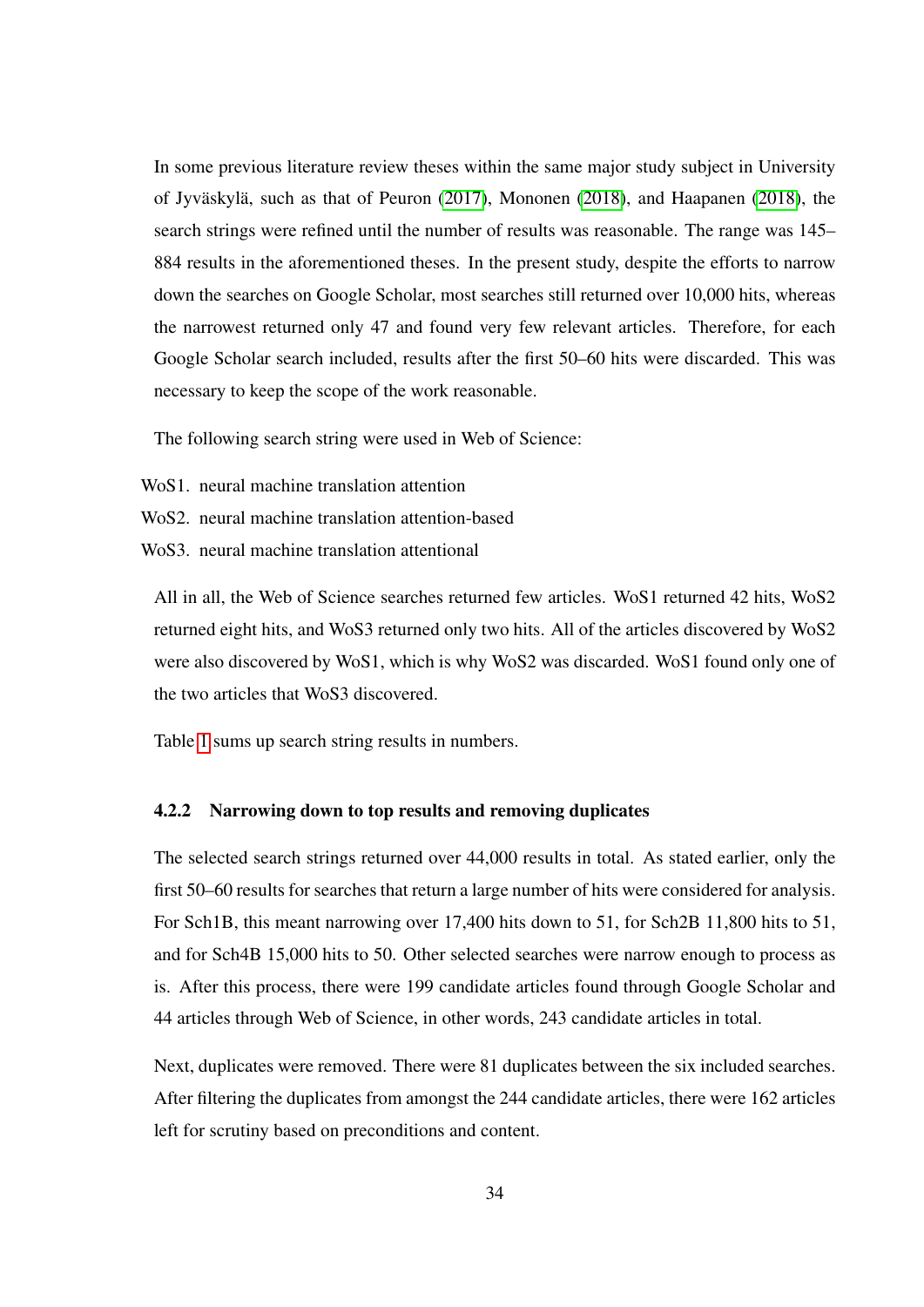In some previous literature review theses within the same major study subject in University of Jyväskylä, such as that of Peuron (2017), Mononen (2018), and Haapanen (2018), the search strings were refined until the number of results was reasonable. The range was 145–884 results in the aforementioned theses. In the present study, despite the efforts to narrow down the searches on Google Scholar, most searches still returned over 10,000 hits, whereas the narrowest returned only 47 and found very few relevant articles. Therefore, for each Google Scholar search included, results after the first 50–60 hits were discarded. This was necessary to keep the scope of the work reasonable.

The following search string were used in Web of Science:

WoS1. neural machine translation attention

WoS2. neural machine translation attention-based

WoS3. neural machine translation attentional

All in all, the Web of Science searches returned few articles. WoS1 returned 42 hits, WoS2 returned eight hits, and WoS3 returned only two hits. All of the articles discovered by WoS2 were also discovered by WoS1, which is why WoS2 was discarded. WoS1 found only one of the two articles that WoS3 discovered.

Table 1 sums up search string results in numbers.

### 4.2.2 Narrowing down to top results and removing duplicates

The selected search strings returned over 44,000 results in total. As stated earlier, only the first 50–60 results for searches that return a large number of hits were considered for analysis. For Sch1B, this meant narrowing over 17,400 hits down to 51, for Sch2B 11,800 hits to 51, and for Sch4B 15,000 hits to 50. Other selected searches were narrow enough to process as is. After this process, there were 199 candidate articles found through Google Scholar and 44 articles through Web of Science, in other words, 243 candidate articles in total.

Next, duplicates were removed. There were 81 duplicates between the six included searches. After filtering the duplicates from amongst the 244 candidate articles, there were 162 articles left for scrutiny based on preconditions and content.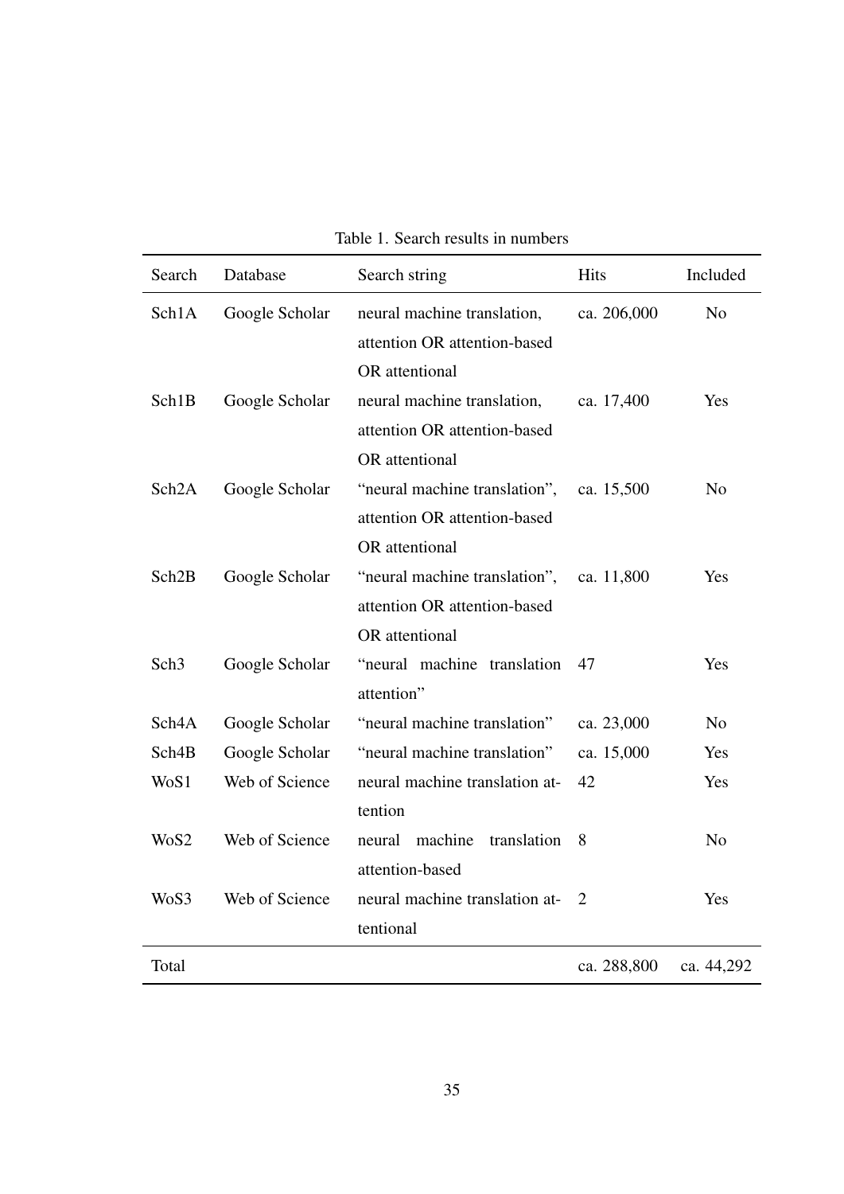Table 1. Search results in numbers

| Search | Database | Search string | Hits | Included |
|---|---|---|---|---|
| Sch1A | Google Scholar | neural machine translation, attention OR attention-based OR attentional | ca. 206,000 | No |
| Sch1B | Google Scholar | neural machine translation, attention OR attention-based OR attentional | ca. 17,400 | Yes |
| Sch2A | Google Scholar | “neural machine translation”, attention OR attention-based OR attentional | ca. 15,500 | No |
| Sch2B | Google Scholar | “neural machine translation”, attention OR attention-based OR attentional | ca. 11,800 | Yes |
| Sch3 | Google Scholar | “neural machine translation attention” | 47 | Yes |
| Sch4A | Google Scholar | “neural machine translation” | ca. 23,000 | No |
| Sch4B | Google Scholar | “neural machine translation” | ca. 15,000 | Yes |
| WoS1 | Web of Science | neural machine translation attention | 42 | Yes |
| WoS2 | Web of Science | neural machine translation attention-based | 8 | No |
| WoS3 | Web of Science | neural machine translation attentional | 2 | Yes |
| Total | | | ca. 288,800 | ca. 44,292 |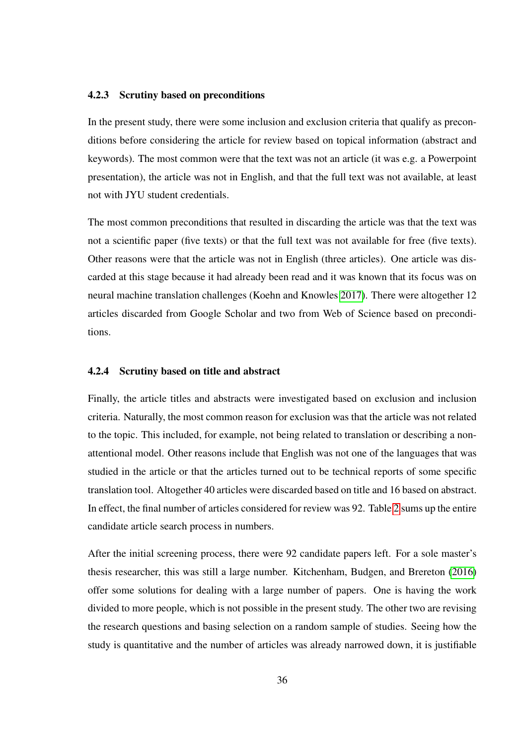### 4.2.3 Scrutiny based on preconditions

In the present study, there were some inclusion and exclusion criteria that qualify as preconditions before considering the article for review based on topical information (abstract and keywords). The most common were that the text was not an article (it was e.g. a Powerpoint presentation), the article was not in English, and that the full text was not available, at least not with JYU student credentials.

The most common preconditions that resulted in discarding the article was that the text was not a scientific paper (five texts) or that the full text was not available for free (five texts). Other reasons were that the article was not in English (three articles). One article was discarded at this stage because it had already been read and it was known that its focus was on neural machine translation challenges (Koehn and Knowles 2017). There were altogether 12 articles discarded from Google Scholar and two from Web of Science based on preconditions.

### 4.2.4 Scrutiny based on title and abstract

Finally, the article titles and abstracts were investigated based on exclusion and inclusion criteria. Naturally, the most common reason for exclusion was that the article was not related to the topic. This included, for example, not being related to translation or describing a non-attentional model. Other reasons include that English was not one of the languages that was studied in the article or that the articles turned out to be technical reports of some specific translation tool. Altogether 40 articles were discarded based on title and 16 based on abstract. In effect, the final number of articles considered for review was 92. Table 2 sums up the entire candidate article search process in numbers.

After the initial screening process, there were 92 candidate papers left. For a sole master's thesis researcher, this was still a large number. Kitchenham, Budgen, and Brereton (2016) offer some solutions for dealing with a large number of papers. One is having the work divided to more people, which is not possible in the present study. The other two are revising the research questions and basing selection on a random sample of studies. Seeing how the study is quantitative and the number of articles was already narrowed down, it is justifiable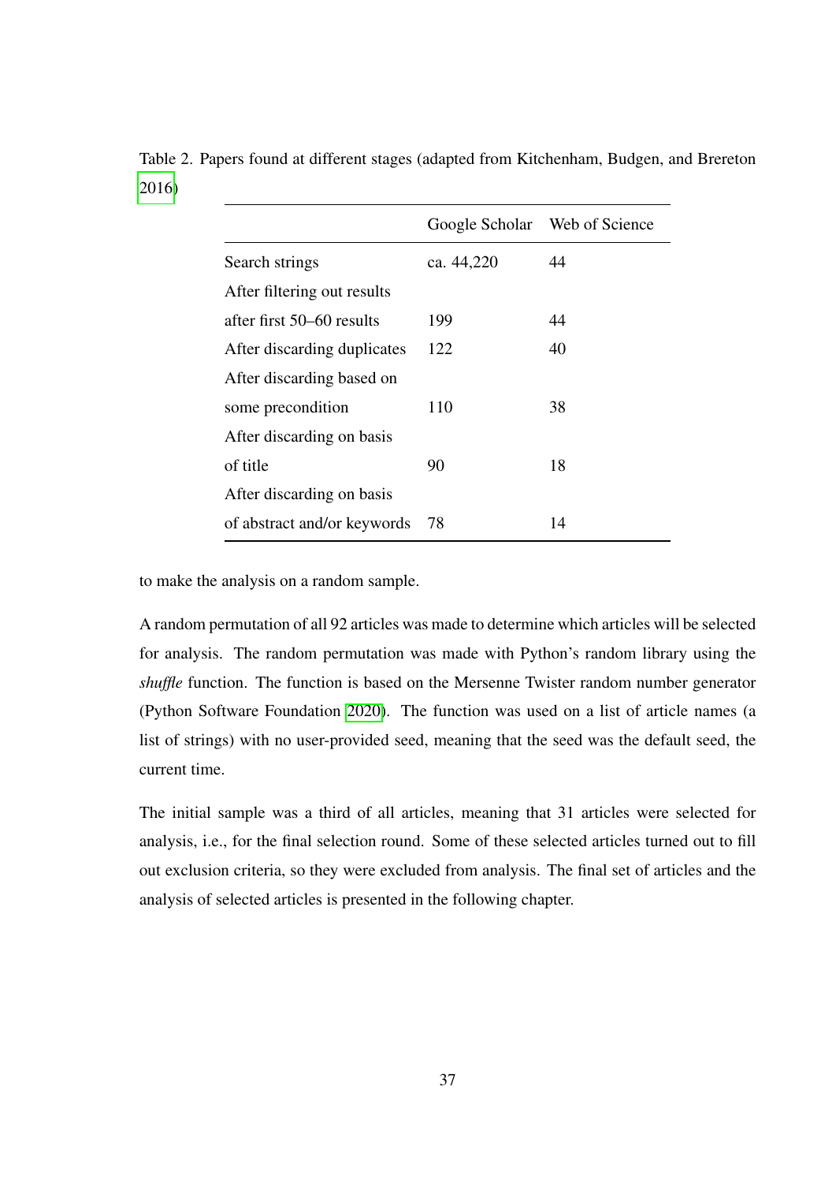Table 2. Papers found at different stages (adapted from Kitchenham, Budgen, and Brereton 2016)

| | Google Scholar | Web of Science |
|---|---|---|
| Search strings | ca. 44,220 | 44 |
| After filtering out results after first 50–60 results | 199 | 44 |
| After discarding duplicates | 122 | 40 |
| After discarding based on some precondition | 110 | 38 |
| After discarding on basis of title | 90 | 18 |
| After discarding on basis of abstract and/or keywords | 78 | 14 |

to make the analysis on a random sample.

A random permutation of all 92 articles was made to determine which articles will be selected for analysis. The random permutation was made with Python's random library using the *shuffle* function. The function is based on the Mersenne Twister random number generator (Python Software Foundation 2020). The function was used on a list of article names (a list of strings) with no user-provided seed, meaning that the seed was the default seed, the current time.

The initial sample was a third of all articles, meaning that 31 articles were selected for analysis, i.e., for the final selection round. Some of these selected articles turned out to fill out exclusion criteria, so they were excluded from analysis. The final set of articles and the analysis of selected articles is presented in the following chapter.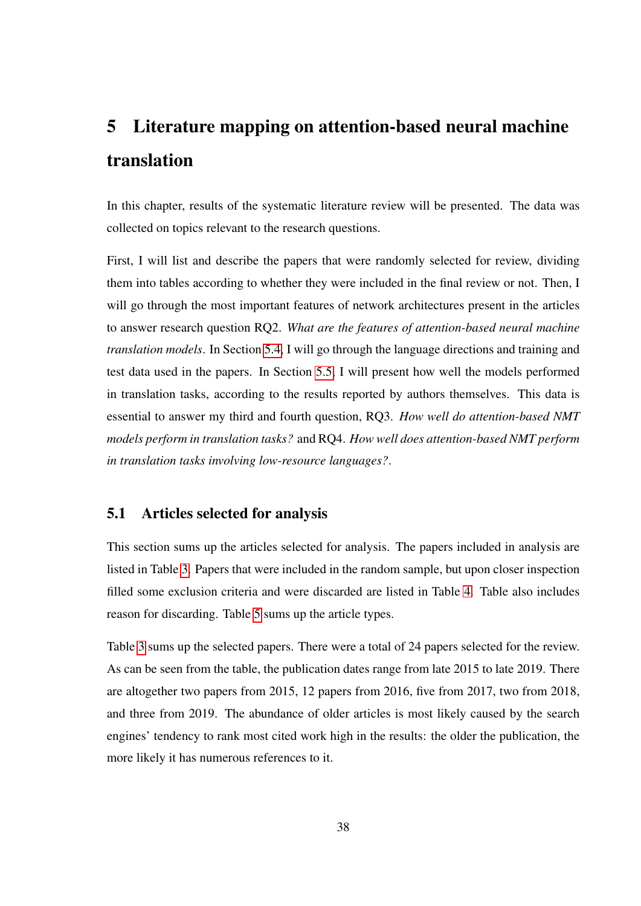# 5 Literature mapping on attention-based neural machine translation

In this chapter, results of the systematic literature review will be presented. The data was collected on topics relevant to the research questions.

First, I will list and describe the papers that were randomly selected for review, dividing them into tables according to whether they were included in the final review or not. Then, I will go through the most important features of network architectures present in the articles to answer research question RQ2. *What are the features of attention-based neural machine translation models*. In Section 5.4, I will go through the language directions and training and test data used in the papers. In Section 5.5, I will present how well the models performed in translation tasks, according to the results reported by authors themselves. This data is essential to answer my third and fourth question, RQ3. *How well do attention-based NMT models perform in translation tasks?* and RQ4. *How well does attention-based NMT perform in translation tasks involving low-resource languages?*.

## 5.1 Articles selected for analysis

This section sums up the articles selected for analysis. The papers included in analysis are listed in Table 3. Papers that were included in the random sample, but upon closer inspection filled some exclusion criteria and were discarded are listed in Table 4. Table also includes reason for discarding. Table 5 sums up the article types.

Table 3 sums up the selected papers. There were a total of 24 papers selected for the review. As can be seen from the table, the publication dates range from late 2015 to late 2019. There are altogether two papers from 2015, 12 papers from 2016, five from 2017, two from 2018, and three from 2019. The abundance of older articles is most likely caused by the search engines' tendency to rank most cited work high in the results: the older the publication, the more likely it has numerous references to it.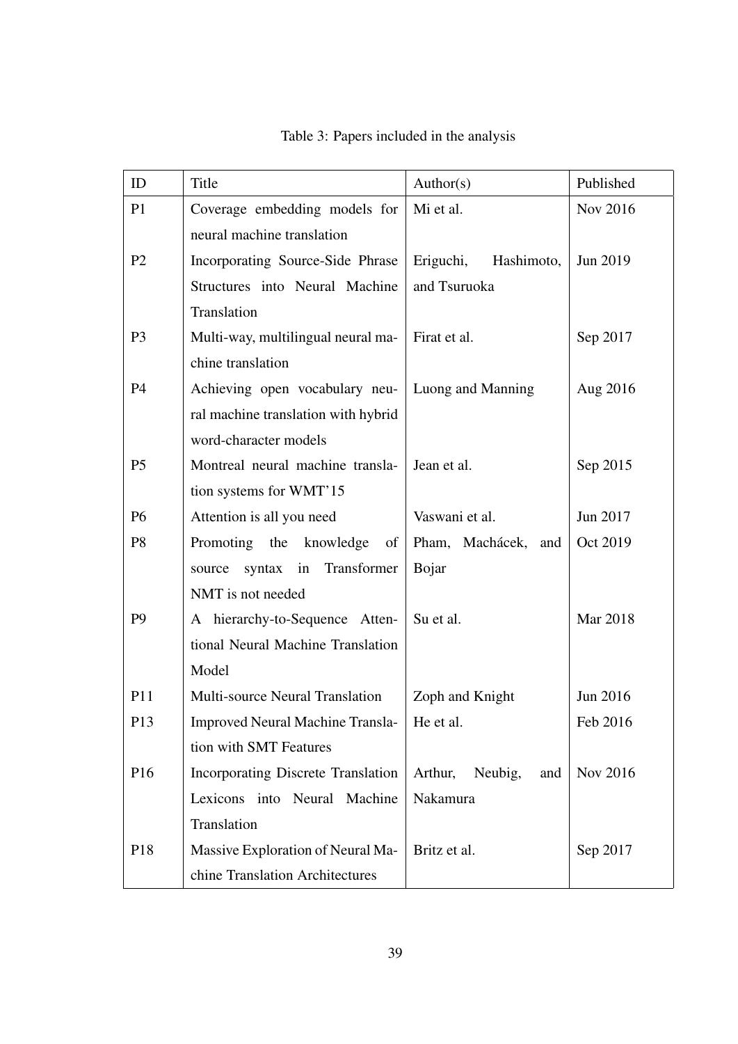Table 3: Papers included in the analysis

| ID | Title | Author(s) | Published |
| --- | --- | --- | --- |
| P1 | Coverage embedding models for neural machine translation | Mi et al. | Nov 2016 |
| P2 | Incorporating Source-Side Phrase Structures into Neural Machine Translation | Eriguchi, Hashimoto, and Tsuruoka | Jun 2019 |
| P3 | Multi-way, multilingual neural machine translation | Firat et al. | Sep 2017 |
| P4 | Achieving open vocabulary neural machine translation with hybrid word-character models | Luong and Manning | Aug 2016 |
| P5 | Montreal neural machine translation systems for WMT'15 | Jean et al. | Sep 2015 |
| P6 | Attention is all you need | Vaswani et al. | Jun 2017 |
| P8 | Promoting the knowledge of source syntax in Transformer NMT is not needed | Pham, Machácek, and Bojar | Oct 2019 |
| P9 | A hierarchy-to-Sequence Attentional Neural Machine Translation Model | Su et al. | Mar 2018 |
| P11 | Multi-source Neural Translation | Zoph and Knight | Jun 2016 |
| P13 | Improved Neural Machine Translation with SMT Features | He et al. | Feb 2016 |
| P16 | Incorporating Discrete Translation Lexicons into Neural Machine Translation | Arthur, Neubig, and Nakamura | Nov 2016 |
| P18 | Massive Exploration of Neural Machine Translation Architectures | Britz et al. | Sep 2017 |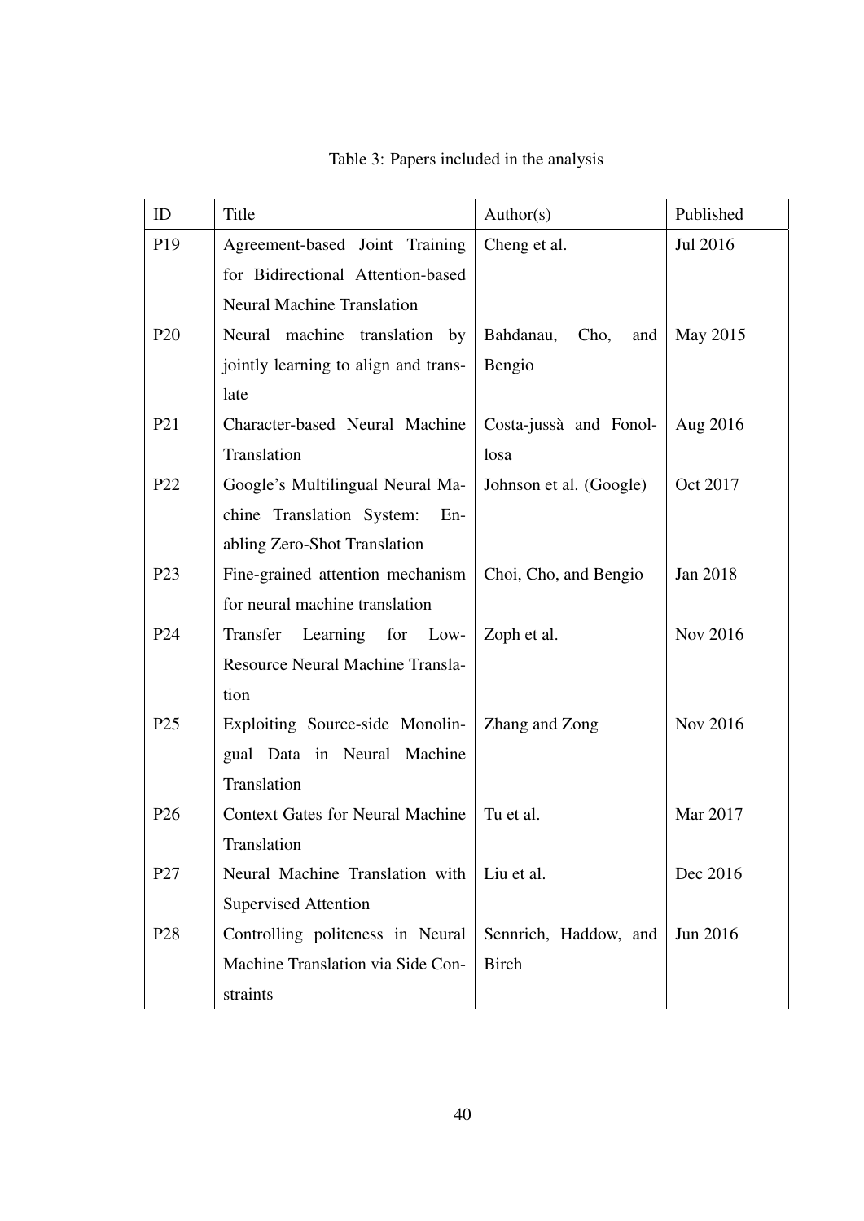Table 3: Papers included in the analysis

| ID | Title | Author(s) | Published |
|---|---|---|---|
| P19 | Agreement-based Joint Training for Bidirectional Attention-based Neural Machine Translation | Cheng et al. | Jul 2016 |
| P20 | Neural machine translation by jointly learning to align and translate | Bahdanau, Cho, and Bengio | May 2015 |
| P21 | Character-based Neural Machine Translation | Costa-jussà and Fonollosa | Aug 2016 |
| P22 | Google's Multilingual Neural Machine Translation System: Enabling Zero-Shot Translation | Johnson et al. (Google) | Oct 2017 |
| P23 | Fine-grained attention mechanism for neural machine translation | Choi, Cho, and Bengio | Jan 2018 |
| P24 | Transfer Learning for Low-Resource Neural Machine Translation | Zoph et al. | Nov 2016 |
| P25 | Exploiting Source-side Monolingual Data in Neural Machine Translation | Zhang and Zong | Nov 2016 |
| P26 | Context Gates for Neural Machine Translation | Tu et al. | Mar 2017 |
| P27 | Neural Machine Translation with Supervised Attention | Liu et al. | Dec 2016 |
| P28 | Controlling politeness in Neural Machine Translation via Side Constraints | Sennrich, Haddow, and Birch | Jun 2016 |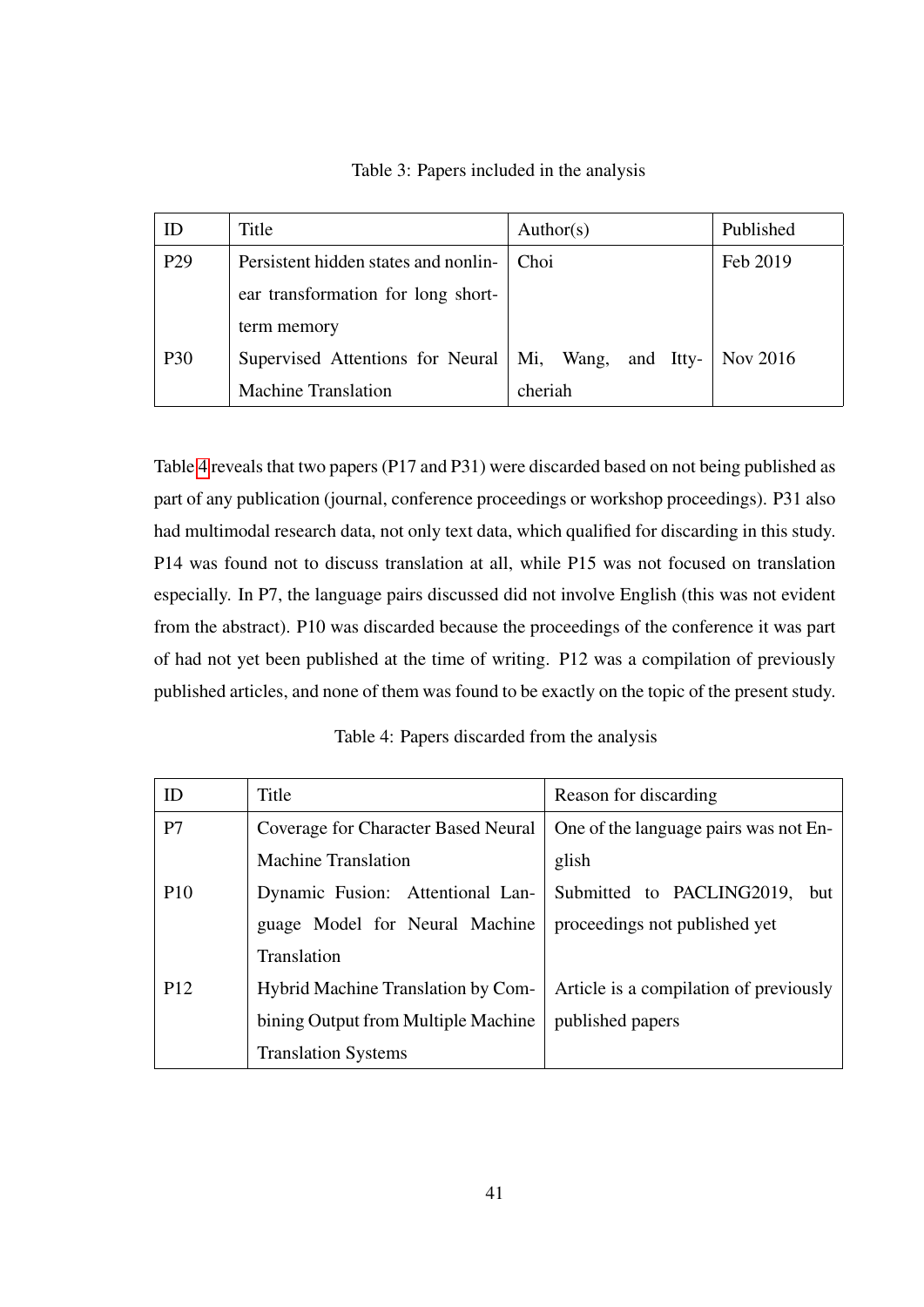Table 3: Papers included in the analysis

| ID | Title | Author(s) | Published |
|---|---|---|---|
| P29 | Persistent hidden states and nonlinear transformation for long short-term memory | Choi | Feb 2019 |
| P30 | Supervised Attentions for Neural Machine Translation | Mi, Wang, and Ittycheriah | Nov 2016 |

Table 4 reveals that two papers (P17 and P31) were discarded based on not being published as part of any publication (journal, conference proceedings or workshop proceedings). P31 also had multimodal research data, not only text data, which qualified for discarding in this study. P14 was found not to discuss translation at all, while P15 was not focused on translation especially. In P7, the language pairs discussed did not involve English (this was not evident from the abstract). P10 was discarded because the proceedings of the conference it was part of had not yet been published at the time of writing. P12 was a compilation of previously published articles, and none of them was found to be exactly on the topic of the present study.

Table 4: Papers discarded from the analysis

| ID | Title | Reason for discarding |
|---|---|---|
| P7 | Coverage for Character Based Neural Machine Translation | One of the language pairs was not English |
| P10 | Dynamic Fusion: Attentional Language Model for Neural Machine Translation | Submitted to PACLING2019, but proceedings not published yet |
| P12 | Hybrid Machine Translation by Combining Output from Multiple Machine Translation Systems | Article is a compilation of previously published papers |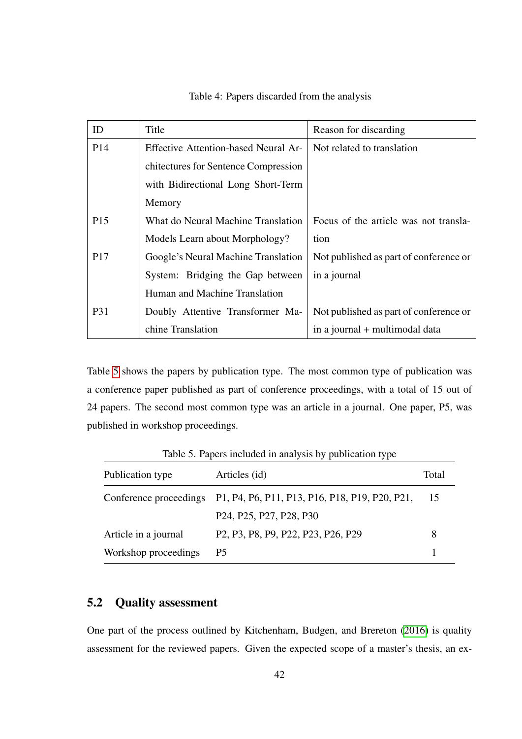Table 4: Papers discarded from the analysis

| ID | Title | Reason for discarding |
| --- | --- | --- |
| P14 | Effective Attention-based Neural Architectures for Sentence Compression with Bidirectional Long Short-Term Memory | Not related to translation |
| P15 | What do Neural Machine Translation Models Learn about Morphology? | Focus of the article was not translation |
| P17 | Google's Neural Machine Translation System: Bridging the Gap between Human and Machine Translation | Not published as part of conference or in a journal |
| P31 | Doubly Attentive Transformer Machine Translation | Not published as part of conference or in a journal + multimodal data |

Table 5 shows the papers by publication type. The most common type of publication was a conference paper published as part of conference proceedings, with a total of 15 out of 24 papers. The second most common type was an article in a journal. One paper, P5, was published in workshop proceedings.

Table 5. Papers included in analysis by publication type

| Publication type | Articles (id) | Total |
| --- | --- | --- |
| Conference proceedings | P1, P4, P6, P11, P13, P16, P18, P19, P20, P21, P24, P25, P27, P28, P30 | 15 |
| Article in a journal | P2, P3, P8, P9, P22, P23, P26, P29 | 8 |
| Workshop proceedings | P5 | 1 |

## 5.2 Quality assessment

One part of the process outlined by Kitchenham, Budgen, and Brereton (2016) is quality assessment for the reviewed papers. Given the expected scope of a master's thesis, an ex-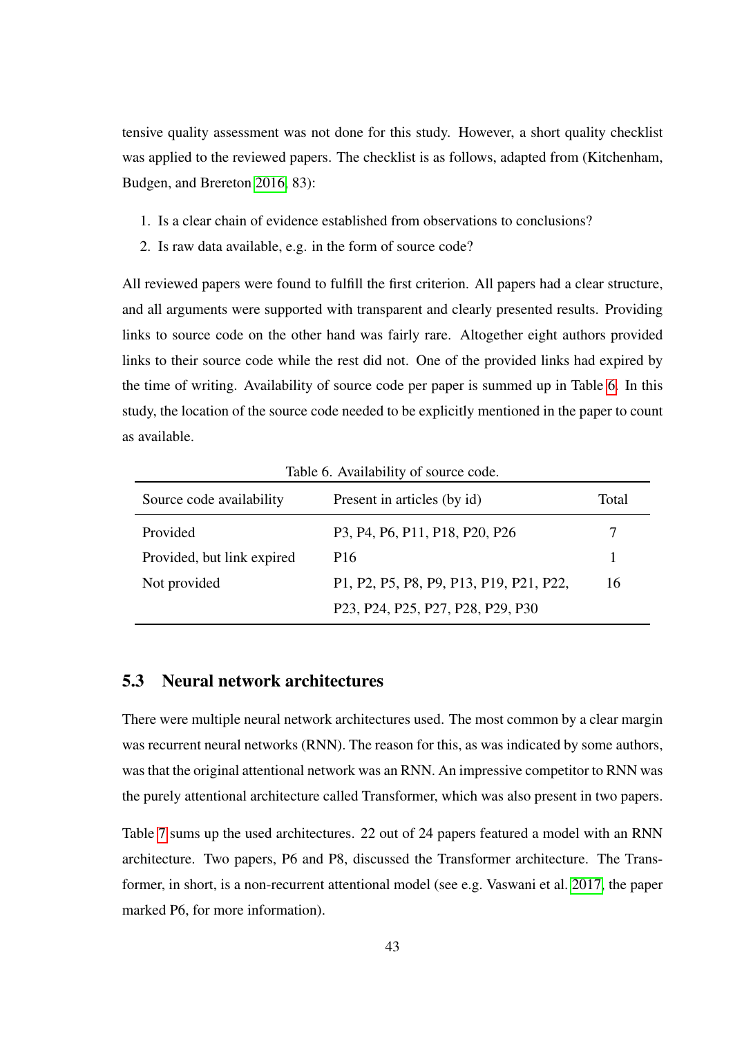tensive quality assessment was not done for this study. However, a short quality checklist was applied to the reviewed papers. The checklist is as follows, adapted from (Kitchenham, Budgen, and Brereton 2016, 83):

1. Is a clear chain of evidence established from observations to conclusions?
2. Is raw data available, e.g. in the form of source code?

All reviewed papers were found to fulfill the first criterion. All papers had a clear structure, and all arguments were supported with transparent and clearly presented results. Providing links to source code on the other hand was fairly rare. Altogether eight authors provided links to their source code while the rest did not. One of the provided links had expired by the time of writing. Availability of source code per paper is summed up in Table 6. In this study, the location of the source code needed to be explicitly mentioned in the paper to count as available.

Table 6. Availability of source code.

| Source code availability | Present in articles (by id) | Total |
|---|---|---|
| Provided | P3, P4, P6, P11, P18, P20, P26 | 7 |
| Provided, but link expired | P16 | 1 |
| Not provided | P1, P2, P5, P8, P9, P13, P19, P21, P22, P23, P24, P25, P27, P28, P29, P30 | 16 |

## 5.3 Neural network architectures

There were multiple neural network architectures used. The most common by a clear margin was recurrent neural networks (RNN). The reason for this, as was indicated by some authors, was that the original attentional network was an RNN. An impressive competitor to RNN was the purely attentional architecture called Transformer, which was also present in two papers.

Table 7 sums up the used architectures. 22 out of 24 papers featured a model with an RNN architecture. Two papers, P6 and P8, discussed the Transformer architecture. The Transformer, in short, is a non-recurrent attentional model (see e.g. Vaswani et al. 2017, the paper marked P6, for more information).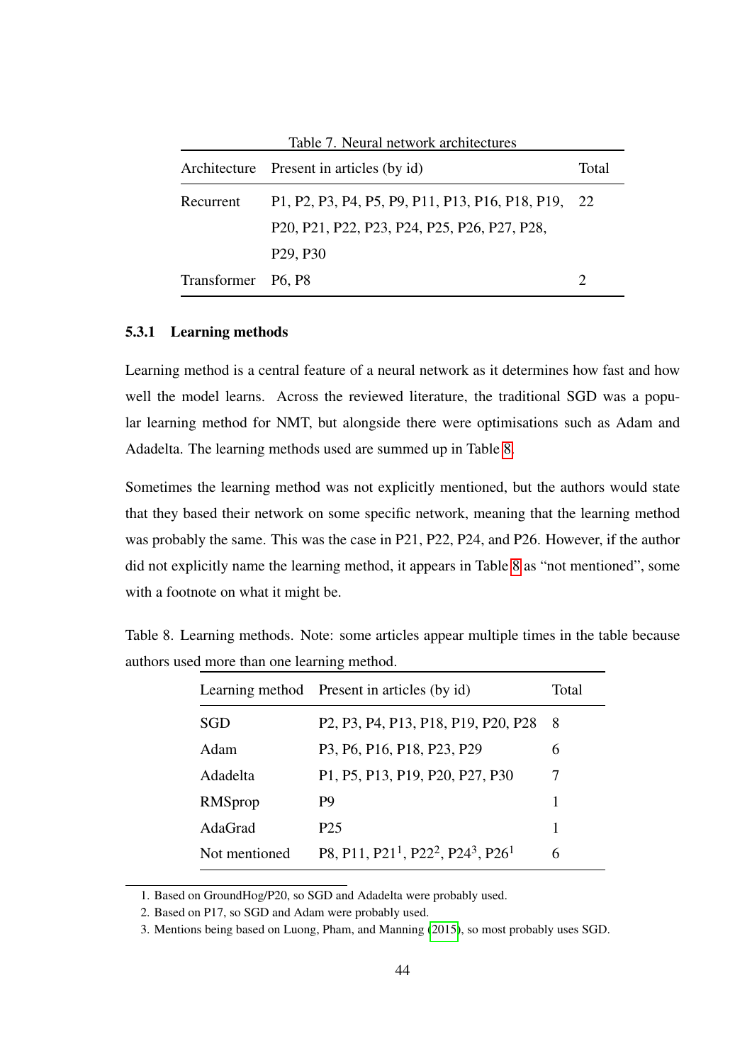Table 7. Neural network architectures

| Architecture | Present in articles (by id) | Total |
|---|---|---|
| Recurrent | P1, P2, P3, P4, P5, P9, P11, P13, P16, P18, P19, P20, P21, P22, P23, P24, P25, P26, P27, P28, P29, P30 | 22 |
| Transformer | P6, P8 | 2 |

### 5.3.1 Learning methods

Learning method is a central feature of a neural network as it determines how fast and how well the model learns. Across the reviewed literature, the traditional SGD was a popular learning method for NMT, but alongside there were optimisations such as Adam and Adadelta. The learning methods used are summed up in Table 8.

Sometimes the learning method was not explicitly mentioned, but the authors would state that they based their network on some specific network, meaning that the learning method was probably the same. This was the case in P21, P22, P24, and P26. However, if the author did not explicitly name the learning method, it appears in Table 8 as "not mentioned", some with a footnote on what it might be.

Table 8. Learning methods. Note: some articles appear multiple times in the table because authors used more than one learning method.

| Learning method | Present in articles (by id) | Total |
|---|---|---|
| SGD | P2, P3, P4, P13, P18, P19, P20, P28 | 8 |
| Adam | P3, P6, P16, P18, P23, P29 | 6 |
| Adadelta | P1, P5, P13, P19, P20, P27, P30 | 7 |
| RMSprop | P9 | 1 |
| AdaGrad | P25 | 1 |
| Not mentioned | P8, P11, P21[1], P22[2], P24[3], P26[1] | 6 |

1. Based on GroundHog/P20, so SGD and Adadelta were probably used.
2. Based on P17, so SGD and Adam were probably used.
3. Mentions being based on Luong, Pham, and Manning (2015), so most probably uses SGD.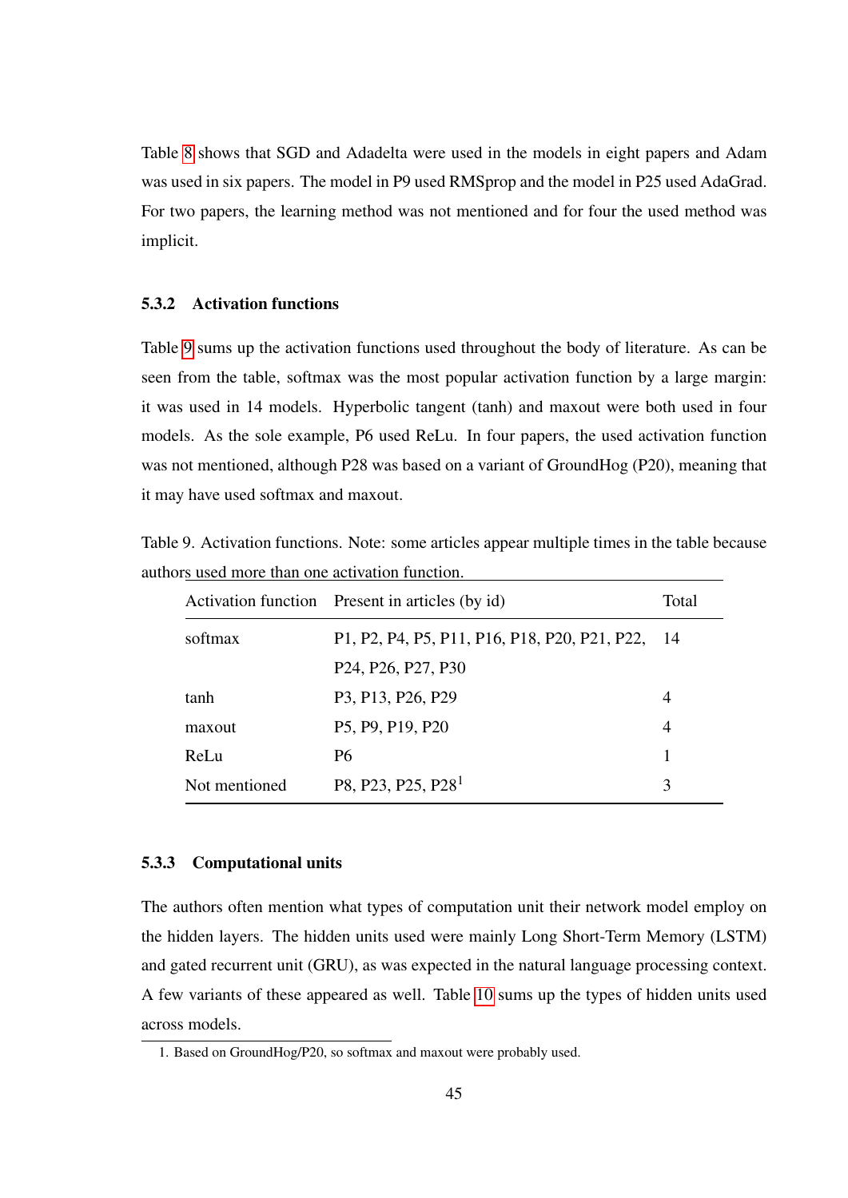Table 8 shows that SGD and Adadelta were used in the models in eight papers and Adam was used in six papers. The model in P9 used RMSprop and the model in P25 used AdaGrad. For two papers, the learning method was not mentioned and for four the used method was implicit.

### 5.3.2 Activation functions

Table 9 sums up the activation functions used throughout the body of literature. As can be seen from the table, softmax was the most popular activation function by a large margin: it was used in 14 models. Hyperbolic tangent (tanh) and maxout were both used in four models. As the sole example, P6 used ReLu. In four papers, the used activation function was not mentioned, although P28 was based on a variant of GroundHog (P20), meaning that it may have used softmax and maxout.

Table 9. Activation functions. Note: some articles appear multiple times in the table because authors used more than one activation function.

| Activation function | Present in articles (by id) | Total |
|---|---|---|
| softmax | P1, P2, P4, P5, P11, P16, P18, P20, P21, P22, P24, P26, P27, P30 | 14 |
| tanh | P3, P13, P26, P29 | 4 |
| maxout | P5, P9, P19, P20 | 4 |
| ReLu | P6 | 1 |
| Not mentioned | P8, P23, P25, P28[1] | 3 |

### 5.3.3 Computational units

The authors often mention what types of computation unit their network model employ on the hidden layers. The hidden units used were mainly Long Short-Term Memory (LSTM) and gated recurrent unit (GRU), as was expected in the natural language processing context. A few variants of these appeared as well. Table 10 sums up the types of hidden units used across models.

1. Based on GroundHog/P20, so softmax and maxout were probably used.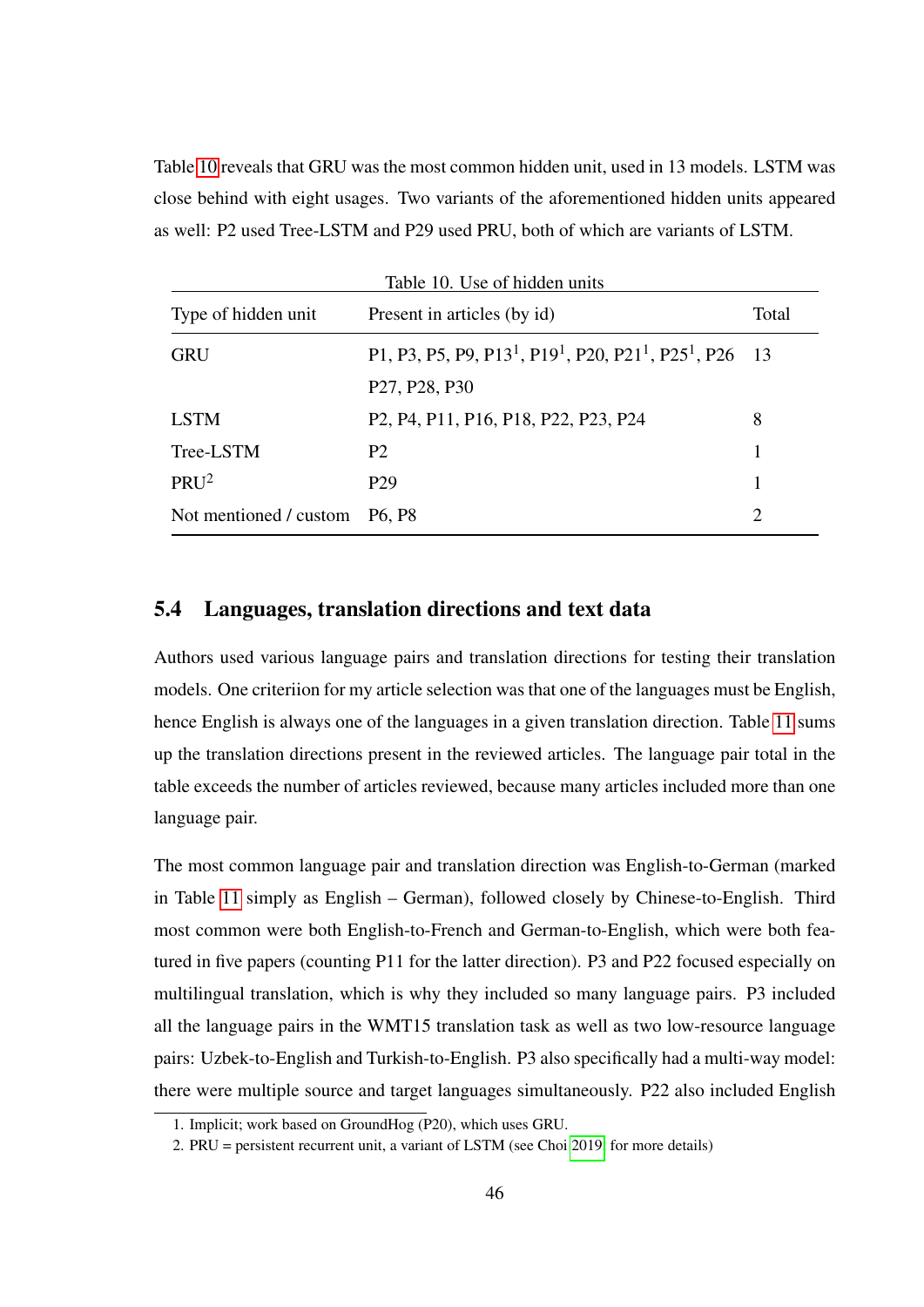Table 10 reveals that GRU was the most common hidden unit, used in 13 models. LSTM was close behind with eight usages. Two variants of the aforementioned hidden units appeared as well: P2 used Tree-LSTM and P29 used PRU, both of which are variants of LSTM.

Table 10. Use of hidden units

| Type of hidden unit | Present in articles (by id) | Total |
|---|---|---|
| GRU | P1, P3, P5, P9, P13[1], P19[1], P20, P21[1], P25[1], P26 P27, P28, P30 | 13 |
| LSTM | P2, P4, P11, P16, P18, P22, P23, P24 | 8 |
| Tree-LSTM | P2 | 1 |
| PRU[2] | P29 | 1 |
| Not mentioned / custom | P6, P8 | 2 |

## 5.4 Languages, translation directions and text data

Authors used various language pairs and translation directions for testing their translation models. One criteriion for my article selection was that one of the languages must be English, hence English is always one of the languages in a given translation direction. Table 11 sums up the translation directions present in the reviewed articles. The language pair total in the table exceeds the number of articles reviewed, because many articles included more than one language pair.

The most common language pair and translation direction was English-to-German (marked in Table 11 simply as English – German), followed closely by Chinese-to-English. Third most common were both English-to-French and German-to-English, which were both featured in five papers (counting P11 for the latter direction). P3 and P22 focused especially on multilingual translation, which is why they included so many language pairs. P3 included all the language pairs in the WMT15 translation task as well as two low-resource language pairs: Uzbek-to-English and Turkish-to-English. P3 also specifically had a multi-way model: there were multiple source and target languages simultaneously. P22 also included English

1. Implicit; work based on GroundHog (P20), which uses GRU.
2. PRU = persistent recurrent unit, a variant of LSTM (see Choi 2019 for more details)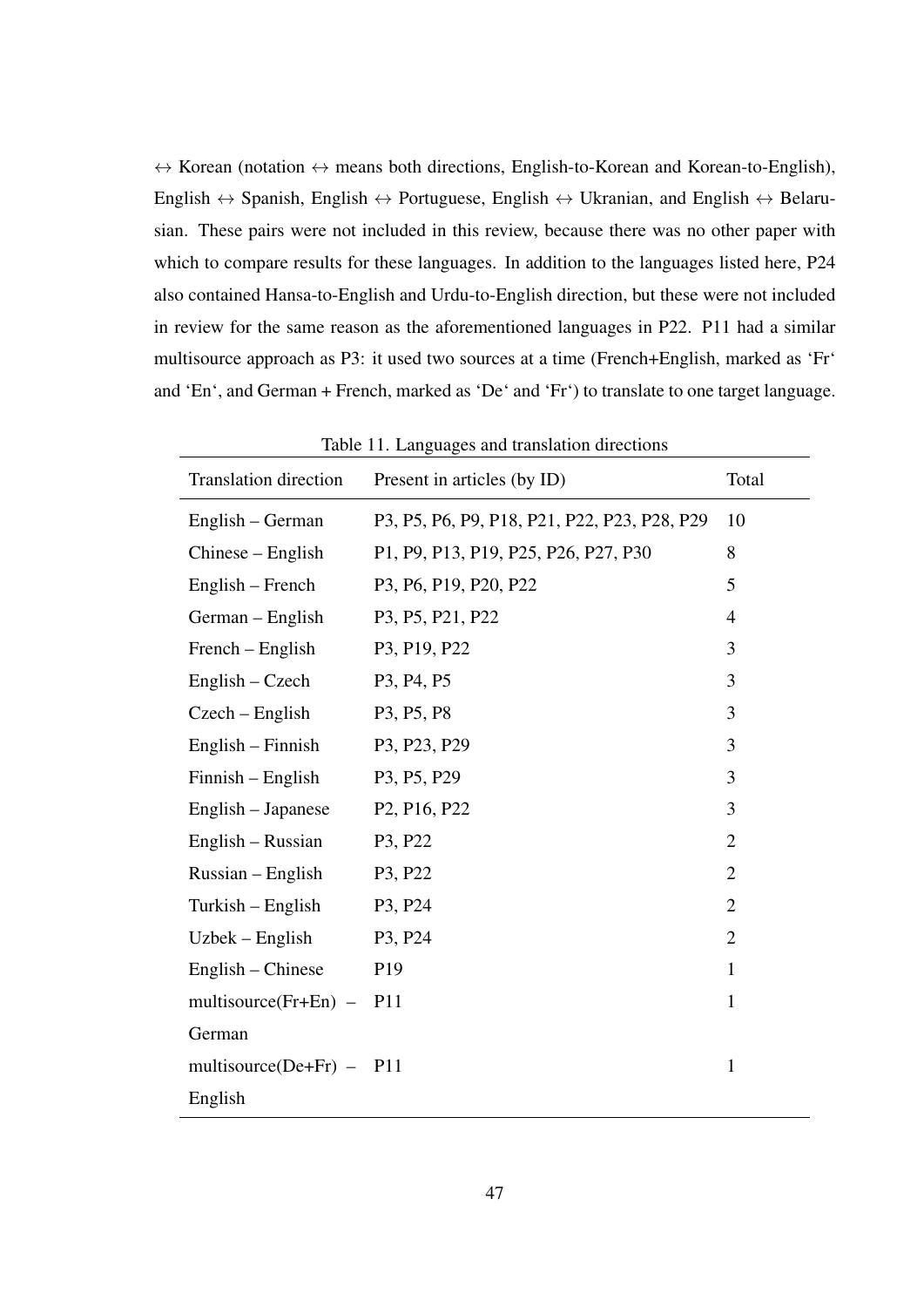↔ Korean (notation ↔ means both directions, English-to-Korean and Korean-to-English), English ↔ Spanish, English ↔ Portuguese, English ↔ Ukranian, and English ↔ Belarusian. These pairs were not included in this review, because there was no other paper with which to compare results for these languages. In addition to the languages listed here, P24 also contained Hansa-to-English and Urdu-to-English direction, but these were not included in review for the same reason as the aforementioned languages in P22. P11 had a similar multisource approach as P3: it used two sources at a time (French+English, marked as 'Fr' and 'En', and German + French, marked as 'De' and 'Fr') to translate to one target language.

Table 11. Languages and translation directions

| Translation direction | Present in articles (by ID) | Total |
|---|---|---|
| English – German | P3, P5, P6, P9, P18, P21, P22, P23, P28, P29 | 10 |
| Chinese – English | P1, P9, P13, P19, P25, P26, P27, P30 | 8 |
| English – French | P3, P6, P19, P20, P22 | 5 |
| German – English | P3, P5, P21, P22 | 4 |
| French – English | P3, P19, P22 | 3 |
| English – Czech | P3, P4, P5 | 3 |
| Czech – English | P3, P5, P8 | 3 |
| English – Finnish | P3, P23, P29 | 3 |
| Finnish – English | P3, P5, P29 | 3 |
| English – Japanese | P2, P16, P22 | 3 |
| English – Russian | P3, P22 | 2 |
| Russian – English | P3, P22 | 2 |
| Turkish – English | P3, P24 | 2 |
| Uzbek – English | P3, P24 | 2 |
| English – Chinese | P19 | 1 |
| multisource(Fr+En) – German | P11 | 1 |
| multisource(De+Fr) – English | P11 | 1 |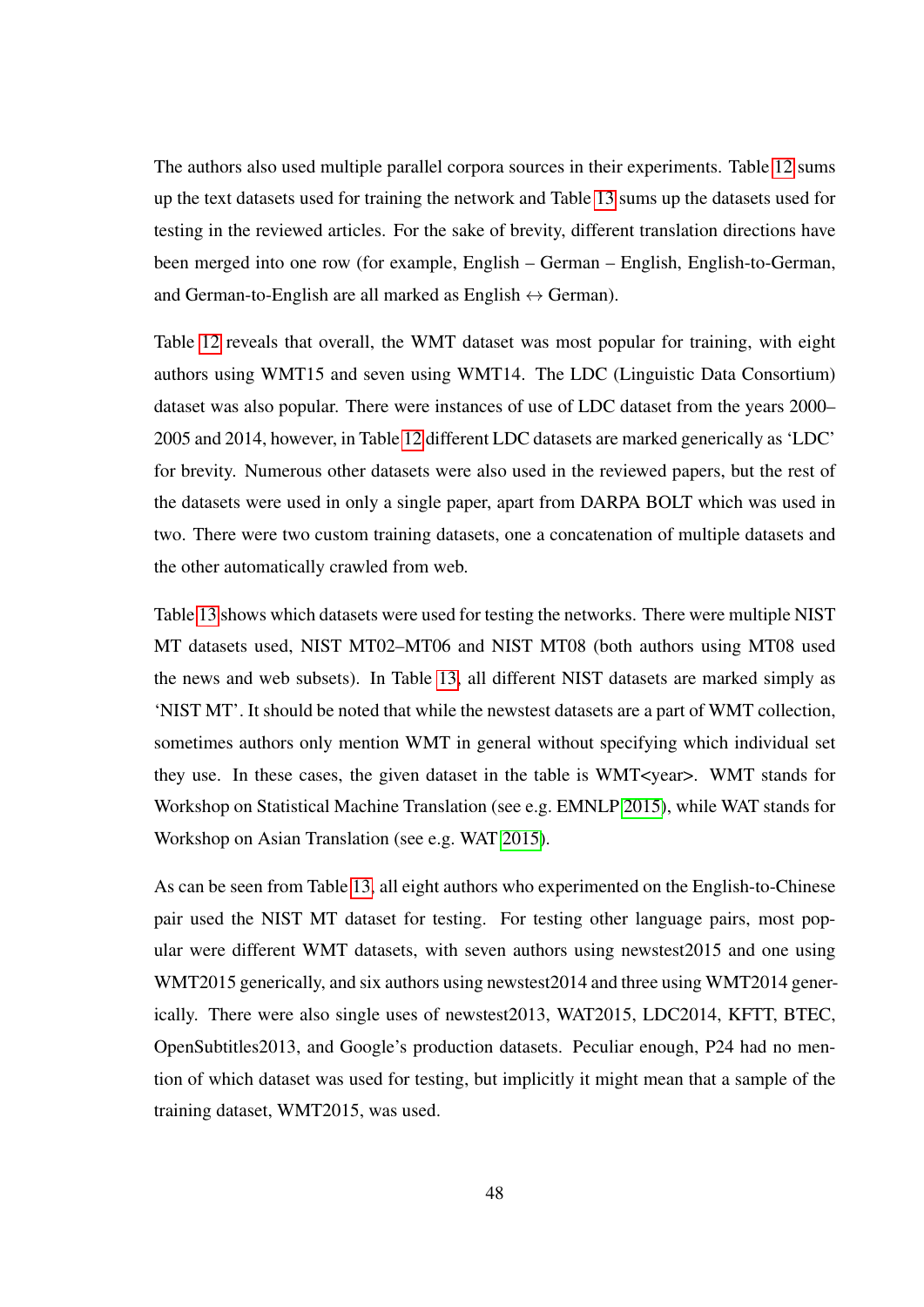The authors also used multiple parallel corpora sources in their experiments. Table 12 sums up the text datasets used for training the network and Table 13 sums up the datasets used for testing in the reviewed articles. For the sake of brevity, different translation directions have been merged into one row (for example, English – German – English, English-to-German, and German-to-English are all marked as English ↔ German).

Table 12 reveals that overall, the WMT dataset was most popular for training, with eight authors using WMT15 and seven using WMT14. The LDC (Linguistic Data Consortium) dataset was also popular. There were instances of use of LDC dataset from the years 2000–2005 and 2014, however, in Table 12 different LDC datasets are marked generically as 'LDC' for brevity. Numerous other datasets were also used in the reviewed papers, but the rest of the datasets were used in only a single paper, apart from DARPA BOLT which was used in two. There were two custom training datasets, one a concatenation of multiple datasets and the other automatically crawled from web.

Table 13 shows which datasets were used for testing the networks. There were multiple NIST MT datasets used, NIST MT02–MT06 and NIST MT08 (both authors using MT08 used the news and web subsets). In Table 13, all different NIST datasets are marked simply as 'NIST MT'. It should be noted that while the newstest datasets are a part of WMT collection, sometimes authors only mention WMT in general without specifying which individual set they use. In these cases, the given dataset in the table is WMT<year>. WMT stands for Workshop on Statistical Machine Translation (see e.g. EMNLP 2015), while WAT stands for Workshop on Asian Translation (see e.g. WAT 2015).

As can be seen from Table 13, all eight authors who experimented on the English-to-Chinese pair used the NIST MT dataset for testing. For testing other language pairs, most popular were different WMT datasets, with seven authors using newstest2015 and one using WMT2015 generically, and six authors using newstest2014 and three using WMT2014 generically. There were also single uses of newstest2013, WAT2015, LDC2014, KFTT, BTEC, OpenSubtitles2013, and Google's production datasets. Peculiar enough, P24 had no mention of which dataset was used for testing, but implicitly it might mean that a sample of the training dataset, WMT2015, was used.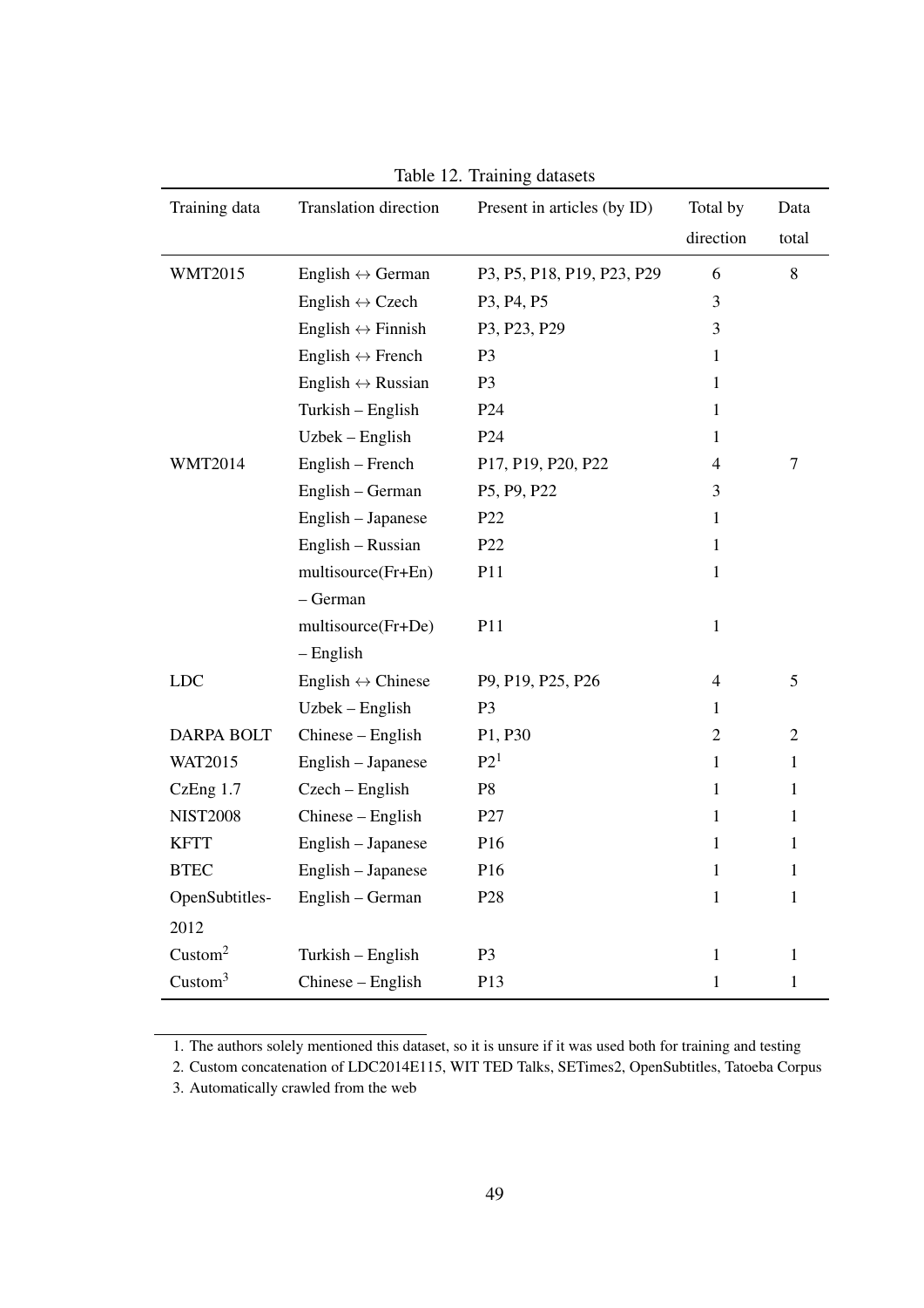Table 12. Training datasets

| Training data | Translation direction | Present in articles (by ID) | Total by direction | Data total |
|---|---|---|---|---|
| WMT2015 | English ↔ German | P3, P5, P18, P19, P23, P29 | 6 | 8 |
| | English ↔ Czech | P3, P4, P5 | 3 | |
| | English ↔ Finnish | P3, P23, P29 | 3 | |
| | English ↔ French | P3 | 1 | |
| | English ↔ Russian | P3 | 1 | |
| | Turkish – English | P24 | 1 | |
| | Uzbek – English | P24 | 1 | |
| WMT2014 | English – French | P17, P19, P20, P22 | 4 | 7 |
| | English – German | P5, P9, P22 | 3 | |
| | English – Japanese | P22 | 1 | |
| | English – Russian | P22 | 1 | |
| | multisource(Fr+En) – German | P11 | 1 | |
| | multisource(Fr+De) – English | P11 | 1 | |
| LDC | English ↔ Chinese | P9, P19, P25, P26 | 4 | 5 |
| | Uzbek – English | P3 | 1 | |
| DARPA BOLT | Chinese – English | P1, P30 | 2 | 2 |
| WAT2015 | English – Japanese | P2[1] | 1 | 1 |
| CzEng 1.7 | Czech – English | P8 | 1 | 1 |
| NIST2008 | Chinese – English | P27 | 1 | 1 |
| KFTT | English – Japanese | P16 | 1 | 1 |
| BTEC | English – Japanese | P16 | 1 | 1 |
| OpenSubtitles-2012 | English – German | P28 | 1 | 1 |
| Custom[2] | Turkish – English | P3 | 1 | 1 |
| Custom[3] | Chinese – English | P13 | 1 | 1 |

1. The authors solely mentioned this dataset, so it is unsure if it was used both for training and testing
2. Custom concatenation of LDC2014E115, WIT TED Talks, SETimes2, OpenSubtitles, Tatoeba Corpus
3. Automatically crawled from the web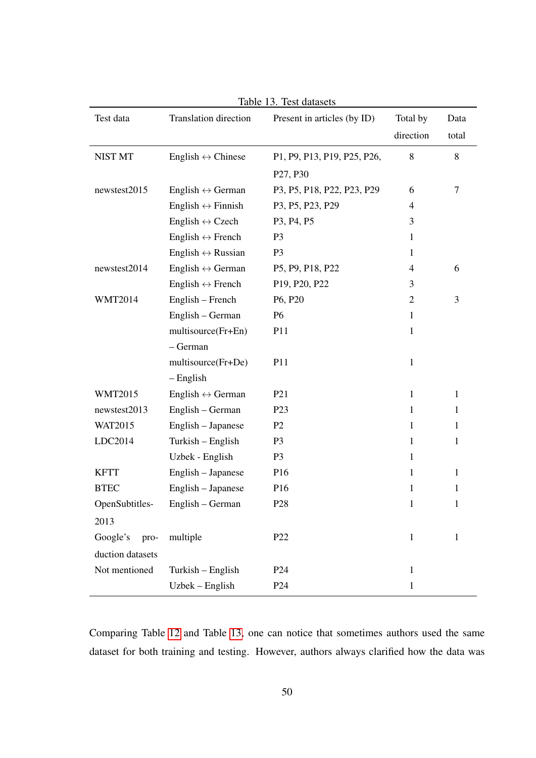Table 13. Test datasets

| Test data | Translation direction | Present in articles (by ID) | Total by direction | Data total |
|---|---|---|---|---|
| NIST MT | English ↔ Chinese | P1, P9, P13, P19, P25, P26, P27, P30 | 8 | 8 |
| newstest2015 | English ↔ German | P3, P5, P18, P22, P23, P29 | 6 | 7 |
| | English ↔ Finnish | P3, P5, P23, P29 | 4 | |
| | English ↔ Czech | P3, P4, P5 | 3 | |
| | English ↔ French | P3 | 1 | |
| | English ↔ Russian | P3 | 1 | |
| newstest2014 | English ↔ German | P5, P9, P18, P22 | 4 | 6 |
| | English ↔ French | P19, P20, P22 | 3 | |
| WMT2014 | English – French | P6, P20 | 2 | 3 |
| | English – German | P6 | 1 | |
| | multisource(Fr+En) – German | P11 | 1 | |
| | multisource(Fr+De) – English | P11 | 1 | |
| WMT2015 | English ↔ German | P21 | 1 | 1 |
| newstest2013 | English – German | P23 | 1 | 1 |
| WAT2015 | English – Japanese | P2 | 1 | 1 |
| LDC2014 | Turkish – English | P3 | 1 | 1 |
| | Uzbek - English | P3 | 1 | |
| KFTT | English – Japanese | P16 | 1 | 1 |
| BTEC | English – Japanese | P16 | 1 | 1 |
| OpenSubtitles-2013 | English – German | P28 | 1 | 1 |
| Google's production datasets | multiple | P22 | 1 | 1 |
| Not mentioned | Turkish – English | P24 | 1 | |
| | Uzbek – English | P24 | 1 | |

Comparing Table 12 and Table 13, one can notice that sometimes authors used the same dataset for both training and testing. However, authors always clarified how the data was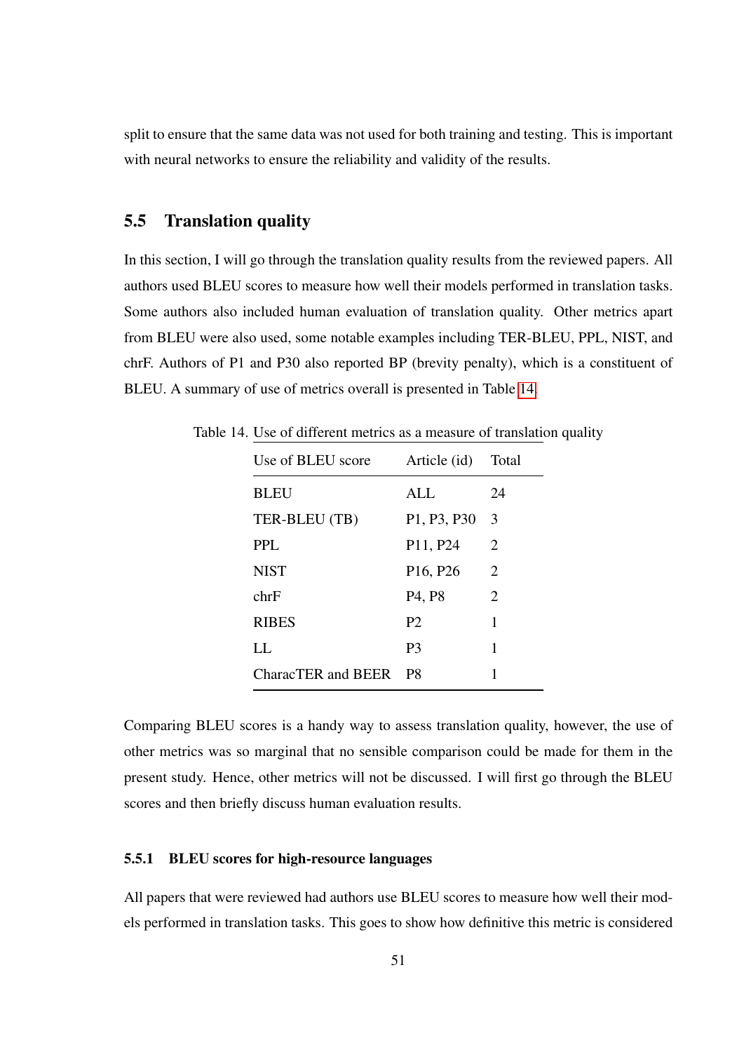split to ensure that the same data was not used for both training and testing. This is important with neural networks to ensure the reliability and validity of the results.

## 5.5 Translation quality

In this section, I will go through the translation quality results from the reviewed papers. All authors used BLEU scores to measure how well their models performed in translation tasks. Some authors also included human evaluation of translation quality. Other metrics apart from BLEU were also used, some notable examples including TER-BLEU, PPL, NIST, and chrF. Authors of P1 and P30 also reported BP (brevity penalty), which is a constituent of BLEU. A summary of use of metrics overall is presented in Table 14.

Table 14. Use of different metrics as a measure of translation quality

| Use of BLEU score | Article (id) | Total |
|---|---|---|
| BLEU | ALL | 24 |
| TER-BLEU (TB) | P1, P3, P30 | 3 |
| PPL | P11, P24 | 2 |
| NIST | P16, P26 | 2 |
| chrF | P4, P8 | 2 |
| RIBES | P2 | 1 |
| LL | P3 | 1 |
| CharacTER and BEER | P8 | 1 |

Comparing BLEU scores is a handy way to assess translation quality, however, the use of other metrics was so marginal that no sensible comparison could be made for them in the present study. Hence, other metrics will not be discussed. I will first go through the BLEU scores and then briefly discuss human evaluation results.

### 5.5.1 BLEU scores for high-resource languages

All papers that were reviewed had authors use BLEU scores to measure how well their models performed in translation tasks. This goes to show how definitive this metric is considered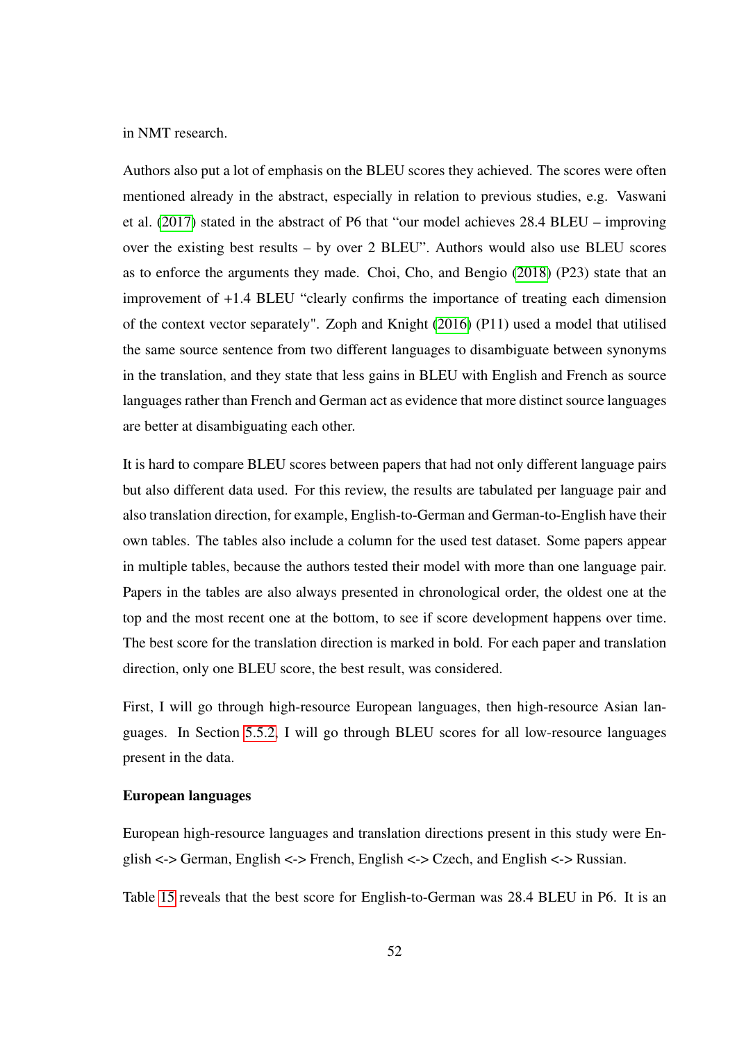in NMT research.

Authors also put a lot of emphasis on the BLEU scores they achieved. The scores were often mentioned already in the abstract, especially in relation to previous studies, e.g. Vaswani et al. (2017) stated in the abstract of P6 that "our model achieves 28.4 BLEU – improving over the existing best results – by over 2 BLEU". Authors would also use BLEU scores as to enforce the arguments they made. Choi, Cho, and Bengio (2018) (P23) state that an improvement of +1.4 BLEU "clearly confirms the importance of treating each dimension of the context vector separately". Zoph and Knight (2016) (P11) used a model that utilised the same source sentence from two different languages to disambiguate between synonyms in the translation, and they state that less gains in BLEU with English and French as source languages rather than French and German act as evidence that more distinct source languages are better at disambiguating each other.

It is hard to compare BLEU scores between papers that had not only different language pairs but also different data used. For this review, the results are tabulated per language pair and also translation direction, for example, English-to-German and German-to-English have their own tables. The tables also include a column for the used test dataset. Some papers appear in multiple tables, because the authors tested their model with more than one language pair. Papers in the tables are also always presented in chronological order, the oldest one at the top and the most recent one at the bottom, to see if score development happens over time. The best score for the translation direction is marked in bold. For each paper and translation direction, only one BLEU score, the best result, was considered.

First, I will go through high-resource European languages, then high-resource Asian languages. In Section 5.5.2, I will go through BLEU scores for all low-resource languages present in the data.

**European languages**

European high-resource languages and translation directions present in this study were English <-> German, English <-> French, English <-> Czech, and English <-> Russian.

Table 15 reveals that the best score for English-to-German was 28.4 BLEU in P6. It is an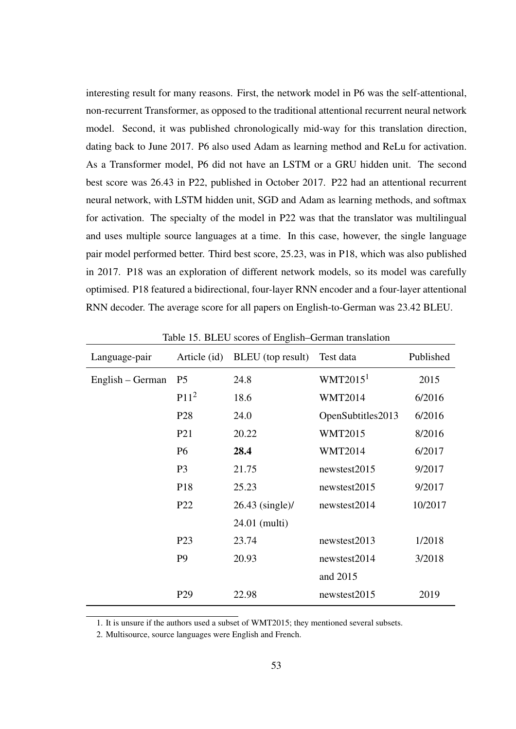interesting result for many reasons. First, the network model in P6 was the self-attentional, non-recurrent Transformer, as opposed to the traditional attentional recurrent neural network model. Second, it was published chronologically mid-way for this translation direction, dating back to June 2017. P6 also used Adam as learning method and ReLu for activation. As a Transformer model, P6 did not have an LSTM or a GRU hidden unit. The second best score was 26.43 in P22, published in October 2017. P22 had an attentional recurrent neural network, with LSTM hidden unit, SGD and Adam as learning methods, and softmax for activation. The specialty of the model in P22 was that the translator was multilingual and uses multiple source languages at a time. In this case, however, the single language pair model performed better. Third best score, 25.23, was in P18, which was also published in 2017. P18 was an exploration of different network models, so its model was carefully optimised. P18 featured a bidirectional, four-layer RNN encoder and a four-layer attentional RNN decoder. The average score for all papers on English-to-German was 23.42 BLEU.

Table 15. BLEU scores of English–German translation

| Language-pair | Article (id) | BLEU (top result) | Test data | Published |
|---|---|---|---|---|
| English – German | P5 | 24.8 | WMT2015[1] | 2015 |
| | P11[2] | 18.6 | WMT2014 | 6/2016 |
| | P28 | 24.0 | OpenSubtitles2013 | 6/2016 |
| | P21 | 20.22 | WMT2015 | 8/2016 |
| | P6 | **28.4** | WMT2014 | 6/2017 |
| | P3 | 21.75 | newstest2015 | 9/2017 |
| | P18 | 25.23 | newstest2015 | 9/2017 |
| | P22 | 26.43 (single)/ 24.01 (multi) | newstest2014 | 10/2017 |
| | P23 | 23.74 | newstest2013 | 1/2018 |
| | P9 | 20.93 | newstest2014 and 2015 | 3/2018 |
| | P29 | 22.98 | newstest2015 | 2019 |

1. It is unsure if the authors used a subset of WMT2015; they mentioned several subsets.

2. Multisource, source languages were English and French.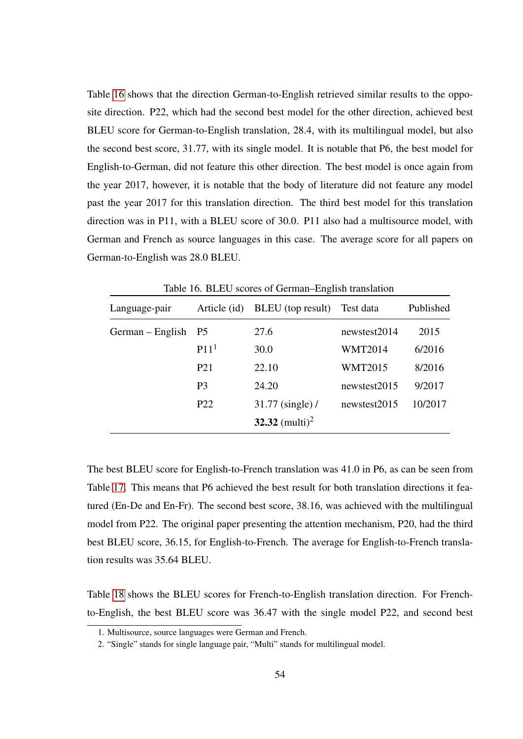Table 16 shows that the direction German-to-English retrieved similar results to the opposite direction. P22, which had the second best model for the other direction, achieved best BLEU score for German-to-English translation, 28.4, with its multilingual model, but also the second best score, 31.77, with its single model. It is notable that P6, the best model for English-to-German, did not feature this other direction. The best model is once again from the year 2017, however, it is notable that the body of literature did not feature any model past the year 2017 for this translation direction. The third best model for this translation direction was in P11, with a BLEU score of 30.0. P11 also had a multisource model, with German and French as source languages in this case. The average score for all papers on German-to-English was 28.0 BLEU.

Table 16. BLEU scores of German–English translation

| Language-pair | Article (id) | BLEU (top result) | Test data | Published |
|---|---|---|---|---|
| German – English | P5 | 27.6 | newstest2014 | 2015 |
| | P11[1] | 30.0 | WMT2014 | 6/2016 |
| | P21 | 22.10 | WMT2015 | 8/2016 |
| | P3 | 24.20 | newstest2015 | 9/2017 |
| | P22 | 31.77 (single) / **32.32** (multi)[2] | newstest2015 | 10/2017 |

The best BLEU score for English-to-French translation was 41.0 in P6, as can be seen from Table 17. This means that P6 achieved the best result for both translation directions it featured (En-De and En-Fr). The second best score, 38.16, was achieved with the multilingual model from P22. The original paper presenting the attention mechanism, P20, had the third best BLEU score, 36.15, for English-to-French. The average for English-to-French translation results was 35.64 BLEU.

Table 18 shows the BLEU scores for French-to-English translation direction. For French-to-English, the best BLEU score was 36.47 with the single model P22, and second best

1. Multisource, source languages were German and French.
2. "Single" stands for single language pair, "Multi" stands for multilingual model.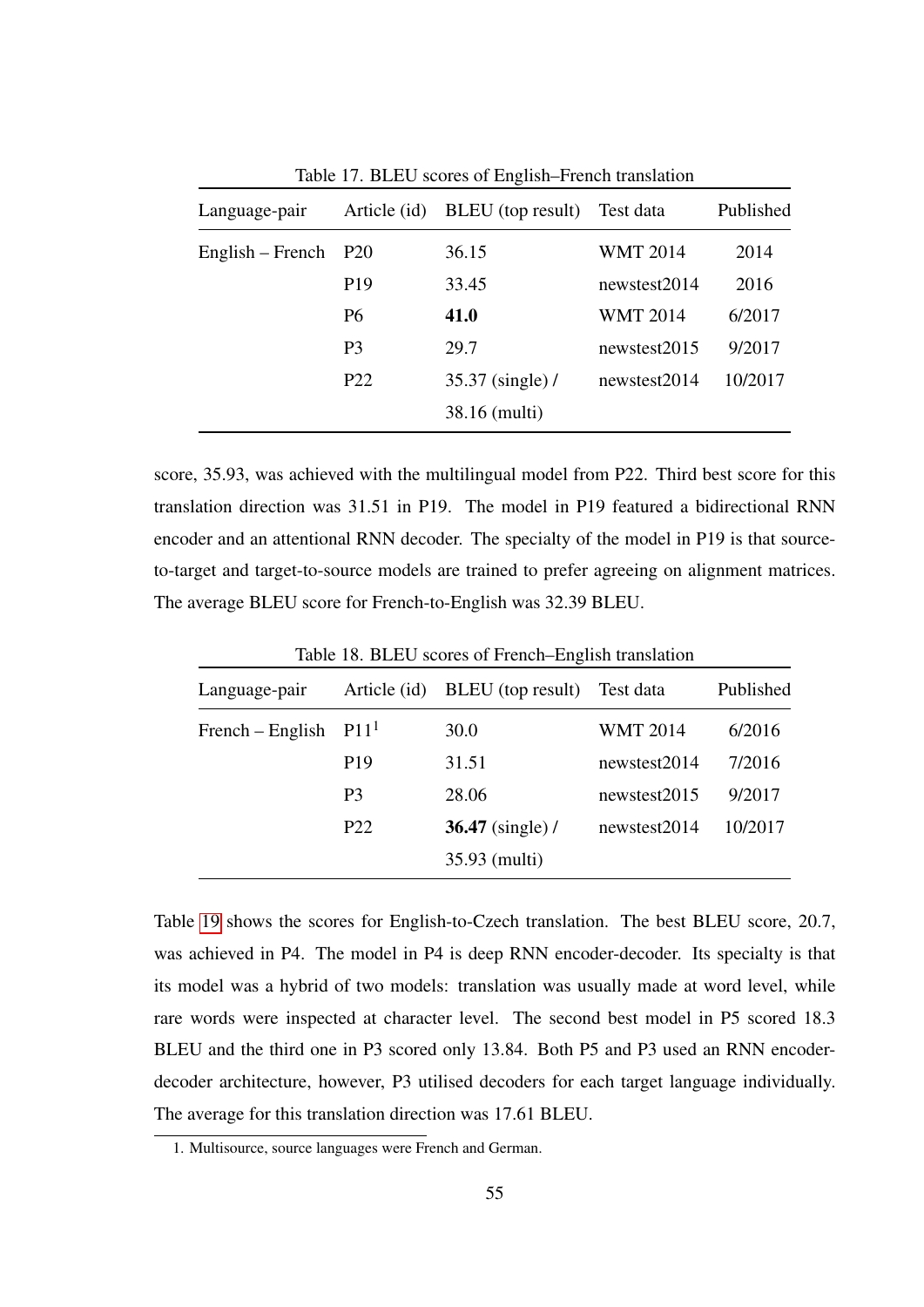Table 17. BLEU scores of English–French translation

| Language-pair | Article (id) | BLEU (top result) | Test data | Published |
|---|---|---|---|---|
| English – French | P20 | 36.15 | WMT 2014 | 2014 |
| | P19 | 33.45 | newstest2014 | 2016 |
| | P6 | **41.0** | WMT 2014 | 6/2017 |
| | P3 | 29.7 | newstest2015 | 9/2017 |
| | P22 | 35.37 (single) / 38.16 (multi) | newstest2014 | 10/2017 |

score, 35.93, was achieved with the multilingual model from P22. Third best score for this translation direction was 31.51 in P19. The model in P19 featured a bidirectional RNN encoder and an attentional RNN decoder. The specialty of the model in P19 is that source-to-target and target-to-source models are trained to prefer agreeing on alignment matrices. The average BLEU score for French-to-English was 32.39 BLEU.

Table 18. BLEU scores of French–English translation

| Language-pair | Article (id) | BLEU (top result) | Test data | Published |
|---|---|---|---|---|
| French – English | P11[1] | 30.0 | WMT 2014 | 6/2016 |
| | P19 | 31.51 | newstest2014 | 7/2016 |
| | P3 | 28.06 | newstest2015 | 9/2017 |
| | P22 | **36.47** (single) / 35.93 (multi) | newstest2014 | 10/2017 |

Table 19 shows the scores for English-to-Czech translation. The best BLEU score, 20.7, was achieved in P4. The model in P4 is deep RNN encoder-decoder. Its specialty is that its model was a hybrid of two models: translation was usually made at word level, while rare words were inspected at character level. The second best model in P5 scored 18.3 BLEU and the third one in P3 scored only 13.84. Both P5 and P3 used an RNN encoder-decoder architecture, however, P3 utilised decoders for each target language individually. The average for this translation direction was 17.61 BLEU.

1. Multisource, source languages were French and German.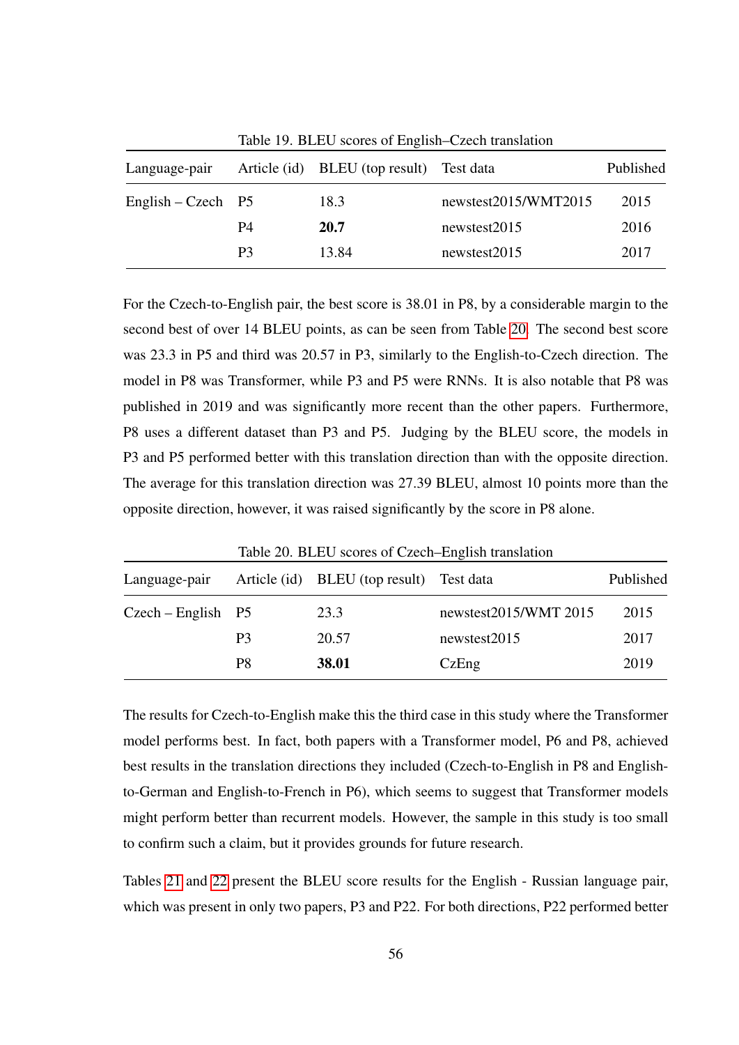Table 19. BLEU scores of English–Czech translation

| Language-pair | Article (id) | BLEU (top result) | Test data | Published |
|---|---|---|---|---|
| English – Czech | P5 | 18.3 | newstest2015/WMT2015 | 2015 |
| | P4 | **20.7** | newstest2015 | 2016 |
| | P3 | 13.84 | newstest2015 | 2017 |

For the Czech-to-English pair, the best score is 38.01 in P8, by a considerable margin to the second best of over 14 BLEU points, as can be seen from Table 20. The second best score was 23.3 in P5 and third was 20.57 in P3, similarly to the English-to-Czech direction. The model in P8 was Transformer, while P3 and P5 were RNNs. It is also notable that P8 was published in 2019 and was significantly more recent than the other papers. Furthermore, P8 uses a different dataset than P3 and P5. Judging by the BLEU score, the models in P3 and P5 performed better with this translation direction than with the opposite direction. The average for this translation direction was 27.39 BLEU, almost 10 points more than the opposite direction, however, it was raised significantly by the score in P8 alone.

Table 20. BLEU scores of Czech–English translation

| Language-pair | Article (id) | BLEU (top result) | Test data | Published |
|---|---|---|---|---|
| Czech – English | P5 | 23.3 | newstest2015/WMT 2015 | 2015 |
| | P3 | 20.57 | newstest2015 | 2017 |
| | P8 | **38.01** | CzEng | 2019 |

The results for Czech-to-English make this the third case in this study where the Transformer model performs best. In fact, both papers with a Transformer model, P6 and P8, achieved best results in the translation directions they included (Czech-to-English in P8 and English-to-German and English-to-French in P6), which seems to suggest that Transformer models might perform better than recurrent models. However, the sample in this study is too small to confirm such a claim, but it provides grounds for future research.

Tables 21 and 22 present the BLEU score results for the English - Russian language pair, which was present in only two papers, P3 and P22. For both directions, P22 performed better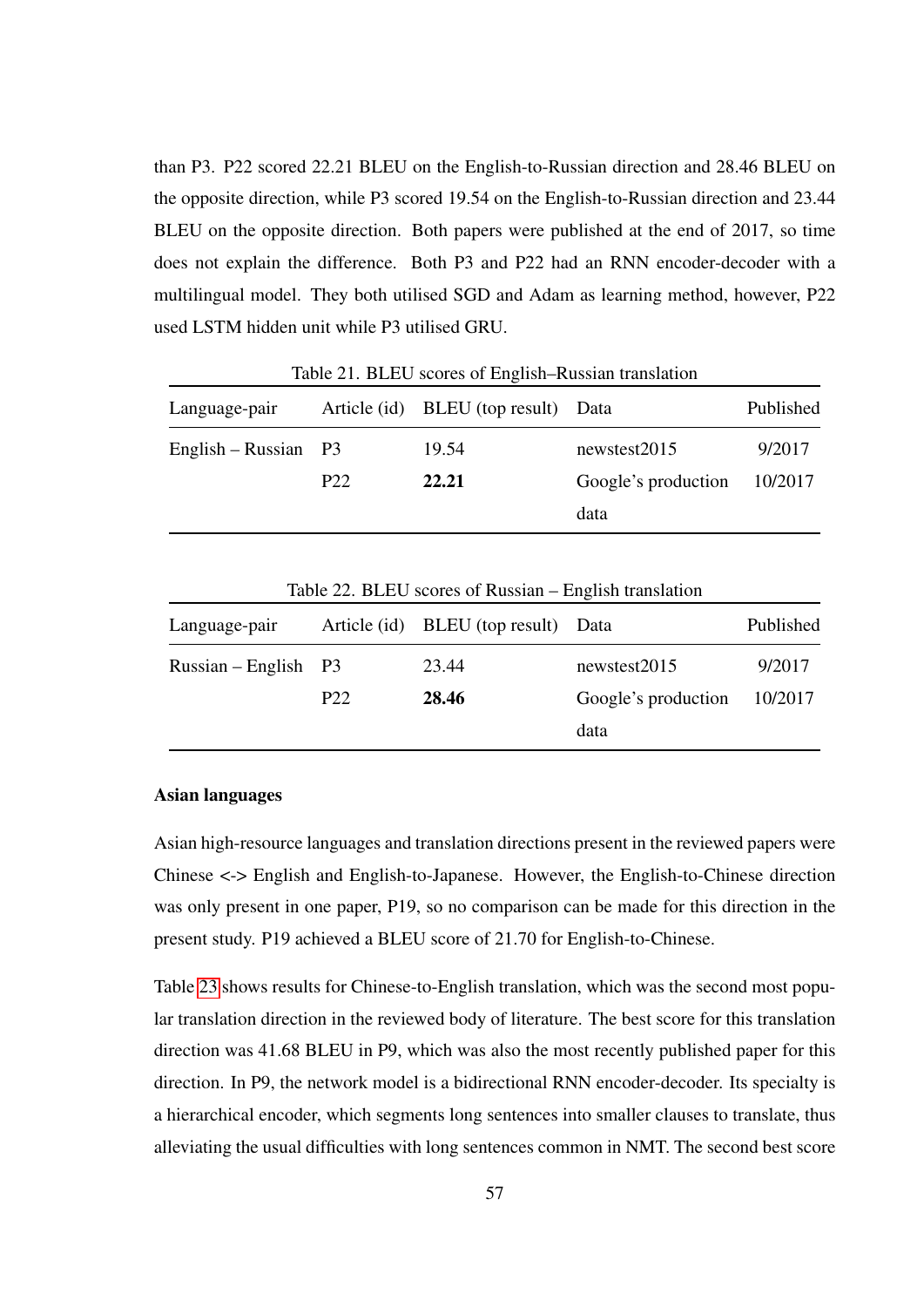than P3. P22 scored 22.21 BLEU on the English-to-Russian direction and 28.46 BLEU on the opposite direction, while P3 scored 19.54 on the English-to-Russian direction and 23.44 BLEU on the opposite direction. Both papers were published at the end of 2017, so time does not explain the difference. Both P3 and P22 had an RNN encoder-decoder with a multilingual model. They both utilised SGD and Adam as learning method, however, P22 used LSTM hidden unit while P3 utilised GRU.

Table 21. BLEU scores of English–Russian translation

| Language-pair | Article (id) | BLEU (top result) | Data | Published |
|---|---|---|---|---|
| English – Russian | P3 | 19.54 | newstest2015 | 9/2017 |
| | P22 | **22.21** | Google's production data | 10/2017 |

Table 22. BLEU scores of Russian – English translation

| Language-pair | Article (id) | BLEU (top result) | Data | Published |
|---|---|---|---|---|
| Russian – English | P3 | 23.44 | newstest2015 | 9/2017 |
| | P22 | **28.46** | Google's production data | 10/2017 |

**Asian languages**

Asian high-resource languages and translation directions present in the reviewed papers were Chinese <-> English and English-to-Japanese. However, the English-to-Chinese direction was only present in one paper, P19, so no comparison can be made for this direction in the present study. P19 achieved a BLEU score of 21.70 for English-to-Chinese.

Table 23 shows results for Chinese-to-English translation, which was the second most popular translation direction in the reviewed body of literature. The best score for this translation direction was 41.68 BLEU in P9, which was also the most recently published paper for this direction. In P9, the network model is a bidirectional RNN encoder-decoder. Its specialty is a hierarchical encoder, which segments long sentences into smaller clauses to translate, thus alleviating the usual difficulties with long sentences common in NMT. The second best score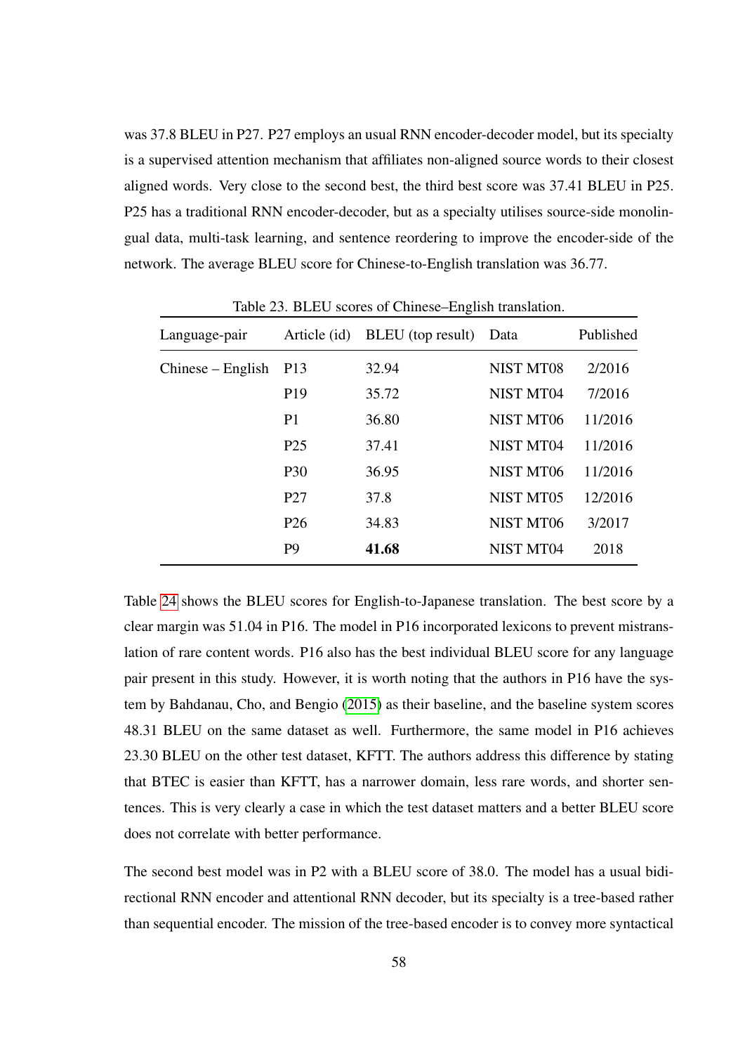was 37.8 BLEU in P27. P27 employs an usual RNN encoder-decoder model, but its specialty is a supervised attention mechanism that affiliates non-aligned source words to their closest aligned words. Very close to the second best, the third best score was 37.41 BLEU in P25. P25 has a traditional RNN encoder-decoder, but as a specialty utilises source-side monolingual data, multi-task learning, and sentence reordering to improve the encoder-side of the network. The average BLEU score for Chinese-to-English translation was 36.77.

Table 23. BLEU scores of Chinese–English translation.

| Language-pair | Article (id) | BLEU (top result) | Data | Published |
|---|---|---|---|---|
| Chinese – English | P13 | 32.94 | NIST MT08 | 2/2016 |
| | P19 | 35.72 | NIST MT04 | 7/2016 |
| | P1 | 36.80 | NIST MT06 | 11/2016 |
| | P25 | 37.41 | NIST MT04 | 11/2016 |
| | P30 | 36.95 | NIST MT06 | 11/2016 |
| | P27 | 37.8 | NIST MT05 | 12/2016 |
| | P26 | 34.83 | NIST MT06 | 3/2017 |
| | P9 | **41.68** | NIST MT04 | 2018 |

Table 24 shows the BLEU scores for English-to-Japanese translation. The best score by a clear margin was 51.04 in P16. The model in P16 incorporated lexicons to prevent mistranslation of rare content words. P16 also has the best individual BLEU score for any language pair present in this study. However, it is worth noting that the authors in P16 have the system by Bahdanau, Cho, and Bengio (2015) as their baseline, and the baseline system scores 48.31 BLEU on the same dataset as well. Furthermore, the same model in P16 achieves 23.30 BLEU on the other test dataset, KFTT. The authors address this difference by stating that BTEC is easier than KFTT, has a narrower domain, less rare words, and shorter sentences. This is very clearly a case in which the test dataset matters and a better BLEU score does not correlate with better performance.

The second best model was in P2 with a BLEU score of 38.0. The model has a usual bidirectional RNN encoder and attentional RNN decoder, but its specialty is a tree-based rather than sequential encoder. The mission of the tree-based encoder is to convey more syntactical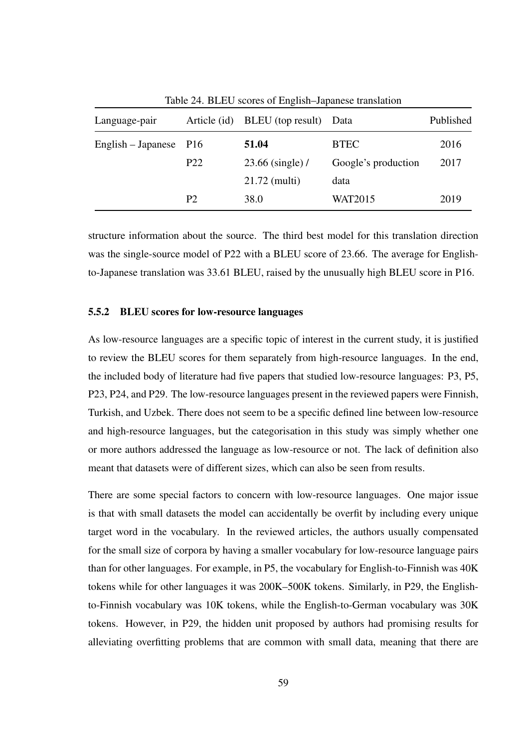Table 24. BLEU scores of English–Japanese translation

| Language-pair | Article (id) | BLEU (top result) | Data | Published |
|---|---|---|---|---|
| English – Japanese | P16 | **51.04** | BTEC | 2016 |
| | P22 | 23.66 (single) / 21.72 (multi) | Google's production data | 2017 |
| | P2 | 38.0 | WAT2015 | 2019 |

structure information about the source. The third best model for this translation direction was the single-source model of P22 with a BLEU score of 23.66. The average for English-to-Japanese translation was 33.61 BLEU, raised by the unusually high BLEU score in P16.

### 5.5.2 BLEU scores for low-resource languages

As low-resource languages are a specific topic of interest in the current study, it is justified to review the BLEU scores for them separately from high-resource languages. In the end, the included body of literature had five papers that studied low-resource languages: P3, P5, P23, P24, and P29. The low-resource languages present in the reviewed papers were Finnish, Turkish, and Uzbek. There does not seem to be a specific defined line between low-resource and high-resource languages, but the categorisation in this study was simply whether one or more authors addressed the language as low-resource or not. The lack of definition also meant that datasets were of different sizes, which can also be seen from results.

There are some special factors to concern with low-resource languages. One major issue is that with small datasets the model can accidentally be overfit by including every unique target word in the vocabulary. In the reviewed articles, the authors usually compensated for the small size of corpora by having a smaller vocabulary for low-resource language pairs than for other languages. For example, in P5, the vocabulary for English-to-Finnish was 40K tokens while for other languages it was 200K–500K tokens. Similarly, in P29, the English-to-Finnish vocabulary was 10K tokens, while the English-to-German vocabulary was 30K tokens. However, in P29, the hidden unit proposed by authors had promising results for alleviating overfitting problems that are common with small data, meaning that there are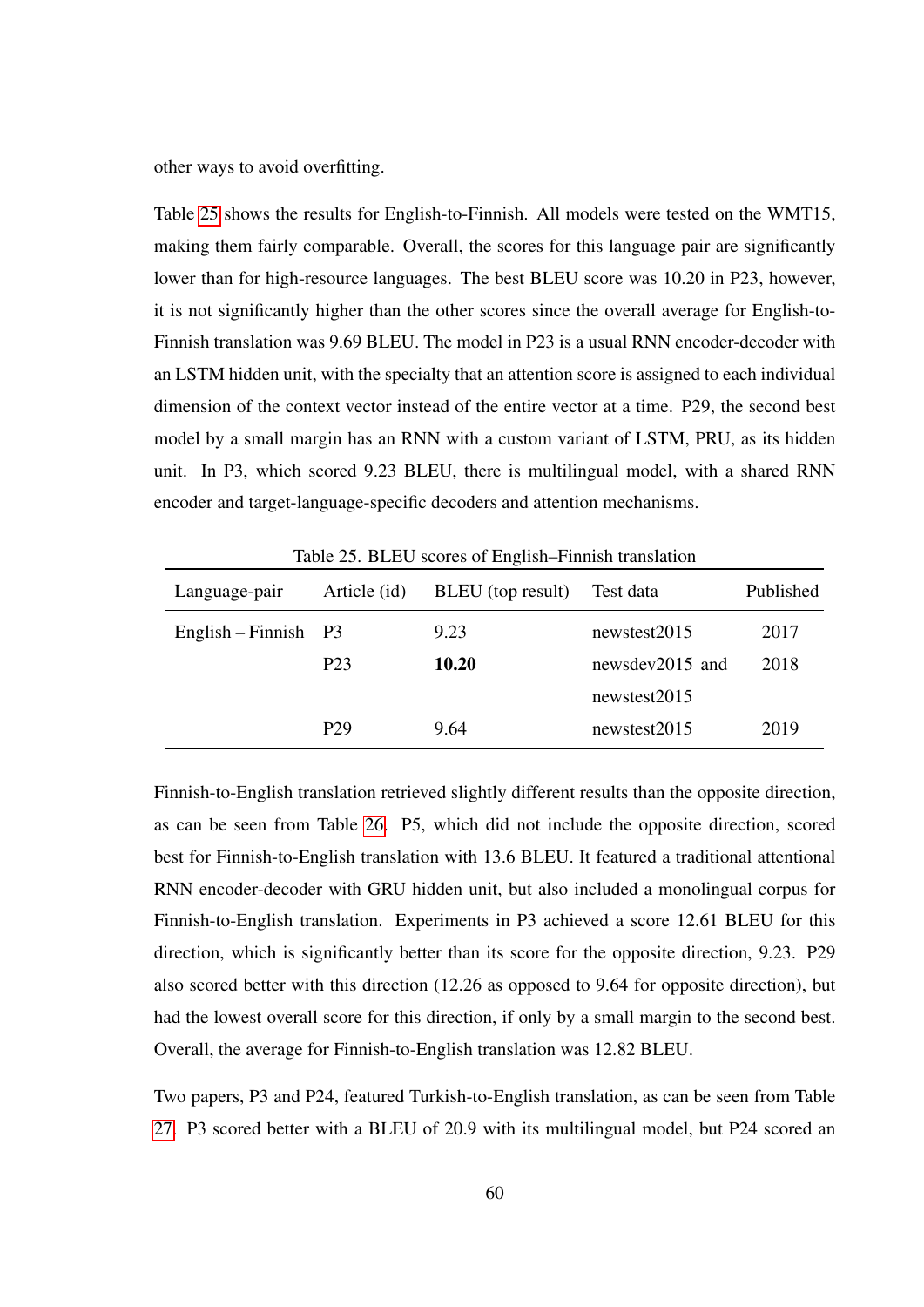other ways to avoid overfitting.

Table 25 shows the results for English-to-Finnish. All models were tested on the WMT15, making them fairly comparable. Overall, the scores for this language pair are significantly lower than for high-resource languages. The best BLEU score was 10.20 in P23, however, it is not significantly higher than the other scores since the overall average for English-to-Finnish translation was 9.69 BLEU. The model in P23 is a usual RNN encoder-decoder with an LSTM hidden unit, with the specialty that an attention score is assigned to each individual dimension of the context vector instead of the entire vector at a time. P29, the second best model by a small margin has an RNN with a custom variant of LSTM, PRU, as its hidden unit. In P3, which scored 9.23 BLEU, there is multilingual model, with a shared RNN encoder and target-language-specific decoders and attention mechanisms.

Table 25. BLEU scores of English–Finnish translation

| Language-pair | Article (id) | BLEU (top result) | Test data | Published |
|---|---|---|---|---|
| English – Finnish | P3 | 9.23 | newstest2015 | 2017 |
| | P23 | **10.20** | newsdev2015 and newstest2015 | 2018 |
| | P29 | 9.64 | newstest2015 | 2019 |

Finnish-to-English translation retrieved slightly different results than the opposite direction, as can be seen from Table 26. P5, which did not include the opposite direction, scored best for Finnish-to-English translation with 13.6 BLEU. It featured a traditional attentional RNN encoder-decoder with GRU hidden unit, but also included a monolingual corpus for Finnish-to-English translation. Experiments in P3 achieved a score 12.61 BLEU for this direction, which is significantly better than its score for the opposite direction, 9.23. P29 also scored better with this direction (12.26 as opposed to 9.64 for opposite direction), but had the lowest overall score for this direction, if only by a small margin to the second best. Overall, the average for Finnish-to-English translation was 12.82 BLEU.

Two papers, P3 and P24, featured Turkish-to-English translation, as can be seen from Table 27. P3 scored better with a BLEU of 20.9 with its multilingual model, but P24 scored an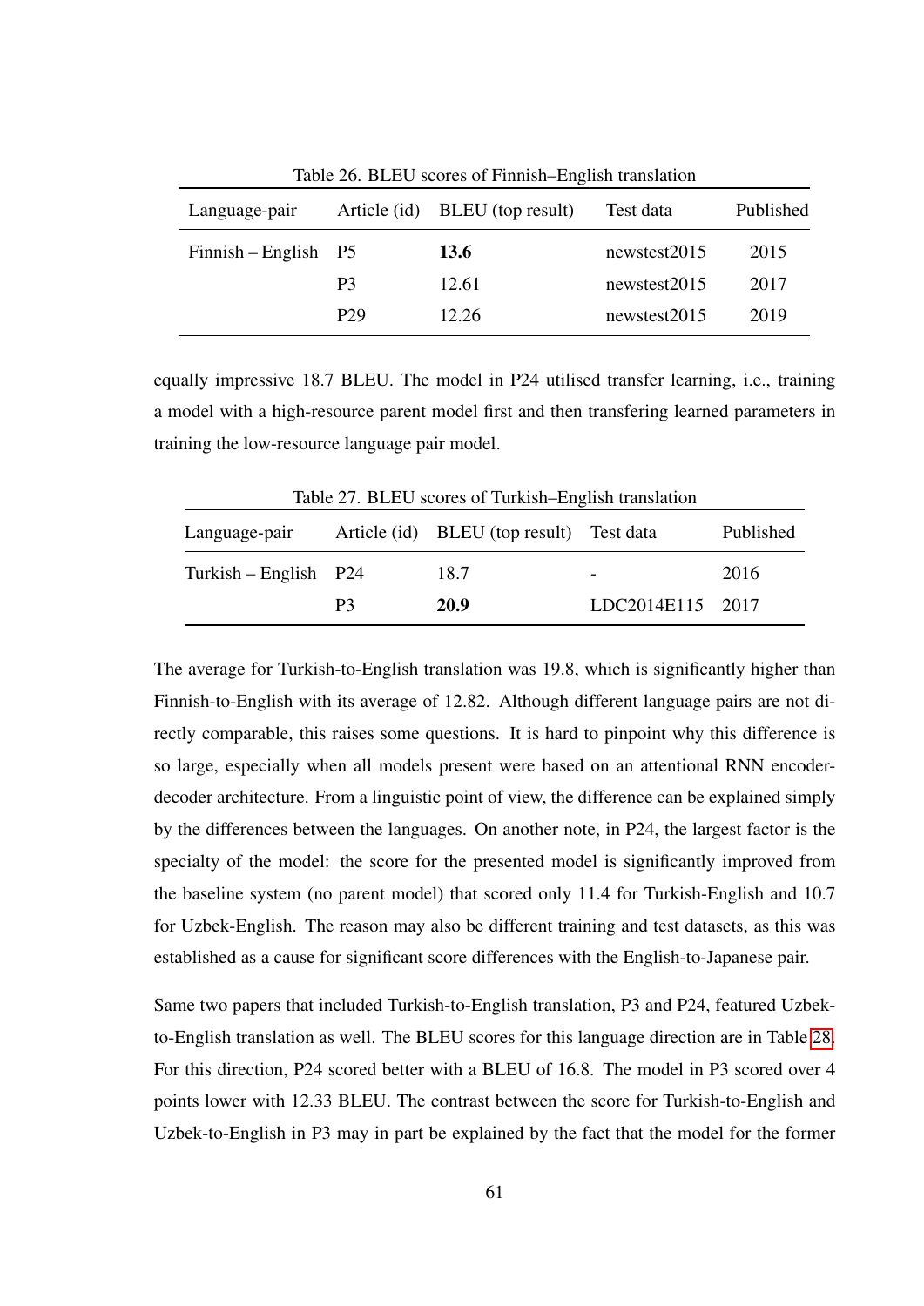Table 26. BLEU scores of Finnish–English translation

| Language-pair | Article (id) | BLEU (top result) | Test data | Published |
|---|---|---|---|---|
| Finnish – English | P5 | **13.6** | newstest2015 | 2015 |
| | P3 | 12.61 | newstest2015 | 2017 |
| | P29 | 12.26 | newstest2015 | 2019 |

equally impressive 18.7 BLEU. The model in P24 utilised transfer learning, i.e., training a model with a high-resource parent model first and then transfering learned parameters in training the low-resource language pair model.

Table 27. BLEU scores of Turkish–English translation

| Language-pair | Article (id) | BLEU (top result) | Test data | Published |
|---|---|---|---|---|
| Turkish – English | P24 | 18.7 | - | 2016 |
| | P3 | **20.9** | LDC2014E115 | 2017 |

The average for Turkish-to-English translation was 19.8, which is significantly higher than Finnish-to-English with its average of 12.82. Although different language pairs are not directly comparable, this raises some questions. It is hard to pinpoint why this difference is so large, especially when all models present were based on an attentional RNN encoder-decoder architecture. From a linguistic point of view, the difference can be explained simply by the differences between the languages. On another note, in P24, the largest factor is the specialty of the model: the score for the presented model is significantly improved from the baseline system (no parent model) that scored only 11.4 for Turkish-English and 10.7 for Uzbek-English. The reason may also be different training and test datasets, as this was established as a cause for significant score differences with the English-to-Japanese pair.

Same two papers that included Turkish-to-English translation, P3 and P24, featured Uzbek-to-English translation as well. The BLEU scores for this language direction are in Table 28. For this direction, P24 scored better with a BLEU of 16.8. The model in P3 scored over 4 points lower with 12.33 BLEU. The contrast between the score for Turkish-to-English and Uzbek-to-English in P3 may in part be explained by the fact that the model for the former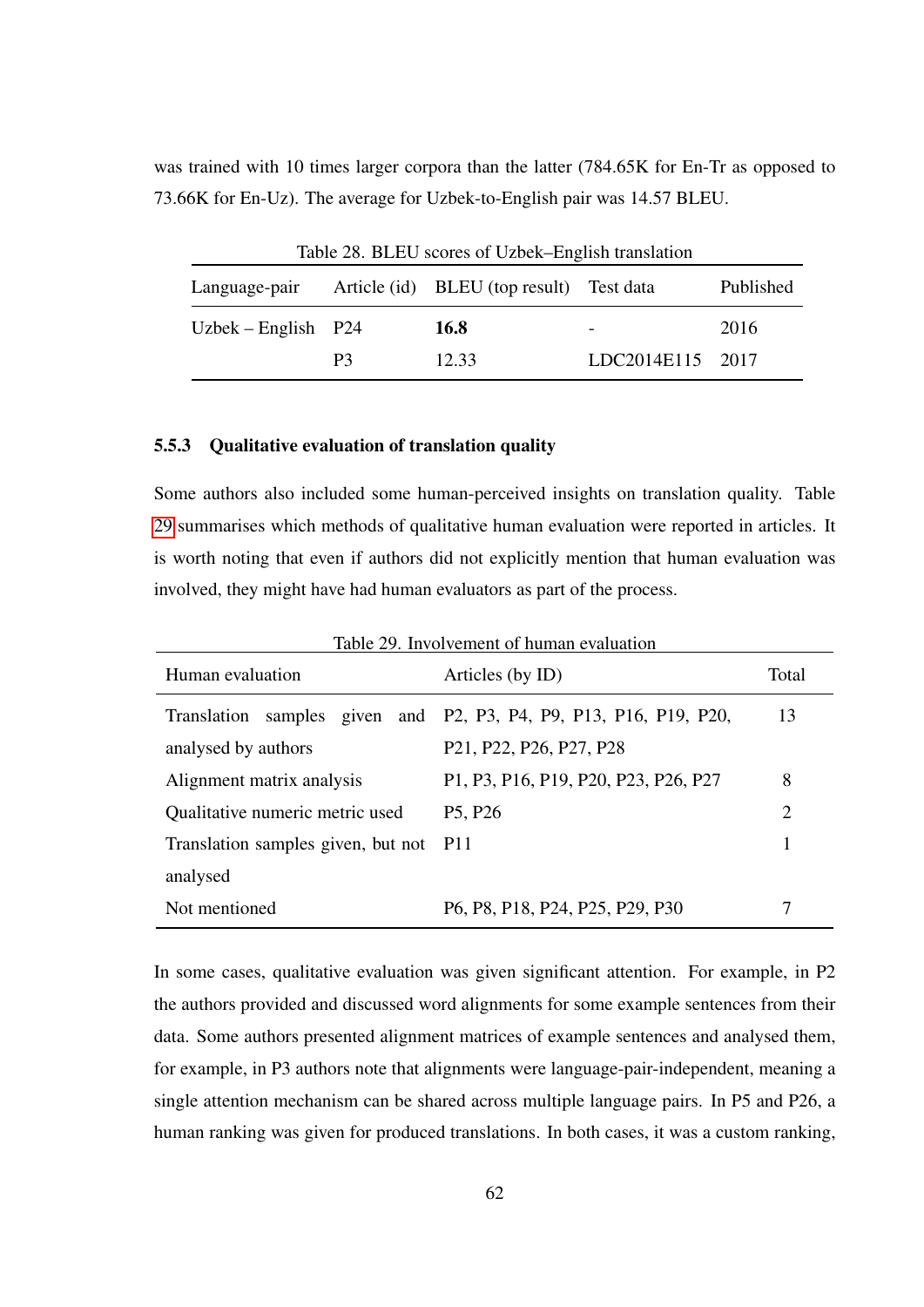was trained with 10 times larger corpora than the latter (784.65K for En-Tr as opposed to 73.66K for En-Uz). The average for Uzbek-to-English pair was 14.57 BLEU.

Table 28. BLEU scores of Uzbek–English translation

| Language-pair | Article (id) | BLEU (top result) | Test data | Published |
|---|---|---|---|---|
| Uzbek – English | P24 | **16.8** | - | 2016 |
| | P3 | 12.33 | LDC2014E115 | 2017 |

### 5.5.3 Qualitative evaluation of translation quality

Some authors also included some human-perceived insights on translation quality. Table 29 summarises which methods of qualitative human evaluation were reported in articles. It is worth noting that even if authors did not explicitly mention that human evaluation was involved, they might have had human evaluators as part of the process.

Table 29. Involvement of human evaluation

| Human evaluation | Articles (by ID) | Total |
|---|---|---|
| Translation samples given and analysed by authors | P2, P3, P4, P9, P13, P16, P19, P20, P21, P22, P26, P27, P28 | 13 |
| Alignment matrix analysis | P1, P3, P16, P19, P20, P23, P26, P27 | 8 |
| Qualitative numeric metric used | P5, P26 | 2 |
| Translation samples given, but not analysed | P11 | 1 |
| Not mentioned | P6, P8, P18, P24, P25, P29, P30 | 7 |

In some cases, qualitative evaluation was given significant attention. For example, in P2 the authors provided and discussed word alignments for some example sentences from their data. Some authors presented alignment matrices of example sentences and analysed them, for example, in P3 authors note that alignments were language-pair-independent, meaning a single attention mechanism can be shared across multiple language pairs. In P5 and P26, a human ranking was given for produced translations. In both cases, it was a custom ranking,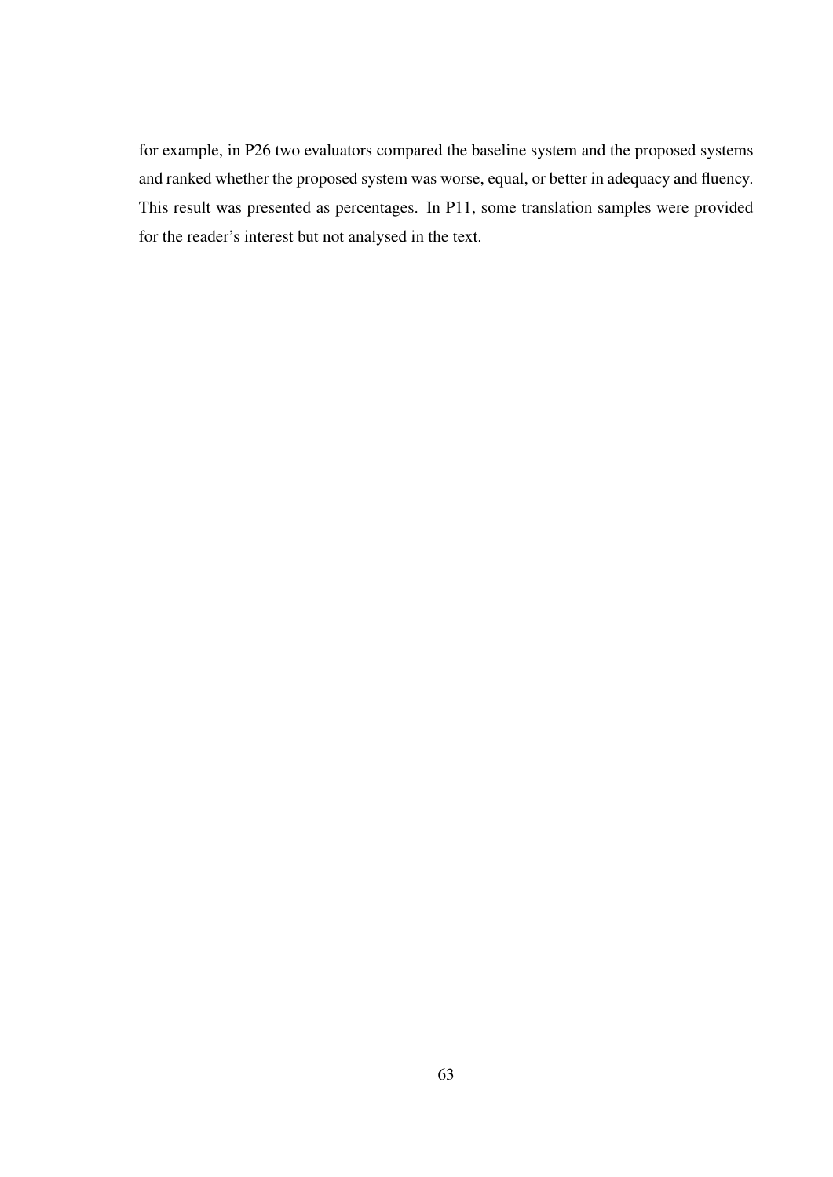for example, in P26 two evaluators compared the baseline system and the proposed systems and ranked whether the proposed system was worse, equal, or better in adequacy and fluency. This result was presented as percentages. In P11, some translation samples were provided for the reader's interest but not analysed in the text.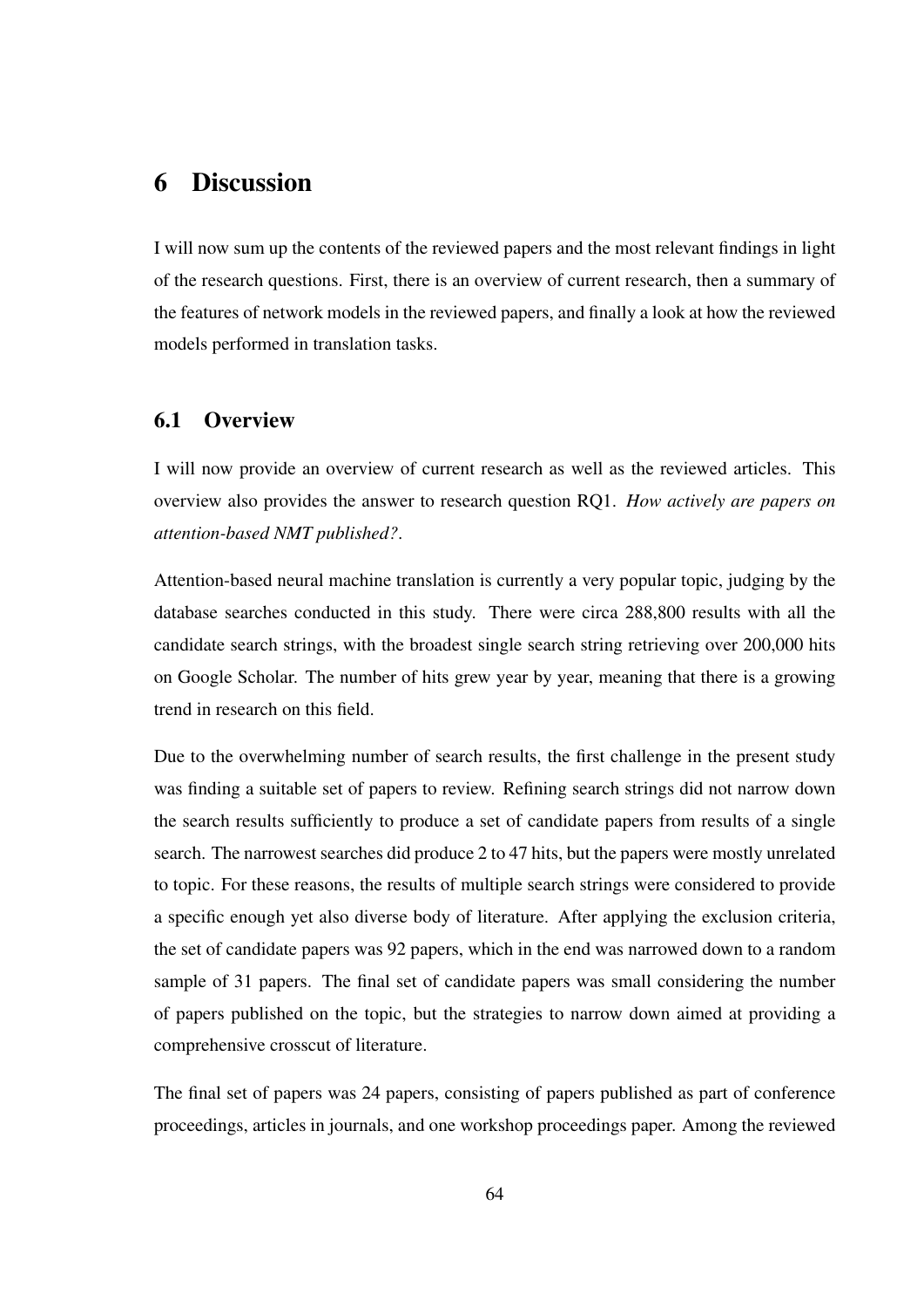# 6 Discussion

I will now sum up the contents of the reviewed papers and the most relevant findings in light of the research questions. First, there is an overview of current research, then a summary of the features of network models in the reviewed papers, and finally a look at how the reviewed models performed in translation tasks.

## 6.1 Overview

I will now provide an overview of current research as well as the reviewed articles. This overview also provides the answer to research question RQ1. *How actively are papers on attention-based NMT published?*.

Attention-based neural machine translation is currently a very popular topic, judging by the database searches conducted in this study. There were circa 288,800 results with all the candidate search strings, with the broadest single search string retrieving over 200,000 hits on Google Scholar. The number of hits grew year by year, meaning that there is a growing trend in research on this field.

Due to the overwhelming number of search results, the first challenge in the present study was finding a suitable set of papers to review. Refining search strings did not narrow down the search results sufficiently to produce a set of candidate papers from results of a single search. The narrowest searches did produce 2 to 47 hits, but the papers were mostly unrelated to topic. For these reasons, the results of multiple search strings were considered to provide a specific enough yet also diverse body of literature. After applying the exclusion criteria, the set of candidate papers was 92 papers, which in the end was narrowed down to a random sample of 31 papers. The final set of candidate papers was small considering the number of papers published on the topic, but the strategies to narrow down aimed at providing a comprehensive crosscut of literature.

The final set of papers was 24 papers, consisting of papers published as part of conference proceedings, articles in journals, and one workshop proceedings paper. Among the reviewed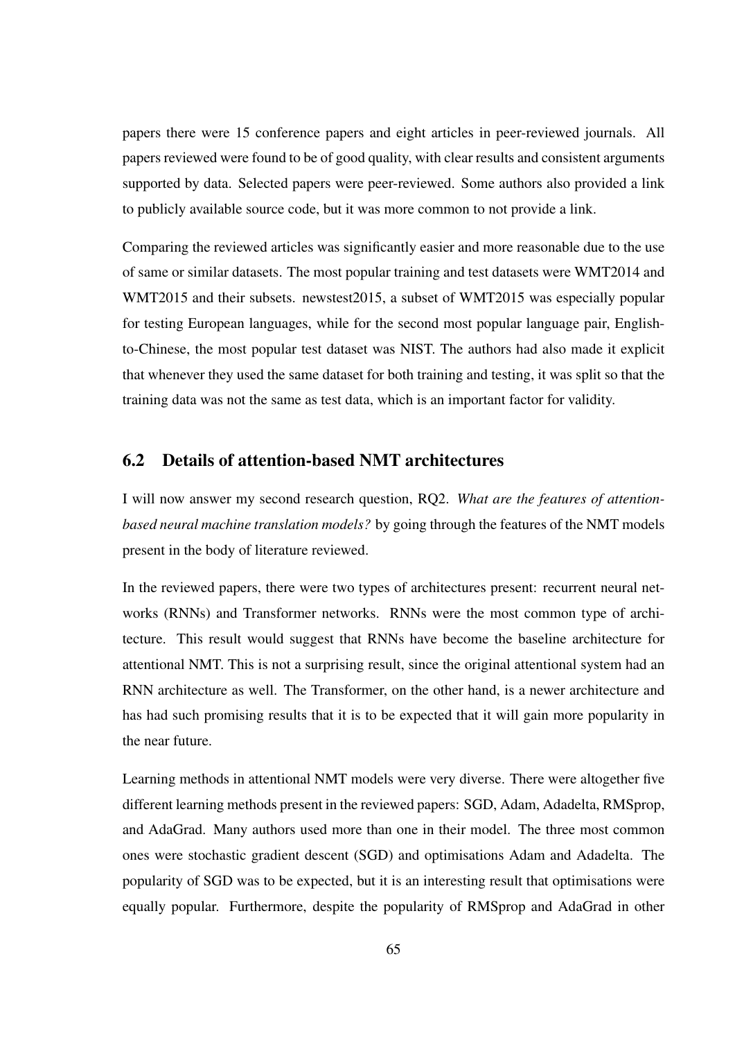papers there were 15 conference papers and eight articles in peer-reviewed journals. All papers reviewed were found to be of good quality, with clear results and consistent arguments supported by data. Selected papers were peer-reviewed. Some authors also provided a link to publicly available source code, but it was more common to not provide a link.

Comparing the reviewed articles was significantly easier and more reasonable due to the use of same or similar datasets. The most popular training and test datasets were WMT2014 and WMT2015 and their subsets. newstest2015, a subset of WMT2015 was especially popular for testing European languages, while for the second most popular language pair, English-to-Chinese, the most popular test dataset was NIST. The authors had also made it explicit that whenever they used the same dataset for both training and testing, it was split so that the training data was not the same as test data, which is an important factor for validity.

## 6.2 Details of attention-based NMT architectures

I will now answer my second research question, RQ2. *What are the features of attention-based neural machine translation models?* by going through the features of the NMT models present in the body of literature reviewed.

In the reviewed papers, there were two types of architectures present: recurrent neural networks (RNNs) and Transformer networks. RNNs were the most common type of architecture. This result would suggest that RNNs have become the baseline architecture for attentional NMT. This is not a surprising result, since the original attentional system had an RNN architecture as well. The Transformer, on the other hand, is a newer architecture and has had such promising results that it is to be expected that it will gain more popularity in the near future.

Learning methods in attentional NMT models were very diverse. There were altogether five different learning methods present in the reviewed papers: SGD, Adam, Adadelta, RMSprop, and AdaGrad. Many authors used more than one in their model. The three most common ones were stochastic gradient descent (SGD) and optimisations Adam and Adadelta. The popularity of SGD was to be expected, but it is an interesting result that optimisations were equally popular. Furthermore, despite the popularity of RMSprop and AdaGrad in other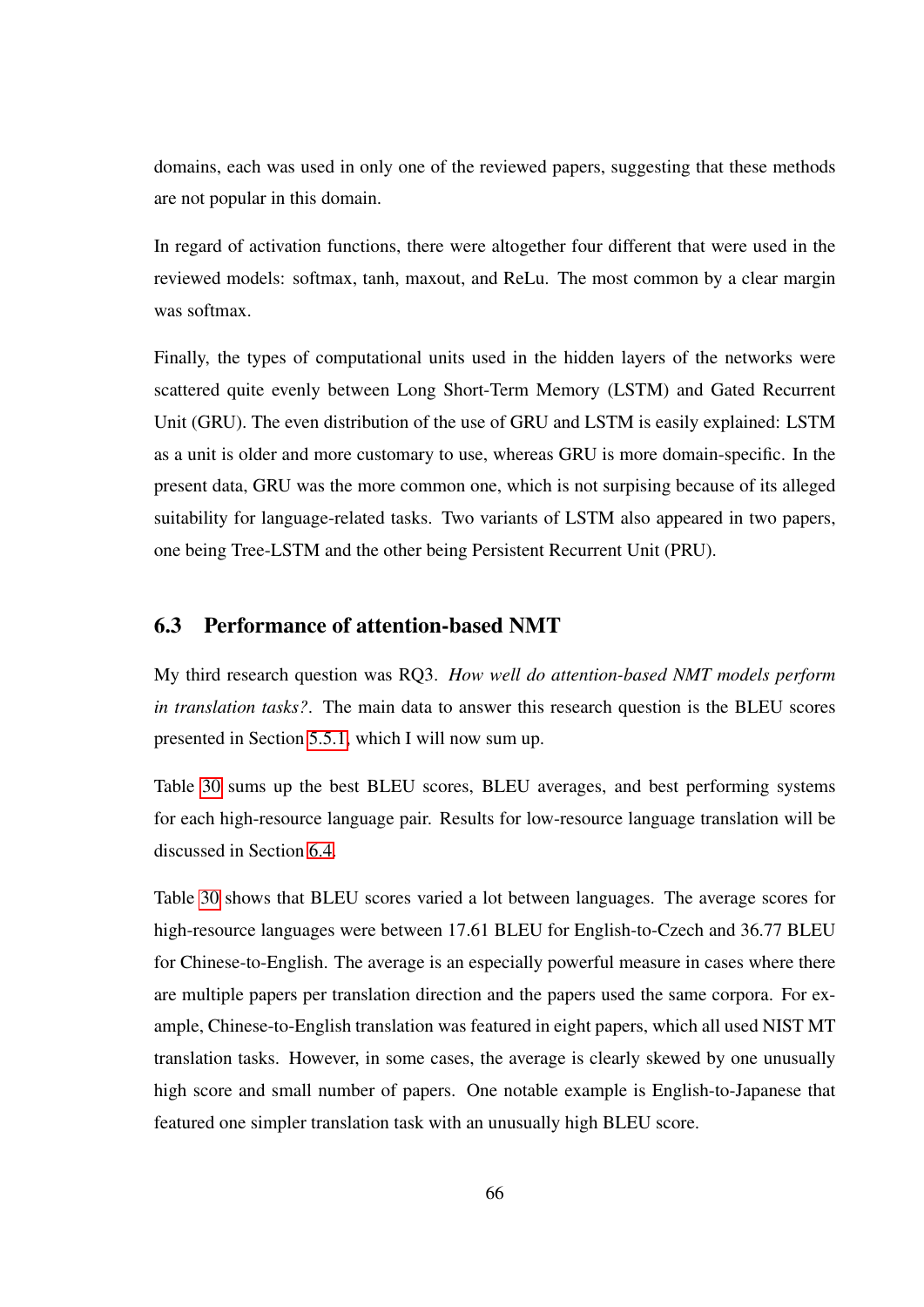domains, each was used in only one of the reviewed papers, suggesting that these methods are not popular in this domain.

In regard of activation functions, there were altogether four different that were used in the reviewed models: softmax, tanh, maxout, and ReLu. The most common by a clear margin was softmax.

Finally, the types of computational units used in the hidden layers of the networks were scattered quite evenly between Long Short-Term Memory (LSTM) and Gated Recurrent Unit (GRU). The even distribution of the use of GRU and LSTM is easily explained: LSTM as a unit is older and more customary to use, whereas GRU is more domain-specific. In the present data, GRU was the more common one, which is not surpising because of its alleged suitability for language-related tasks. Two variants of LSTM also appeared in two papers, one being Tree-LSTM and the other being Persistent Recurrent Unit (PRU).

## 6.3 Performance of attention-based NMT

My third research question was RQ3. *How well do attention-based NMT models perform in translation tasks?*. The main data to answer this research question is the BLEU scores presented in Section 5.5.1, which I will now sum up.

Table 30 sums up the best BLEU scores, BLEU averages, and best performing systems for each high-resource language pair. Results for low-resource language translation will be discussed in Section 6.4.

Table 30 shows that BLEU scores varied a lot between languages. The average scores for high-resource languages were between 17.61 BLEU for English-to-Czech and 36.77 BLEU for Chinese-to-English. The average is an especially powerful measure in cases where there are multiple papers per translation direction and the papers used the same corpora. For example, Chinese-to-English translation was featured in eight papers, which all used NIST MT translation tasks. However, in some cases, the average is clearly skewed by one unusually high score and small number of papers. One notable example is English-to-Japanese that featured one simpler translation task with an unusually high BLEU score.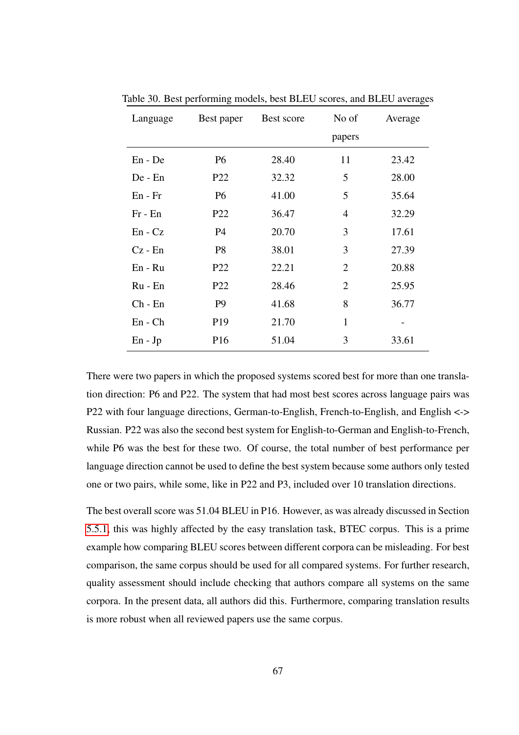Table 30. Best performing models, best BLEU scores, and BLEU averages

| Language | Best paper | Best score | No of papers | Average |
|---|---|---|---|---|
| En - De | P6 | 28.40 | 11 | 23.42 |
| De - En | P22 | 32.32 | 5 | 28.00 |
| En - Fr | P6 | 41.00 | 5 | 35.64 |
| Fr - En | P22 | 36.47 | 4 | 32.29 |
| En - Cz | P4 | 20.70 | 3 | 17.61 |
| Cz - En | P8 | 38.01 | 3 | 27.39 |
| En - Ru | P22 | 22.21 | 2 | 20.88 |
| Ru - En | P22 | 28.46 | 2 | 25.95 |
| Ch - En | P9 | 41.68 | 8 | 36.77 |
| En - Ch | P19 | 21.70 | 1 | - |
| En - Jp | P16 | 51.04 | 3 | 33.61 |

There were two papers in which the proposed systems scored best for more than one translation direction: P6 and P22. The system that had most best scores across language pairs was P22 with four language directions, German-to-English, French-to-English, and English <-> Russian. P22 was also the second best system for English-to-German and English-to-French, while P6 was the best for these two. Of course, the total number of best performance per language direction cannot be used to define the best system because some authors only tested one or two pairs, while some, like in P22 and P3, included over 10 translation directions.

The best overall score was 51.04 BLEU in P16. However, as was already discussed in Section 5.5.1, this was highly affected by the easy translation task, BTEC corpus. This is a prime example how comparing BLEU scores between different corpora can be misleading. For best comparison, the same corpus should be used for all compared systems. For further research, quality assessment should include checking that authors compare all systems on the same corpora. In the present data, all authors did this. Furthermore, comparing translation results is more robust when all reviewed papers use the same corpus.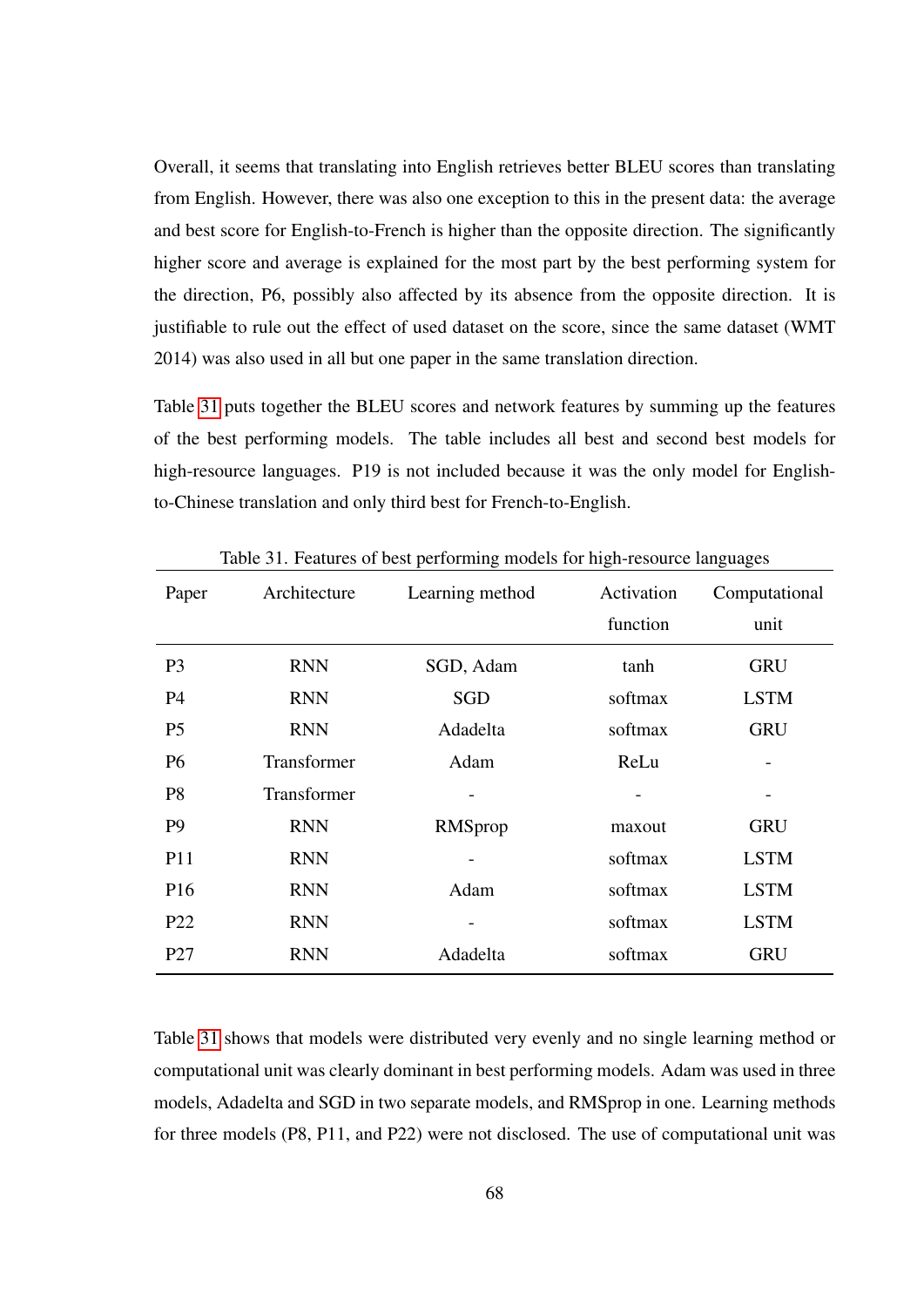Overall, it seems that translating into English retrieves better BLEU scores than translating from English. However, there was also one exception to this in the present data: the average and best score for English-to-French is higher than the opposite direction. The significantly higher score and average is explained for the most part by the best performing system for the direction, P6, possibly also affected by its absence from the opposite direction. It is justifiable to rule out the effect of used dataset on the score, since the same dataset (WMT 2014) was also used in all but one paper in the same translation direction.

Table 31 puts together the BLEU scores and network features by summing up the features of the best performing models. The table includes all best and second best models for high-resource languages. P19 is not included because it was the only model for English-to-Chinese translation and only third best for French-to-English.

Table 31. Features of best performing models for high-resource languages

| Paper | Architecture | Learning method | Activation function | Computational unit |
|---|---|---|---|---|
| P3 | RNN | SGD, Adam | tanh | GRU |
| P4 | RNN | SGD | softmax | LSTM |
| P5 | RNN | Adadelta | softmax | GRU |
| P6 | Transformer | Adam | ReLu | - |
| P8 | Transformer | - | - | - |
| P9 | RNN | RMSprop | maxout | GRU |
| P11 | RNN | - | softmax | LSTM |
| P16 | RNN | Adam | softmax | LSTM |
| P22 | RNN | - | softmax | LSTM |
| P27 | RNN | Adadelta | softmax | GRU |

Table 31 shows that models were distributed very evenly and no single learning method or computational unit was clearly dominant in best performing models. Adam was used in three models, Adadelta and SGD in two separate models, and RMSprop in one. Learning methods for three models (P8, P11, and P22) were not disclosed. The use of computational unit was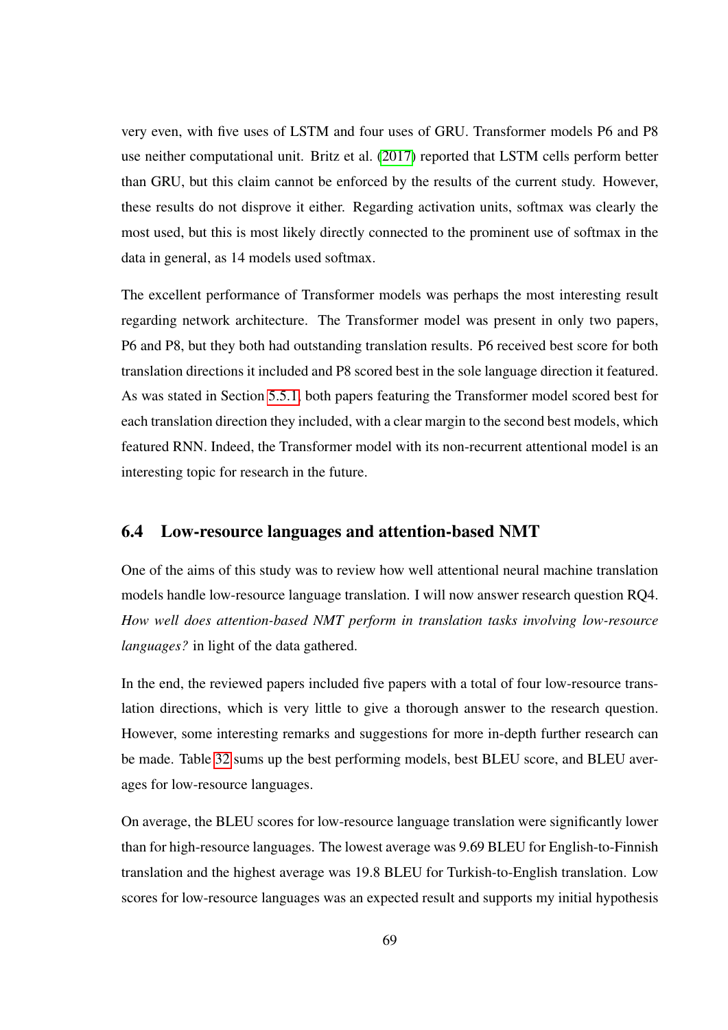very even, with five uses of LSTM and four uses of GRU. Transformer models P6 and P8 use neither computational unit. Britz et al. (2017) reported that LSTM cells perform better than GRU, but this claim cannot be enforced by the results of the current study. However, these results do not disprove it either. Regarding activation units, softmax was clearly the most used, but this is most likely directly connected to the prominent use of softmax in the data in general, as 14 models used softmax.

The excellent performance of Transformer models was perhaps the most interesting result regarding network architecture. The Transformer model was present in only two papers, P6 and P8, but they both had outstanding translation results. P6 received best score for both translation directions it included and P8 scored best in the sole language direction it featured. As was stated in Section 5.5.1, both papers featuring the Transformer model scored best for each translation direction they included, with a clear margin to the second best models, which featured RNN. Indeed, the Transformer model with its non-recurrent attentional model is an interesting topic for research in the future.

## 6.4 Low-resource languages and attention-based NMT

One of the aims of this study was to review how well attentional neural machine translation models handle low-resource language translation. I will now answer research question RQ4. *How well does attention-based NMT perform in translation tasks involving low-resource languages?* in light of the data gathered.

In the end, the reviewed papers included five papers with a total of four low-resource translation directions, which is very little to give a thorough answer to the research question. However, some interesting remarks and suggestions for more in-depth further research can be made. Table 32 sums up the best performing models, best BLEU score, and BLEU averages for low-resource languages.

On average, the BLEU scores for low-resource language translation were significantly lower than for high-resource languages. The lowest average was 9.69 BLEU for English-to-Finnish translation and the highest average was 19.8 BLEU for Turkish-to-English translation. Low scores for low-resource languages was an expected result and supports my initial hypothesis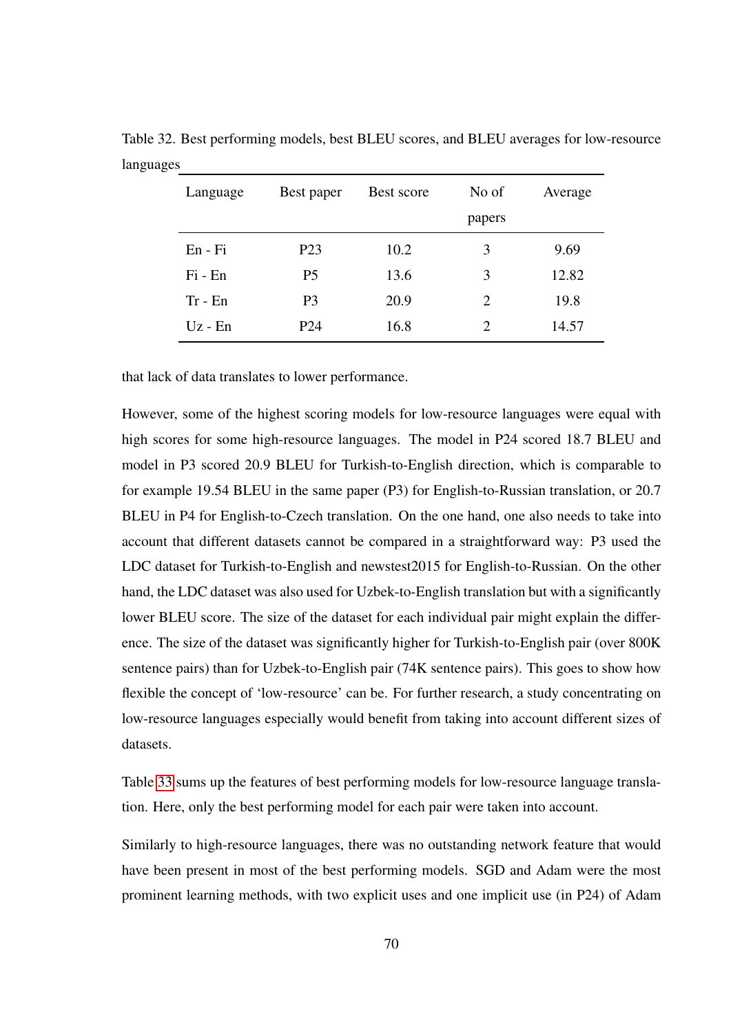Table 32. Best performing models, best BLEU scores, and BLEU averages for low-resource languages

| Language | Best paper | Best score | No of papers | Average |
|---|---|---|---|---|
| En - Fi | P23 | 10.2 | 3 | 9.69 |
| Fi - En | P5 | 13.6 | 3 | 12.82 |
| Tr - En | P3 | 20.9 | 2 | 19.8 |
| Uz - En | P24 | 16.8 | 2 | 14.57 |

that lack of data translates to lower performance.

However, some of the highest scoring models for low-resource languages were equal with high scores for some high-resource languages. The model in P24 scored 18.7 BLEU and model in P3 scored 20.9 BLEU for Turkish-to-English direction, which is comparable to for example 19.54 BLEU in the same paper (P3) for English-to-Russian translation, or 20.7 BLEU in P4 for English-to-Czech translation. On the one hand, one also needs to take into account that different datasets cannot be compared in a straightforward way: P3 used the LDC dataset for Turkish-to-English and newstest2015 for English-to-Russian. On the other hand, the LDC dataset was also used for Uzbek-to-English translation but with a significantly lower BLEU score. The size of the dataset for each individual pair might explain the difference. The size of the dataset was significantly higher for Turkish-to-English pair (over 800K sentence pairs) than for Uzbek-to-English pair (74K sentence pairs). This goes to show how flexible the concept of 'low-resource' can be. For further research, a study concentrating on low-resource languages especially would benefit from taking into account different sizes of datasets.

Table 33 sums up the features of best performing models for low-resource language translation. Here, only the best performing model for each pair were taken into account.

Similarly to high-resource languages, there was no outstanding network feature that would have been present in most of the best performing models. SGD and Adam were the most prominent learning methods, with two explicit uses and one implicit use (in P24) of Adam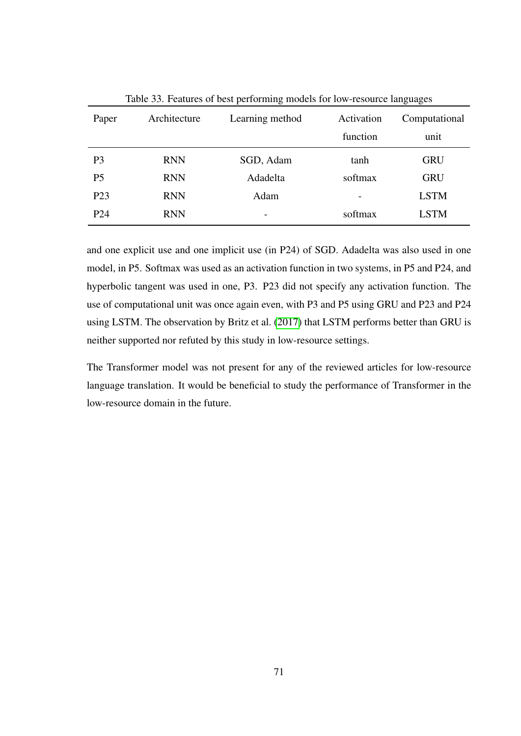Table 33. Features of best performing models for low-resource languages

| Paper | Architecture | Learning method | Activation function | Computational unit |
|---|---|---|---|---|
| P3 | RNN | SGD, Adam | tanh | GRU |
| P5 | RNN | Adadelta | softmax | GRU |
| P23 | RNN | Adam | - | LSTM |
| P24 | RNN | - | softmax | LSTM |

and one explicit use and one implicit use (in P24) of SGD. Adadelta was also used in one model, in P5. Softmax was used as an activation function in two systems, in P5 and P24, and hyperbolic tangent was used in one, P3. P23 did not specify any activation function. The use of computational unit was once again even, with P3 and P5 using GRU and P23 and P24 using LSTM. The observation by Britz et al. (2017) that LSTM performs better than GRU is neither supported nor refuted by this study in low-resource settings.

The Transformer model was not present for any of the reviewed articles for low-resource language translation. It would be beneficial to study the performance of Transformer in the low-resource domain in the future.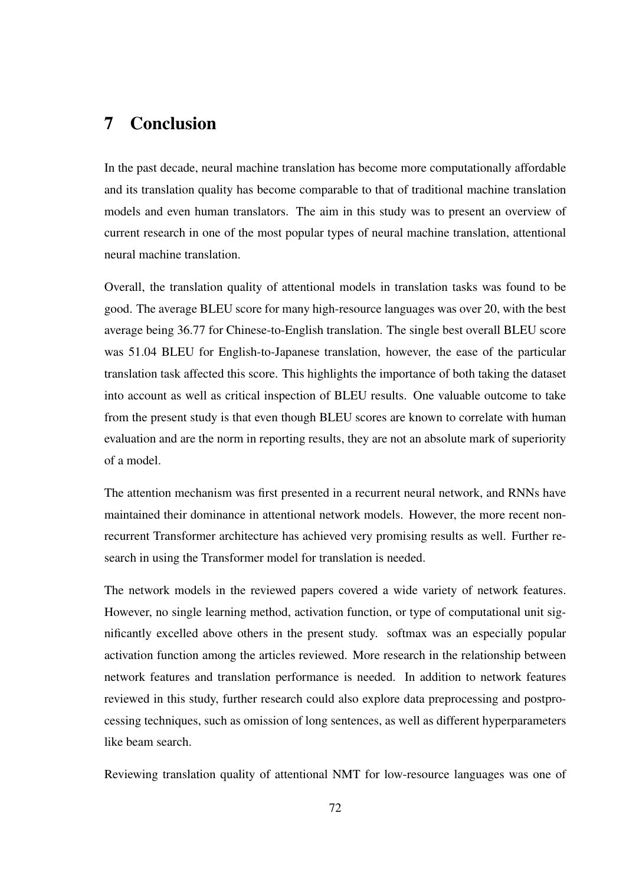# 7 Conclusion

In the past decade, neural machine translation has become more computationally affordable and its translation quality has become comparable to that of traditional machine translation models and even human translators. The aim in this study was to present an overview of current research in one of the most popular types of neural machine translation, attentional neural machine translation.

Overall, the translation quality of attentional models in translation tasks was found to be good. The average BLEU score for many high-resource languages was over 20, with the best average being 36.77 for Chinese-to-English translation. The single best overall BLEU score was 51.04 BLEU for English-to-Japanese translation, however, the ease of the particular translation task affected this score. This highlights the importance of both taking the dataset into account as well as critical inspection of BLEU results. One valuable outcome to take from the present study is that even though BLEU scores are known to correlate with human evaluation and are the norm in reporting results, they are not an absolute mark of superiority of a model.

The attention mechanism was first presented in a recurrent neural network, and RNNs have maintained their dominance in attentional network models. However, the more recent non-recurrent Transformer architecture has achieved very promising results as well. Further research in using the Transformer model for translation is needed.

The network models in the reviewed papers covered a wide variety of network features. However, no single learning method, activation function, or type of computational unit significantly excelled above others in the present study. softmax was an especially popular activation function among the articles reviewed. More research in the relationship between network features and translation performance is needed. In addition to network features reviewed in this study, further research could also explore data preprocessing and postprocessing techniques, such as omission of long sentences, as well as different hyperparameters like beam search.

Reviewing translation quality of attentional NMT for low-resource languages was one of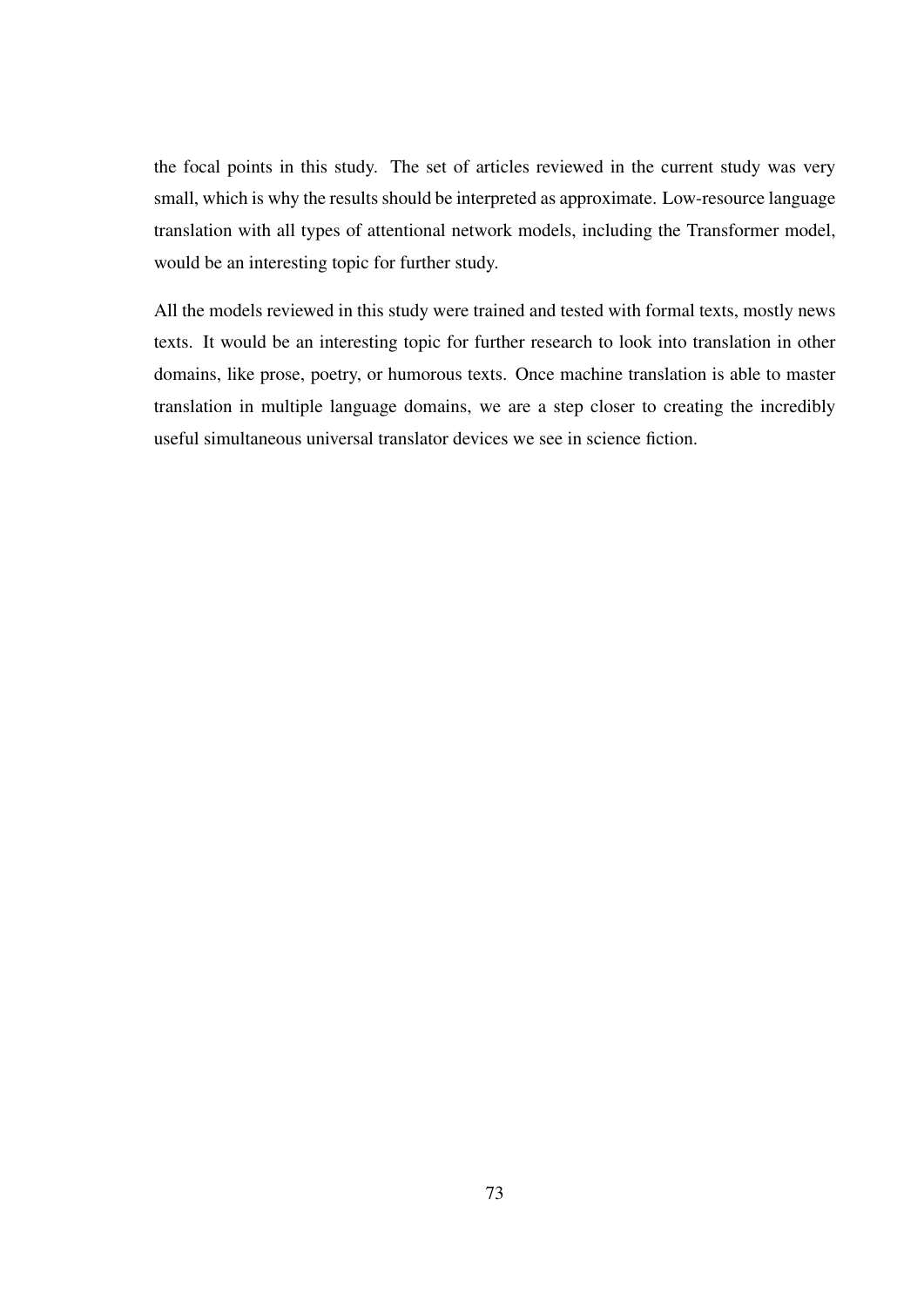the focal points in this study. The set of articles reviewed in the current study was very small, which is why the results should be interpreted as approximate. Low-resource language translation with all types of attentional network models, including the Transformer model, would be an interesting topic for further study.

All the models reviewed in this study were trained and tested with formal texts, mostly news texts. It would be an interesting topic for further research to look into translation in other domains, like prose, poetry, or humorous texts. Once machine translation is able to master translation in multiple language domains, we are a step closer to creating the incredibly useful simultaneous universal translator devices we see in science fiction.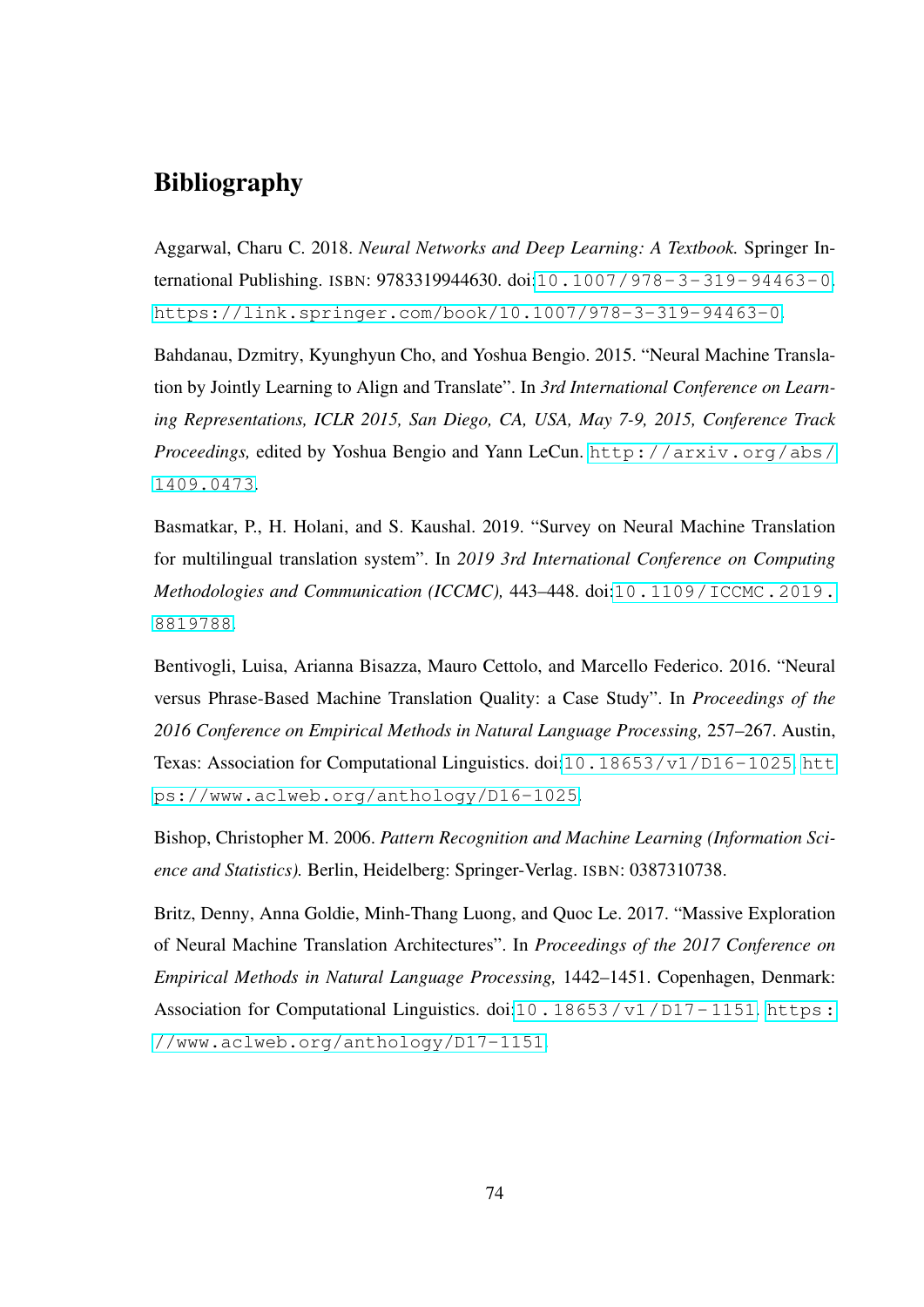# Bibliography

Aggarwal, Charu C. 2018. *Neural Networks and Deep Learning: A Textbook.* Springer International Publishing. ISBN: 9783319944630. doi:10.1007/978-3-319-94463-0. https://link.springer.com/book/10.1007/978-3-319-94463-0.

Bahdanau, Dzmitry, Kyunghyun Cho, and Yoshua Bengio. 2015. "Neural Machine Translation by Jointly Learning to Align and Translate". In *3rd International Conference on Learning Representations, ICLR 2015, San Diego, CA, USA, May 7-9, 2015, Conference Track Proceedings,* edited by Yoshua Bengio and Yann LeCun. http://arxiv.org/abs/1409.0473.

Basmatkar, P., H. Holani, and S. Kaushal. 2019. "Survey on Neural Machine Translation for multilingual translation system". In *2019 3rd International Conference on Computing Methodologies and Communication (ICCMC),* 443–448. doi:10.1109/ICCMC.2019.8819788.

Bentivogli, Luisa, Arianna Bisazza, Mauro Cettolo, and Marcello Federico. 2016. "Neural versus Phrase-Based Machine Translation Quality: a Case Study". In *Proceedings of the 2016 Conference on Empirical Methods in Natural Language Processing,* 257–267. Austin, Texas: Association for Computational Linguistics. doi:10.18653/v1/D16-1025. https://www.aclweb.org/anthology/D16-1025.

Bishop, Christopher M. 2006. *Pattern Recognition and Machine Learning (Information Science and Statistics).* Berlin, Heidelberg: Springer-Verlag. ISBN: 0387310738.

Britz, Denny, Anna Goldie, Minh-Thang Luong, and Quoc Le. 2017. "Massive Exploration of Neural Machine Translation Architectures". In *Proceedings of the 2017 Conference on Empirical Methods in Natural Language Processing,* 1442–1451. Copenhagen, Denmark: Association for Computational Linguistics. doi:10.18653/v1/D17-1151. https://www.aclweb.org/anthology/D17-1151.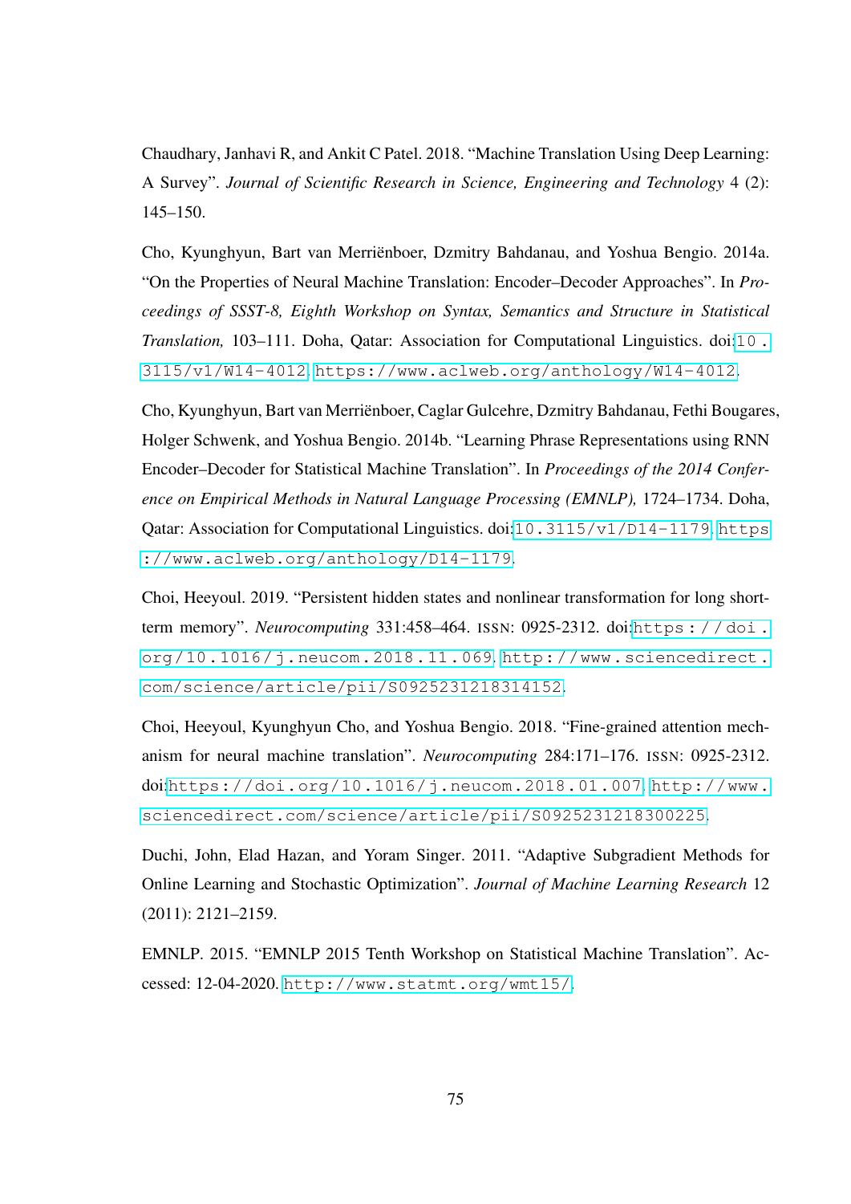Chaudhary, Janhavi R, and Ankit C Patel. 2018. "Machine Translation Using Deep Learning: A Survey". *Journal of Scientific Research in Science, Engineering and Technology* 4 (2): 145–150.

Cho, Kyunghyun, Bart van Merriënboer, Dzmitry Bahdanau, and Yoshua Bengio. 2014a. "On the Properties of Neural Machine Translation: Encoder–Decoder Approaches". In *Proceedings of SSST-8, Eighth Workshop on Syntax, Semantics and Structure in Statistical Translation,* 103–111. Doha, Qatar: Association for Computational Linguistics. doi:10.3115/v1/W14-4012. https://www.aclweb.org/anthology/W14-4012.

Cho, Kyunghyun, Bart van Merriënboer, Caglar Gulcehre, Dzmitry Bahdanau, Fethi Bougares, Holger Schwenk, and Yoshua Bengio. 2014b. "Learning Phrase Representations using RNN Encoder–Decoder for Statistical Machine Translation". In *Proceedings of the 2014 Conference on Empirical Methods in Natural Language Processing (EMNLP),* 1724–1734. Doha, Qatar: Association for Computational Linguistics. doi:10.3115/v1/D14-1179. https://www.aclweb.org/anthology/D14-1179.

Choi, Heeyoul. 2019. "Persistent hidden states and nonlinear transformation for long short-term memory". *Neurocomputing* 331:458–464. ISSN: 0925-2312. doi:https://doi.org/10.1016/j.neucom.2018.11.069. http://www.sciencedirect.com/science/article/pii/S0925231218314152.

Choi, Heeyoul, Kyunghyun Cho, and Yoshua Bengio. 2018. "Fine-grained attention mechanism for neural machine translation". *Neurocomputing* 284:171–176. ISSN: 0925-2312. doi:https://doi.org/10.1016/j.neucom.2018.01.007. http://www.sciencedirect.com/science/article/pii/S0925231218300225.

Duchi, John, Elad Hazan, and Yoram Singer. 2011. "Adaptive Subgradient Methods for Online Learning and Stochastic Optimization". *Journal of Machine Learning Research* 12 (2011): 2121–2159.

EMNLP. 2015. "EMNLP 2015 Tenth Workshop on Statistical Machine Translation". Accessed: 12-04-2020. http://www.statmt.org/wmt15/.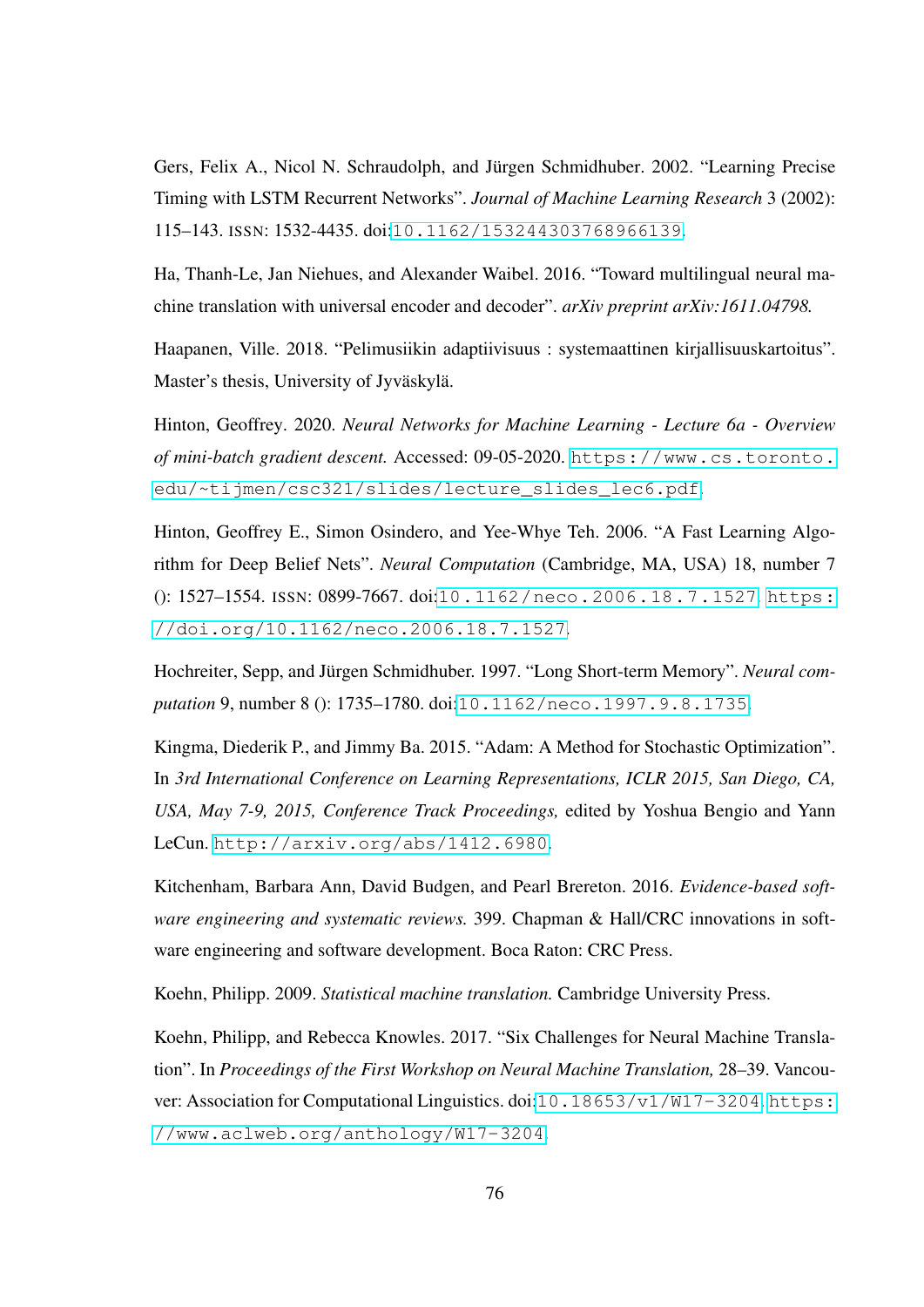Gers, Felix A., Nicol N. Schraudolph, and Jürgen Schmidhuber. 2002. “Learning Precise Timing with LSTM Recurrent Networks”. *Journal of Machine Learning Research* 3 (2002): 115–143. ISSN: 1532-4435. doi:10.1162/153244303768966139.

Ha, Thanh-Le, Jan Niehues, and Alexander Waibel. 2016. “Toward multilingual neural machine translation with universal encoder and decoder”. *arXiv preprint arXiv:1611.04798.*

Haapanen, Ville. 2018. “Pelimusiikin adaptiivisuus : systemaattinen kirjallisuuskartoitus”. Master’s thesis, University of Jyväskylä.

Hinton, Geoffrey. 2020. *Neural Networks for Machine Learning - Lecture 6a - Overview of mini-batch gradient descent.* Accessed: 09-05-2020. https://www.cs.toronto.edu/~tijmen/csc321/slides/lecture_slides_lec6.pdf.

Hinton, Geoffrey E., Simon Osindero, and Yee-Whye Teh. 2006. “A Fast Learning Algorithm for Deep Belief Nets”. *Neural Computation* (Cambridge, MA, USA) 18, number 7 (): 1527–1554. ISSN: 0899-7667. doi:10.1162/neco.2006.18.7.1527. https://doi.org/10.1162/neco.2006.18.7.1527.

Hochreiter, Sepp, and Jürgen Schmidhuber. 1997. “Long Short-term Memory”. *Neural computation* 9, number 8 (): 1735–1780. doi:10.1162/neco.1997.9.8.1735.

Kingma, Diederik P., and Jimmy Ba. 2015. “Adam: A Method for Stochastic Optimization”. In *3rd International Conference on Learning Representations, ICLR 2015, San Diego, CA, USA, May 7-9, 2015, Conference Track Proceedings,* edited by Yoshua Bengio and Yann LeCun. http://arxiv.org/abs/1412.6980.

Kitchenham, Barbara Ann, David Budgen, and Pearl Brereton. 2016. *Evidence-based software engineering and systematic reviews.* 399. Chapman & Hall/CRC innovations in software engineering and software development. Boca Raton: CRC Press.

Koehn, Philipp. 2009. *Statistical machine translation.* Cambridge University Press.

Koehn, Philipp, and Rebecca Knowles. 2017. “Six Challenges for Neural Machine Translation”. In *Proceedings of the First Workshop on Neural Machine Translation,* 28–39. Vancouver: Association for Computational Linguistics. doi:10.18653/v1/W17-3204. https://www.aclweb.org/anthology/W17-3204.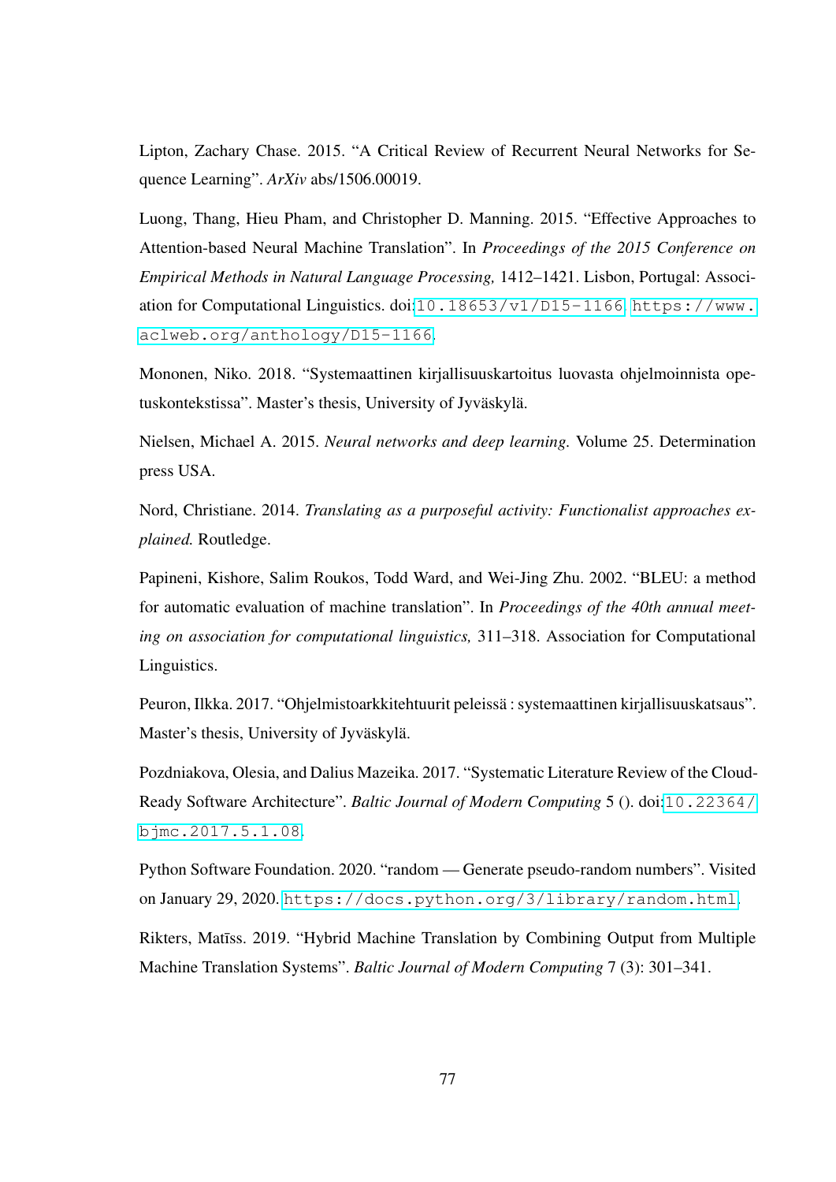Lipton, Zachary Chase. 2015. “A Critical Review of Recurrent Neural Networks for Sequence Learning”. *ArXiv* abs/1506.00019.

Luong, Thang, Hieu Pham, and Christopher D. Manning. 2015. “Effective Approaches to Attention-based Neural Machine Translation”. In *Proceedings of the 2015 Conference on Empirical Methods in Natural Language Processing,* 1412–1421. Lisbon, Portugal: Association for Computational Linguistics. doi:`10.18653/v1/D15-1166`. `https://www.aclweb.org/anthology/D15-1166`.

Mononen, Niko. 2018. “Systemaattinen kirjallisuuskartoitus luovasta ohjelmoinnista opetuskontekstissa”. Master’s thesis, University of Jyväskylä.

Nielsen, Michael A. 2015. *Neural networks and deep learning.* Volume 25. Determination press USA.

Nord, Christiane. 2014. *Translating as a purposeful activity: Functionalist approaches explained.* Routledge.

Papineni, Kishore, Salim Roukos, Todd Ward, and Wei-Jing Zhu. 2002. “BLEU: a method for automatic evaluation of machine translation”. In *Proceedings of the 40th annual meeting on association for computational linguistics,* 311–318. Association for Computational Linguistics.

Peuron, Ilkka. 2017. “Ohjelmistoarkkitehtuurit peleissä : systemaattinen kirjallisuuskatsaus”. Master’s thesis, University of Jyväskylä.

Pozdniakova, Olesia, and Dalius Mazeika. 2017. “Systematic Literature Review of the Cloud-Ready Software Architecture”. *Baltic Journal of Modern Computing* 5 (). doi:`10.22364/bjmc.2017.5.1.08`.

Python Software Foundation. 2020. “random — Generate pseudo-random numbers”. Visited on January 29, 2020. `https://docs.python.org/3/library/random.html`.

Rikters, Matīss. 2019. “Hybrid Machine Translation by Combining Output from Multiple Machine Translation Systems”. *Baltic Journal of Modern Computing* 7 (3): 301–341.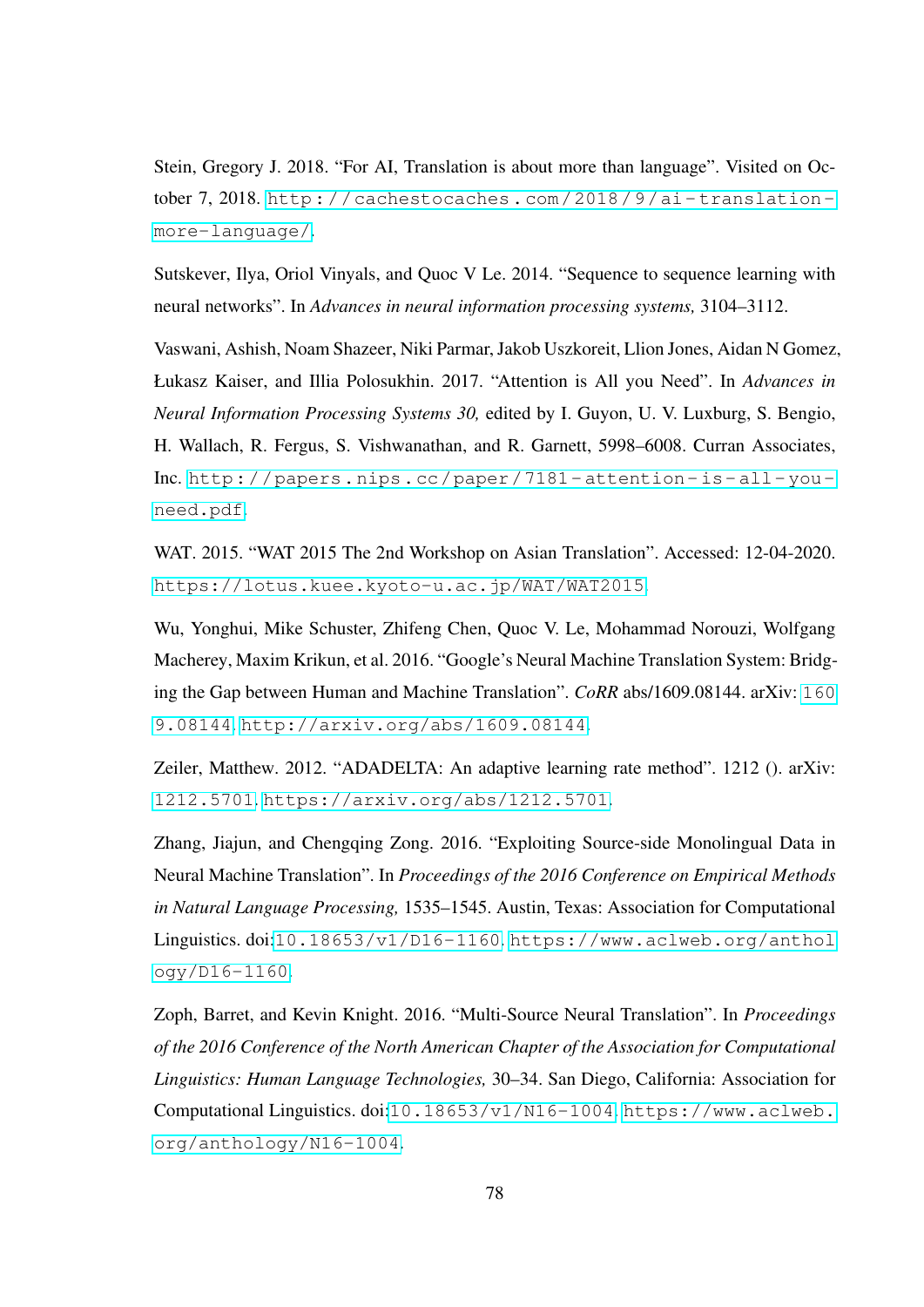Stein, Gregory J. 2018. "For AI, Translation is about more than language". Visited on October 7, 2018. http://cachestocaches.com/2018/9/ai-translation-more-language/.

Sutskever, Ilya, Oriol Vinyals, and Quoc V Le. 2014. "Sequence to sequence learning with neural networks". In *Advances in neural information processing systems,* 3104–3112.

Vaswani, Ashish, Noam Shazeer, Niki Parmar, Jakob Uszkoreit, Llion Jones, Aidan N Gomez, Łukasz Kaiser, and Illia Polosukhin. 2017. "Attention is All you Need". In *Advances in Neural Information Processing Systems 30,* edited by I. Guyon, U. V. Luxburg, S. Bengio, H. Wallach, R. Fergus, S. Vishwanathan, and R. Garnett, 5998–6008. Curran Associates, Inc. http://papers.nips.cc/paper/7181-attention-is-all-you-need.pdf.

WAT. 2015. "WAT 2015 The 2nd Workshop on Asian Translation". Accessed: 12-04-2020. https://lotus.kuee.kyoto-u.ac.jp/WAT/WAT2015.

Wu, Yonghui, Mike Schuster, Zhifeng Chen, Quoc V. Le, Mohammad Norouzi, Wolfgang Macherey, Maxim Krikun, et al. 2016. "Google's Neural Machine Translation System: Bridging the Gap between Human and Machine Translation". *CoRR* abs/1609.08144. arXiv: 1609.08144. http://arxiv.org/abs/1609.08144.

Zeiler, Matthew. 2012. "ADADELTA: An adaptive learning rate method". 1212 (). arXiv: 1212.5701. https://arxiv.org/abs/1212.5701.

Zhang, Jiajun, and Chengqing Zong. 2016. "Exploiting Source-side Monolingual Data in Neural Machine Translation". In *Proceedings of the 2016 Conference on Empirical Methods in Natural Language Processing,* 1535–1545. Austin, Texas: Association for Computational Linguistics. doi:10.18653/v1/D16-1160. https://www.aclweb.org/anthology/D16-1160.

Zoph, Barret, and Kevin Knight. 2016. "Multi-Source Neural Translation". In *Proceedings of the 2016 Conference of the North American Chapter of the Association for Computational Linguistics: Human Language Technologies,* 30–34. San Diego, California: Association for Computational Linguistics. doi:10.18653/v1/N16-1004. https://www.aclweb.org/anthology/N16-1004.